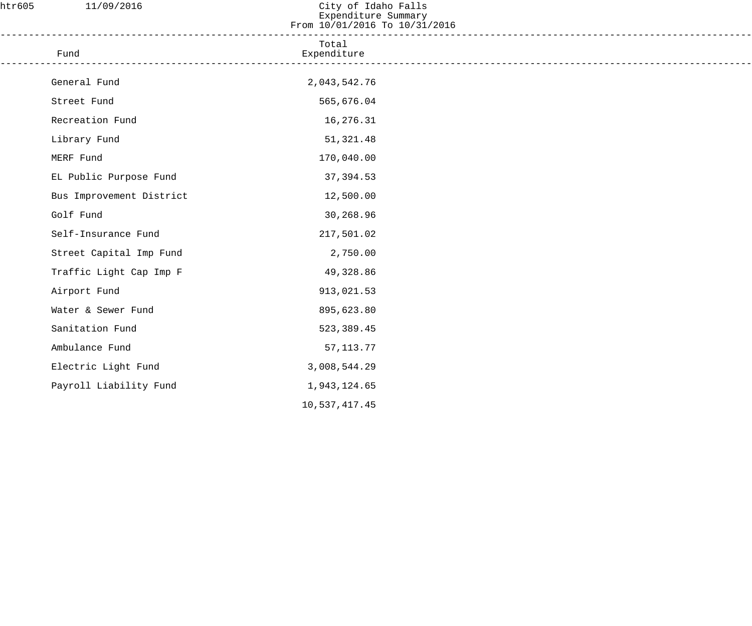htr605 11/09/2016

# City of Idaho Falls
## Expenditure Summary
### From 10/01/2016 To 10/31/2016

| Fund | Total Expenditure |
|---|---:|
| General Fund | 2,043,542.76 |
| Street Fund | 565,676.04 |
| Recreation Fund | 16,276.31 |
| Library Fund | 51,321.48 |
| MERF Fund | 170,040.00 |
| EL Public Purpose Fund | 37,394.53 |
| Bus Improvement District | 12,500.00 |
| Golf Fund | 30,268.96 |
| Self-Insurance Fund | 217,501.02 |
| Street Capital Imp Fund | 2,750.00 |
| Traffic Light Cap Imp F | 49,328.86 |
| Airport Fund | 913,021.53 |
| Water & Sewer Fund | 895,623.80 |
| Sanitation Fund | 523,389.45 |
| Ambulance Fund | 57,113.77 |
| Electric Light Fund | 3,008,544.29 |
| Payroll Liability Fund | 1,943,124.65 |
| | 10,537,417.45 |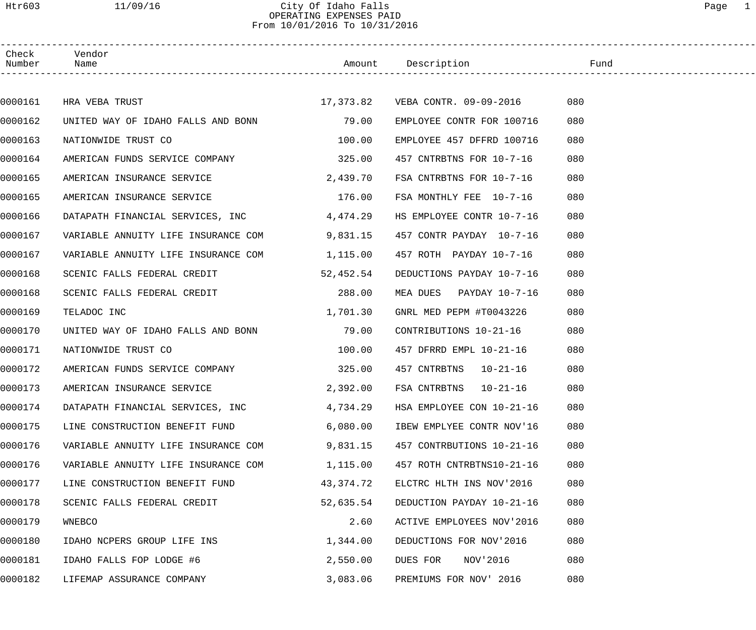City Of Idaho Falls
OPERATING EXPENSES PAID
From 10/01/2016 To 10/31/2016

| Check Number | Vendor Name | Amount | Description | Fund |
|---|---|---|---|---|
| 0000161 | HRA VEBA TRUST | 17,373.82 | VEBA CONTR. 09-09-2016 | 080 |
| 0000162 | UNITED WAY OF IDAHO FALLS AND BONN | 79.00 | EMPLOYEE CONTR FOR 100716 | 080 |
| 0000163 | NATIONWIDE TRUST CO | 100.00 | EMPLOYEE 457 DFFRD 100716 | 080 |
| 0000164 | AMERICAN FUNDS SERVICE COMPANY | 325.00 | 457 CNTRBTNS FOR 10-7-16 | 080 |
| 0000165 | AMERICAN INSURANCE SERVICE | 2,439.70 | FSA CNTRBTNS FOR 10-7-16 | 080 |
| 0000165 | AMERICAN INSURANCE SERVICE | 176.00 | FSA MONTHLY FEE 10-7-16 | 080 |
| 0000166 | DATAPATH FINANCIAL SERVICES, INC | 4,474.29 | HS EMPLOYEE CONTR 10-7-16 | 080 |
| 0000167 | VARIABLE ANNUITY LIFE INSURANCE COM | 9,831.15 | 457 CONTR PAYDAY 10-7-16 | 080 |
| 0000167 | VARIABLE ANNUITY LIFE INSURANCE COM | 1,115.00 | 457 ROTH PAYDAY 10-7-16 | 080 |
| 0000168 | SCENIC FALLS FEDERAL CREDIT | 52,452.54 | DEDUCTIONS PAYDAY 10-7-16 | 080 |
| 0000168 | SCENIC FALLS FEDERAL CREDIT | 288.00 | MEA DUES PAYDAY 10-7-16 | 080 |
| 0000169 | TELADOC INC | 1,701.30 | GNRL MED PEPM #T0043226 | 080 |
| 0000170 | UNITED WAY OF IDAHO FALLS AND BONN | 79.00 | CONTRIBUTIONS 10-21-16 | 080 |
| 0000171 | NATIONWIDE TRUST CO | 100.00 | 457 DFRRD EMPL 10-21-16 | 080 |
| 0000172 | AMERICAN FUNDS SERVICE COMPANY | 325.00 | 457 CNTRBTNS 10-21-16 | 080 |
| 0000173 | AMERICAN INSURANCE SERVICE | 2,392.00 | FSA CNTRBTNS 10-21-16 | 080 |
| 0000174 | DATAPATH FINANCIAL SERVICES, INC | 4,734.29 | HSA EMPLOYEE CON 10-21-16 | 080 |
| 0000175 | LINE CONSTRUCTION BENEFIT FUND | 6,080.00 | IBEW EMPLYEE CONTR NOV'16 | 080 |
| 0000176 | VARIABLE ANNUITY LIFE INSURANCE COM | 9,831.15 | 457 CONTRBUTIONS 10-21-16 | 080 |
| 0000176 | VARIABLE ANNUITY LIFE INSURANCE COM | 1,115.00 | 457 ROTH CNTRBTNS10-21-16 | 080 |
| 0000177 | LINE CONSTRUCTION BENEFIT FUND | 43,374.72 | ELCTRC HLTH INS NOV'2016 | 080 |
| 0000178 | SCENIC FALLS FEDERAL CREDIT | 52,635.54 | DEDUCTION PAYDAY 10-21-16 | 080 |
| 0000179 | WNEBCO | 2.60 | ACTIVE EMPLOYEES NOV'2016 | 080 |
| 0000180 | IDAHO NCPERS GROUP LIFE INS | 1,344.00 | DEDUCTIONS FOR NOV'2016 | 080 |
| 0000181 | IDAHO FALLS FOP LODGE #6 | 2,550.00 | DUES FOR NOV'2016 | 080 |
| 0000182 | LIFEMAP ASSURANCE COMPANY | 3,083.06 | PREMIUMS FOR NOV' 2016 | 080 |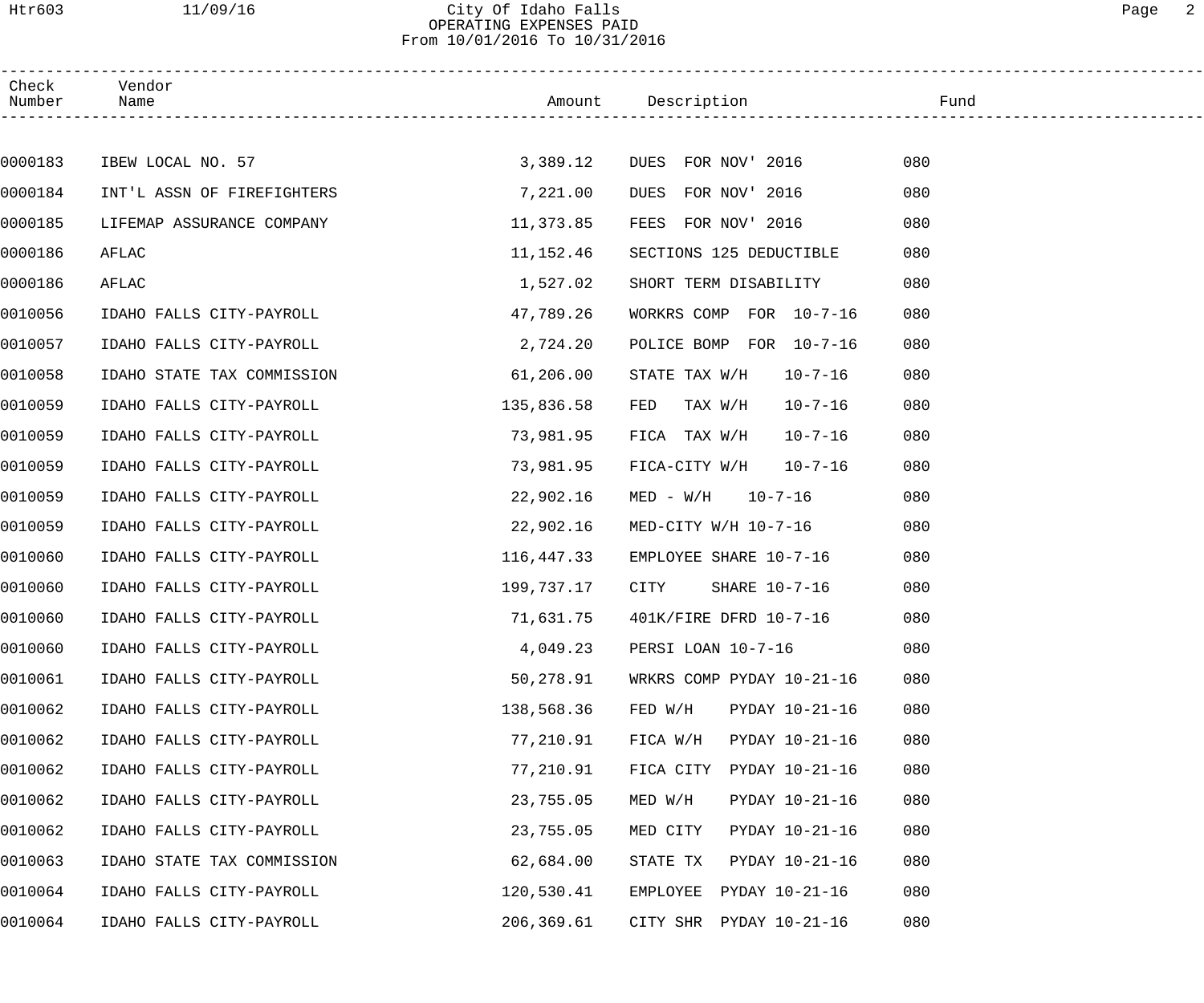City Of Idaho Falls
OPERATING EXPENSES PAID
From 10/01/2016 To 10/31/2016

| Check Number | Vendor Name | Amount | Description | Fund |
|---|---|---|---|---|
| 0000183 | IBEW LOCAL NO. 57 | 3,389.12 | DUES FOR NOV' 2016 | 080 |
| 0000184 | INT'L ASSN OF FIREFIGHTERS | 7,221.00 | DUES FOR NOV' 2016 | 080 |
| 0000185 | LIFEMAP ASSURANCE COMPANY | 11,373.85 | FEES FOR NOV' 2016 | 080 |
| 0000186 | AFLAC | 11,152.46 | SECTIONS 125 DEDUCTIBLE | 080 |
| 0000186 | AFLAC | 1,527.02 | SHORT TERM DISABILITY | 080 |
| 0010056 | IDAHO FALLS CITY-PAYROLL | 47,789.26 | WORKRS COMP FOR 10-7-16 | 080 |
| 0010057 | IDAHO FALLS CITY-PAYROLL | 2,724.20 | POLICE BOMP FOR 10-7-16 | 080 |
| 0010058 | IDAHO STATE TAX COMMISSION | 61,206.00 | STATE TAX W/H 10-7-16 | 080 |
| 0010059 | IDAHO FALLS CITY-PAYROLL | 135,836.58 | FED TAX W/H 10-7-16 | 080 |
| 0010059 | IDAHO FALLS CITY-PAYROLL | 73,981.95 | FICA TAX W/H 10-7-16 | 080 |
| 0010059 | IDAHO FALLS CITY-PAYROLL | 73,981.95 | FICA-CITY W/H 10-7-16 | 080 |
| 0010059 | IDAHO FALLS CITY-PAYROLL | 22,902.16 | MED - W/H 10-7-16 | 080 |
| 0010059 | IDAHO FALLS CITY-PAYROLL | 22,902.16 | MED-CITY W/H 10-7-16 | 080 |
| 0010060 | IDAHO FALLS CITY-PAYROLL | 116,447.33 | EMPLOYEE SHARE 10-7-16 | 080 |
| 0010060 | IDAHO FALLS CITY-PAYROLL | 199,737.17 | CITY SHARE 10-7-16 | 080 |
| 0010060 | IDAHO FALLS CITY-PAYROLL | 71,631.75 | 401K/FIRE DFRD 10-7-16 | 080 |
| 0010060 | IDAHO FALLS CITY-PAYROLL | 4,049.23 | PERSI LOAN 10-7-16 | 080 |
| 0010061 | IDAHO FALLS CITY-PAYROLL | 50,278.91 | WRKRS COMP PYDAY 10-21-16 | 080 |
| 0010062 | IDAHO FALLS CITY-PAYROLL | 138,568.36 | FED W/H PYDAY 10-21-16 | 080 |
| 0010062 | IDAHO FALLS CITY-PAYROLL | 77,210.91 | FICA W/H PYDAY 10-21-16 | 080 |
| 0010062 | IDAHO FALLS CITY-PAYROLL | 77,210.91 | FICA CITY PYDAY 10-21-16 | 080 |
| 0010062 | IDAHO FALLS CITY-PAYROLL | 23,755.05 | MED W/H PYDAY 10-21-16 | 080 |
| 0010062 | IDAHO FALLS CITY-PAYROLL | 23,755.05 | MED CITY PYDAY 10-21-16 | 080 |
| 0010063 | IDAHO STATE TAX COMMISSION | 62,684.00 | STATE TX PYDAY 10-21-16 | 080 |
| 0010064 | IDAHO FALLS CITY-PAYROLL | 120,530.41 | EMPLOYEE PYDAY 10-21-16 | 080 |
| 0010064 | IDAHO FALLS CITY-PAYROLL | 206,369.61 | CITY SHR PYDAY 10-21-16 | 080 |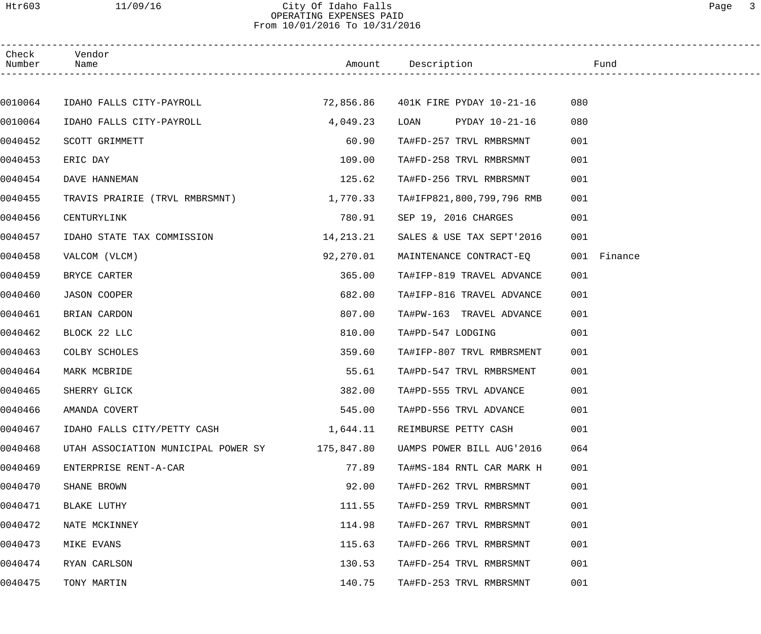City Of Idaho Falls
OPERATING EXPENSES PAID
From 10/01/2016 To 10/31/2016

| Check Number | Vendor Name | Amount | Description | Fund |
|---|---|---|---|---|
| 0010064 | IDAHO FALLS CITY-PAYROLL | 72,856.86 | 401K FIRE PYDAY 10-21-16 | 080 |
| 0010064 | IDAHO FALLS CITY-PAYROLL | 4,049.23 | LOAN PYDAY 10-21-16 | 080 |
| 0040452 | SCOTT GRIMMETT | 60.90 | TA#FD-257 TRVL RMBRSMNT | 001 |
| 0040453 | ERIC DAY | 109.00 | TA#FD-258 TRVL RMBRSMNT | 001 |
| 0040454 | DAVE HANNEMAN | 125.62 | TA#FD-256 TRVL RMBRSMNT | 001 |
| 0040455 | TRAVIS PRAIRIE (TRVL RMBRSMNT) | 1,770.33 | TA#IFP821,800,799,796 RMB | 001 |
| 0040456 | CENTURYLINK | 780.91 | SEP 19, 2016 CHARGES | 001 |
| 0040457 | IDAHO STATE TAX COMMISSION | 14,213.21 | SALES & USE TAX SEPT'2016 | 001 |
| 0040458 | VALCOM (VLCM) | 92,270.01 | MAINTENANCE CONTRACT-EQ | 001 Finance |
| 0040459 | BRYCE CARTER | 365.00 | TA#IFP-819 TRAVEL ADVANCE | 001 |
| 0040460 | JASON COOPER | 682.00 | TA#IFP-816 TRAVEL ADVANCE | 001 |
| 0040461 | BRIAN CARDON | 807.00 | TA#PW-163 TRAVEL ADVANCE | 001 |
| 0040462 | BLOCK 22 LLC | 810.00 | TA#PD-547 LODGING | 001 |
| 0040463 | COLBY SCHOLES | 359.60 | TA#IFP-807 TRVL RMBRSMENT | 001 |
| 0040464 | MARK MCBRIDE | 55.61 | TA#PD-547 TRVL RMBRSMENT | 001 |
| 0040465 | SHERRY GLICK | 382.00 | TA#PD-555 TRVL ADVANCE | 001 |
| 0040466 | AMANDA COVERT | 545.00 | TA#PD-556 TRVL ADVANCE | 001 |
| 0040467 | IDAHO FALLS CITY/PETTY CASH | 1,644.11 | REIMBURSE PETTY CASH | 001 |
| 0040468 | UTAH ASSOCIATION MUNICIPAL POWER SY | 175,847.80 | UAMPS POWER BILL AUG'2016 | 064 |
| 0040469 | ENTERPRISE RENT-A-CAR | 77.89 | TA#MS-184 RNTL CAR MARK H | 001 |
| 0040470 | SHANE BROWN | 92.00 | TA#FD-262 TRVL RMBRSMNT | 001 |
| 0040471 | BLAKE LUTHY | 111.55 | TA#FD-259 TRVL RMBRSMNT | 001 |
| 0040472 | NATE MCKINNEY | 114.98 | TA#FD-267 TRVL RMBRSMNT | 001 |
| 0040473 | MIKE EVANS | 115.63 | TA#FD-266 TRVL RMBRSMNT | 001 |
| 0040474 | RYAN CARLSON | 130.53 | TA#FD-254 TRVL RMBRSMNT | 001 |
| 0040475 | TONY MARTIN | 140.75 | TA#FD-253 TRVL RMBRSMNT | 001 |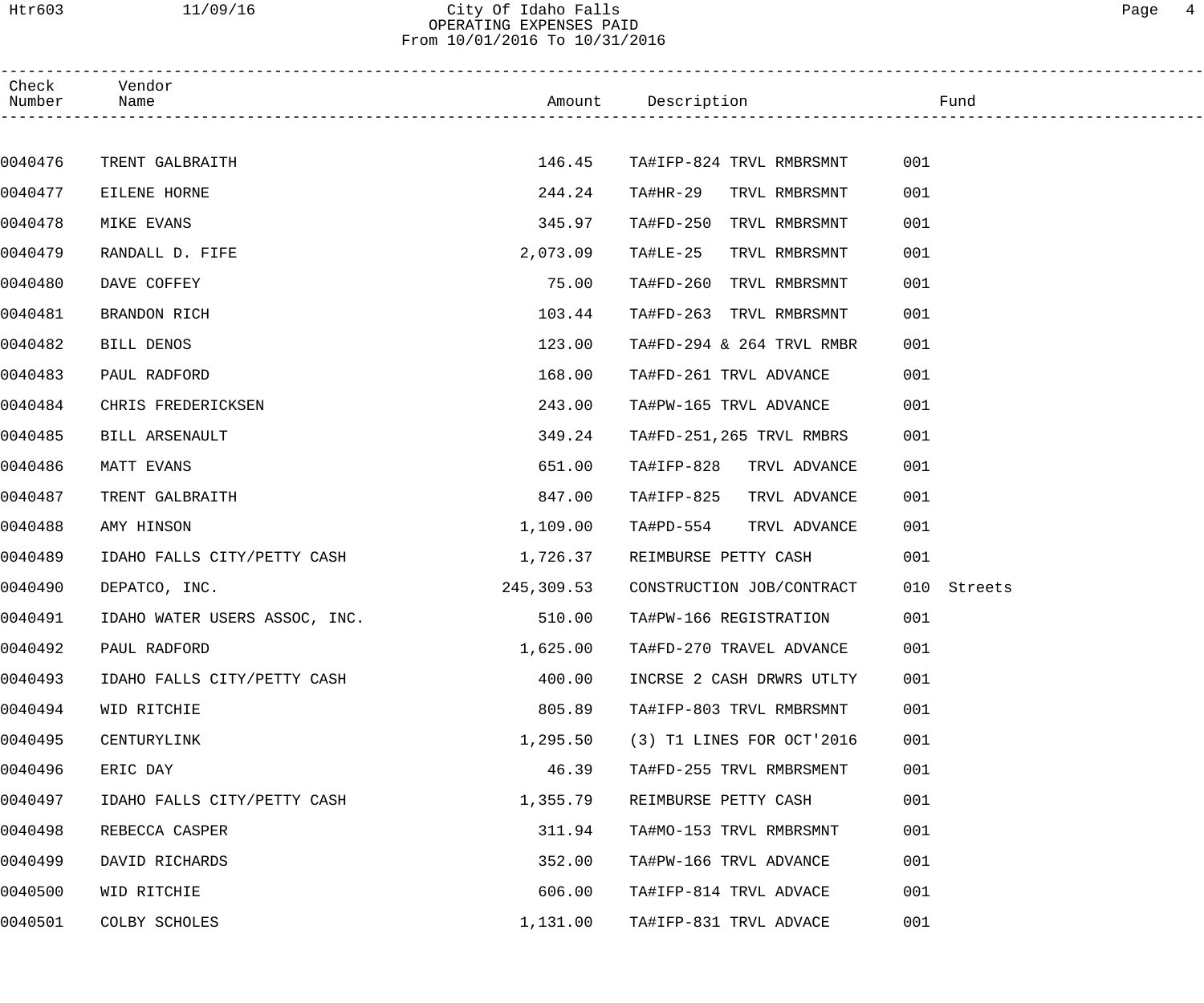# City Of Idaho Falls
## OPERATING EXPENSES PAID
From 10/01/2016 To 10/31/2016

| Check Number | Vendor Name | Amount | Description | Fund |
|---|---|---|---|---|
| 0040476 | TRENT GALBRAITH | 146.45 | TA#IFP-824 TRVL RMBRSMNT | 001 |
| 0040477 | EILENE HORNE | 244.24 | TA#HR-29 TRVL RMBRSMNT | 001 |
| 0040478 | MIKE EVANS | 345.97 | TA#FD-250 TRVL RMBRSMNT | 001 |
| 0040479 | RANDALL D. FIFE | 2,073.09 | TA#LE-25 TRVL RMBRSMNT | 001 |
| 0040480 | DAVE COFFEY | 75.00 | TA#FD-260 TRVL RMBRSMNT | 001 |
| 0040481 | BRANDON RICH | 103.44 | TA#FD-263 TRVL RMBRSMNT | 001 |
| 0040482 | BILL DENOS | 123.00 | TA#FD-294 & 264 TRVL RMBR | 001 |
| 0040483 | PAUL RADFORD | 168.00 | TA#FD-261 TRVL ADVANCE | 001 |
| 0040484 | CHRIS FREDERICKSEN | 243.00 | TA#PW-165 TRVL ADVANCE | 001 |
| 0040485 | BILL ARSENAULT | 349.24 | TA#FD-251,265 TRVL RMBRS | 001 |
| 0040486 | MATT EVANS | 651.00 | TA#IFP-828 TRVL ADVANCE | 001 |
| 0040487 | TRENT GALBRAITH | 847.00 | TA#IFP-825 TRVL ADVANCE | 001 |
| 0040488 | AMY HINSON | 1,109.00 | TA#PD-554 TRVL ADVANCE | 001 |
| 0040489 | IDAHO FALLS CITY/PETTY CASH | 1,726.37 | REIMBURSE PETTY CASH | 001 |
| 0040490 | DEPATCO, INC. | 245,309.53 | CONSTRUCTION JOB/CONTRACT | 010 Streets |
| 0040491 | IDAHO WATER USERS ASSOC, INC. | 510.00 | TA#PW-166 REGISTRATION | 001 |
| 0040492 | PAUL RADFORD | 1,625.00 | TA#FD-270 TRAVEL ADVANCE | 001 |
| 0040493 | IDAHO FALLS CITY/PETTY CASH | 400.00 | INCRSE 2 CASH DRWRS UTLTY | 001 |
| 0040494 | WID RITCHIE | 805.89 | TA#IFP-803 TRVL RMBRSMNT | 001 |
| 0040495 | CENTURYLINK | 1,295.50 | (3) T1 LINES FOR OCT'2016 | 001 |
| 0040496 | ERIC DAY | 46.39 | TA#FD-255 TRVL RMBRSMENT | 001 |
| 0040497 | IDAHO FALLS CITY/PETTY CASH | 1,355.79 | REIMBURSE PETTY CASH | 001 |
| 0040498 | REBECCA CASPER | 311.94 | TA#MO-153 TRVL RMBRSMNT | 001 |
| 0040499 | DAVID RICHARDS | 352.00 | TA#PW-166 TRVL ADVANCE | 001 |
| 0040500 | WID RITCHIE | 606.00 | TA#IFP-814 TRVL ADVACE | 001 |
| 0040501 | COLBY SCHOLES | 1,131.00 | TA#IFP-831 TRVL ADVACE | 001 |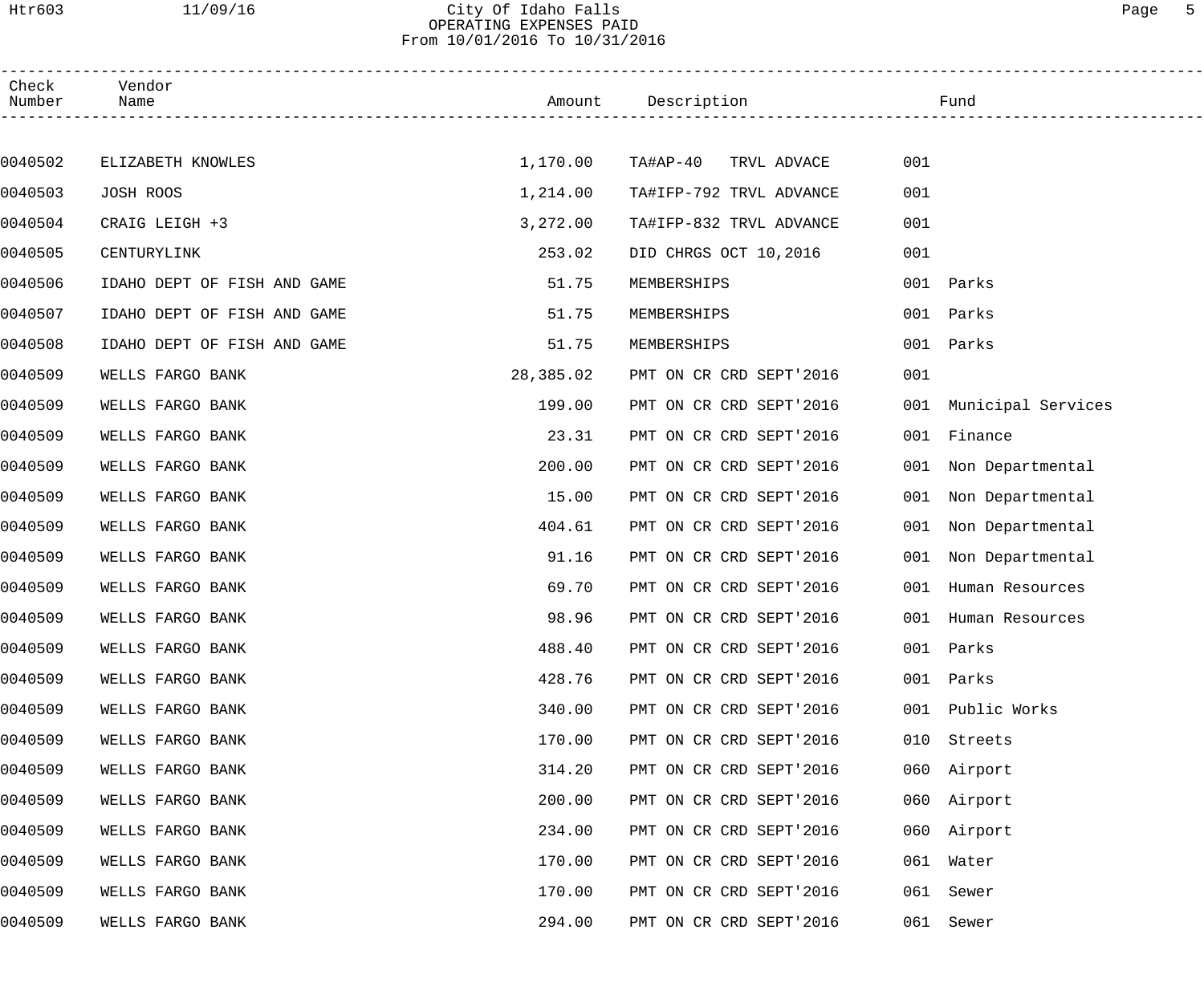# City Of Idaho Falls
## OPERATING EXPENSES PAID
From 10/01/2016 To 10/31/2016

| Check Number | Vendor Name | Amount | Description | Fund | |
|---|---|---|---|---|---|
| 0040502 | ELIZABETH KNOWLES | 1,170.00 | TA#AP-40 TRVL ADVACE | 001 | |
| 0040503 | JOSH ROOS | 1,214.00 | TA#IFP-792 TRVL ADVANCE | 001 | |
| 0040504 | CRAIG LEIGH +3 | 3,272.00 | TA#IFP-832 TRVL ADVANCE | 001 | |
| 0040505 | CENTURYLINK | 253.02 | DID CHRGS OCT 10,2016 | 001 | |
| 0040506 | IDAHO DEPT OF FISH AND GAME | 51.75 | MEMBERSHIPS | 001 | Parks |
| 0040507 | IDAHO DEPT OF FISH AND GAME | 51.75 | MEMBERSHIPS | 001 | Parks |
| 0040508 | IDAHO DEPT OF FISH AND GAME | 51.75 | MEMBERSHIPS | 001 | Parks |
| 0040509 | WELLS FARGO BANK | 28,385.02 | PMT ON CR CRD SEPT'2016 | 001 | |
| 0040509 | WELLS FARGO BANK | 199.00 | PMT ON CR CRD SEPT'2016 | 001 | Municipal Services |
| 0040509 | WELLS FARGO BANK | 23.31 | PMT ON CR CRD SEPT'2016 | 001 | Finance |
| 0040509 | WELLS FARGO BANK | 200.00 | PMT ON CR CRD SEPT'2016 | 001 | Non Departmental |
| 0040509 | WELLS FARGO BANK | 15.00 | PMT ON CR CRD SEPT'2016 | 001 | Non Departmental |
| 0040509 | WELLS FARGO BANK | 404.61 | PMT ON CR CRD SEPT'2016 | 001 | Non Departmental |
| 0040509 | WELLS FARGO BANK | 91.16 | PMT ON CR CRD SEPT'2016 | 001 | Non Departmental |
| 0040509 | WELLS FARGO BANK | 69.70 | PMT ON CR CRD SEPT'2016 | 001 | Human Resources |
| 0040509 | WELLS FARGO BANK | 98.96 | PMT ON CR CRD SEPT'2016 | 001 | Human Resources |
| 0040509 | WELLS FARGO BANK | 488.40 | PMT ON CR CRD SEPT'2016 | 001 | Parks |
| 0040509 | WELLS FARGO BANK | 428.76 | PMT ON CR CRD SEPT'2016 | 001 | Parks |
| 0040509 | WELLS FARGO BANK | 340.00 | PMT ON CR CRD SEPT'2016 | 001 | Public Works |
| 0040509 | WELLS FARGO BANK | 170.00 | PMT ON CR CRD SEPT'2016 | 010 | Streets |
| 0040509 | WELLS FARGO BANK | 314.20 | PMT ON CR CRD SEPT'2016 | 060 | Airport |
| 0040509 | WELLS FARGO BANK | 200.00 | PMT ON CR CRD SEPT'2016 | 060 | Airport |
| 0040509 | WELLS FARGO BANK | 234.00 | PMT ON CR CRD SEPT'2016 | 060 | Airport |
| 0040509 | WELLS FARGO BANK | 170.00 | PMT ON CR CRD SEPT'2016 | 061 | Water |
| 0040509 | WELLS FARGO BANK | 170.00 | PMT ON CR CRD SEPT'2016 | 061 | Sewer |
| 0040509 | WELLS FARGO BANK | 294.00 | PMT ON CR CRD SEPT'2016 | 061 | Sewer |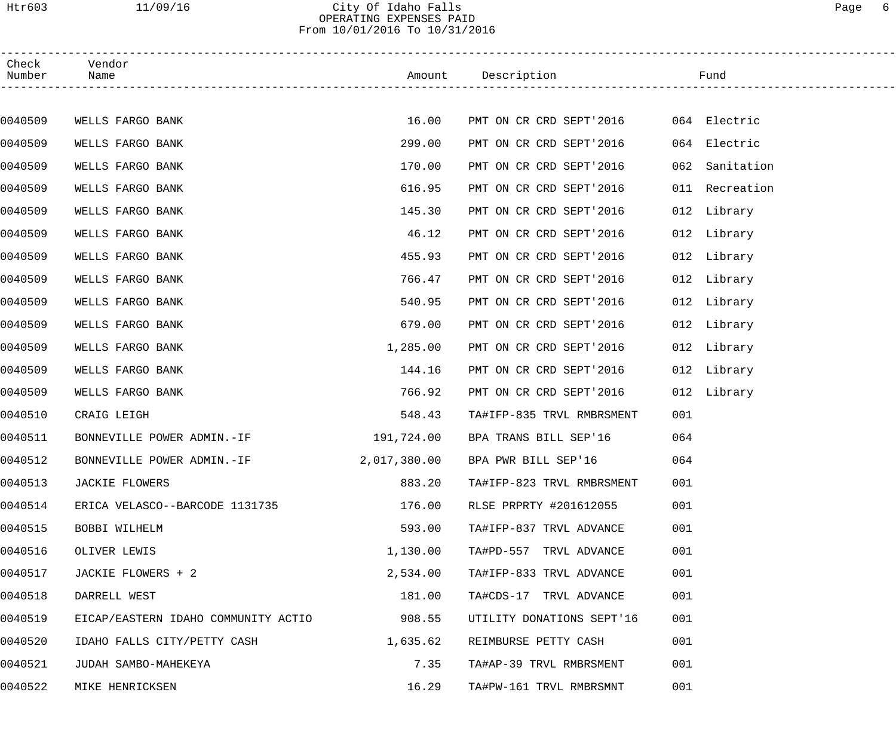# City Of Idaho Falls

## OPERATING EXPENSES PAID

From 10/01/2016 To 10/31/2016

| Check Number | Vendor Name | Amount | Description | Fund |
|---|---|---|---|---|
| 0040509 | WELLS FARGO BANK | 16.00 | PMT ON CR CRD SEPT'2016 | 064 Electric |
| 0040509 | WELLS FARGO BANK | 299.00 | PMT ON CR CRD SEPT'2016 | 064 Electric |
| 0040509 | WELLS FARGO BANK | 170.00 | PMT ON CR CRD SEPT'2016 | 062 Sanitation |
| 0040509 | WELLS FARGO BANK | 616.95 | PMT ON CR CRD SEPT'2016 | 011 Recreation |
| 0040509 | WELLS FARGO BANK | 145.30 | PMT ON CR CRD SEPT'2016 | 012 Library |
| 0040509 | WELLS FARGO BANK | 46.12 | PMT ON CR CRD SEPT'2016 | 012 Library |
| 0040509 | WELLS FARGO BANK | 455.93 | PMT ON CR CRD SEPT'2016 | 012 Library |
| 0040509 | WELLS FARGO BANK | 766.47 | PMT ON CR CRD SEPT'2016 | 012 Library |
| 0040509 | WELLS FARGO BANK | 540.95 | PMT ON CR CRD SEPT'2016 | 012 Library |
| 0040509 | WELLS FARGO BANK | 679.00 | PMT ON CR CRD SEPT'2016 | 012 Library |
| 0040509 | WELLS FARGO BANK | 1,285.00 | PMT ON CR CRD SEPT'2016 | 012 Library |
| 0040509 | WELLS FARGO BANK | 144.16 | PMT ON CR CRD SEPT'2016 | 012 Library |
| 0040509 | WELLS FARGO BANK | 766.92 | PMT ON CR CRD SEPT'2016 | 012 Library |
| 0040510 | CRAIG LEIGH | 548.43 | TA#IFP-835 TRVL RMBRSMENT | 001 |
| 0040511 | BONNEVILLE POWER ADMIN.-IF | 191,724.00 | BPA TRANS BILL SEP'16 | 064 |
| 0040512 | BONNEVILLE POWER ADMIN.-IF | 2,017,380.00 | BPA PWR BILL SEP'16 | 064 |
| 0040513 | JACKIE FLOWERS | 883.20 | TA#IFP-823 TRVL RMBRSMENT | 001 |
| 0040514 | ERICA VELASCO--BARCODE 1131735 | 176.00 | RLSE PRPRTY #201612055 | 001 |
| 0040515 | BOBBI WILHELM | 593.00 | TA#IFP-837 TRVL ADVANCE | 001 |
| 0040516 | OLIVER LEWIS | 1,130.00 | TA#PD-557 TRVL ADVANCE | 001 |
| 0040517 | JACKIE FLOWERS + 2 | 2,534.00 | TA#IFP-833 TRVL ADVANCE | 001 |
| 0040518 | DARRELL WEST | 181.00 | TA#CDS-17 TRVL ADVANCE | 001 |
| 0040519 | EICAP/EASTERN IDAHO COMMUNITY ACTIO | 908.55 | UTILITY DONATIONS SEPT'16 | 001 |
| 0040520 | IDAHO FALLS CITY/PETTY CASH | 1,635.62 | REIMBURSE PETTY CASH | 001 |
| 0040521 | JUDAH SAMBO-MAHEKEYA | 7.35 | TA#AP-39 TRVL RMBRSMENT | 001 |
| 0040522 | MIKE HENRICKSEN | 16.29 | TA#PW-161 TRVL RMBRSMNT | 001 |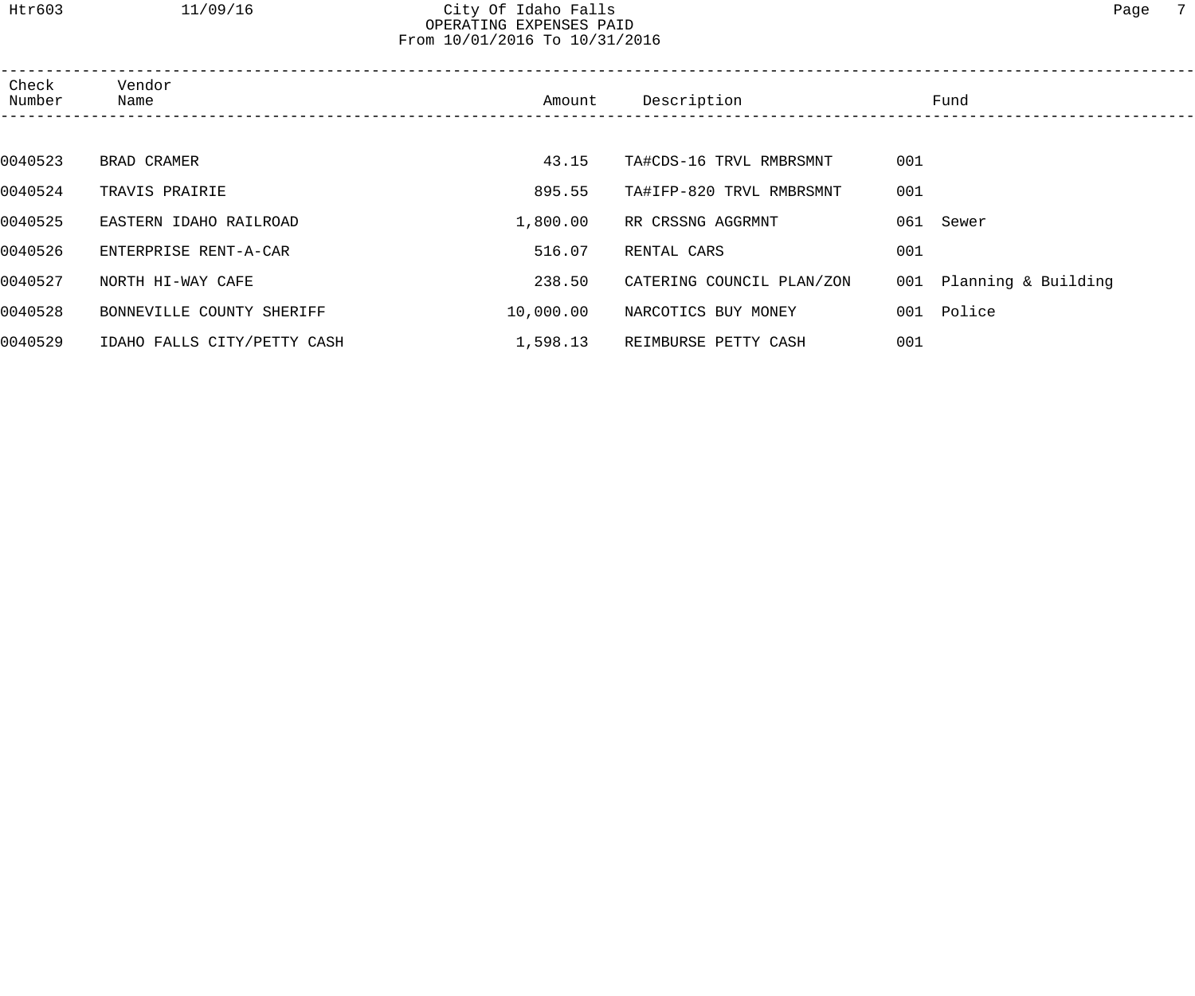# City Of Idaho Falls
## OPERATING EXPENSES PAID
From 10/01/2016 To 10/31/2016

| Check Number | Vendor Name | Amount | Description | Fund | |
|---|---|---|---|---|---|
| 0040523 | BRAD CRAMER | 43.15 | TA#CDS-16 TRVL RMBRSMNT | 001 | |
| 0040524 | TRAVIS PRAIRIE | 895.55 | TA#IFP-820 TRVL RMBRSMNT | 001 | |
| 0040525 | EASTERN IDAHO RAILROAD | 1,800.00 | RR CRSSNG AGGRMNT | 061 | Sewer |
| 0040526 | ENTERPRISE RENT-A-CAR | 516.07 | RENTAL CARS | 001 | |
| 0040527 | NORTH HI-WAY CAFE | 238.50 | CATERING COUNCIL PLAN/ZON | 001 | Planning & Building |
| 0040528 | BONNEVILLE COUNTY SHERIFF | 10,000.00 | NARCOTICS BUY MONEY | 001 | Police |
| 0040529 | IDAHO FALLS CITY/PETTY CASH | 1,598.13 | REIMBURSE PETTY CASH | 001 | |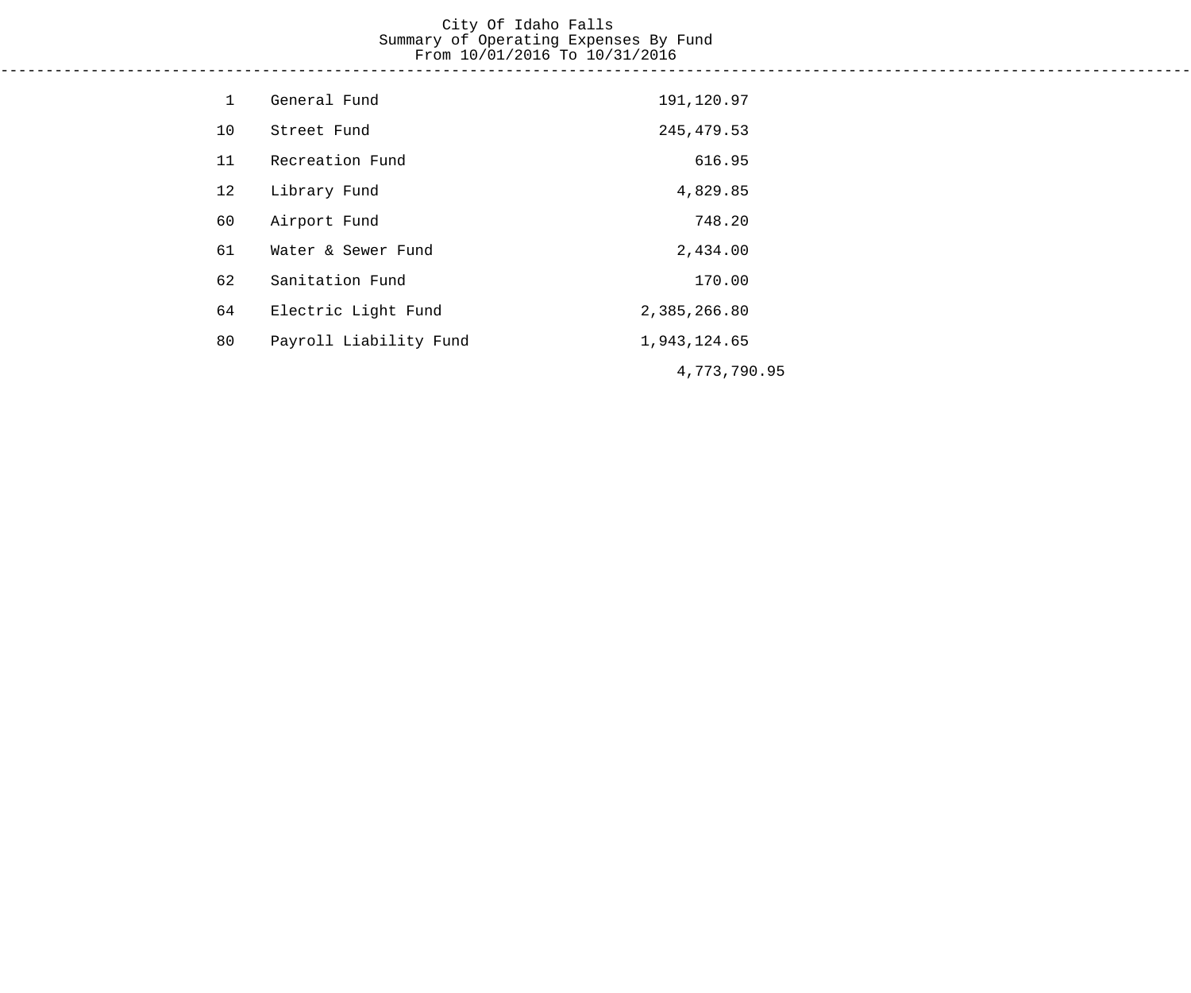# City Of Idaho Falls

## Summary of Operating Expenses By Fund

From 10/01/2016 To 10/31/2016

| Fund | Name | Amount |
|---|---|---|
| 1 | General Fund | 191,120.97 |
| 10 | Street Fund | 245,479.53 |
| 11 | Recreation Fund | 616.95 |
| 12 | Library Fund | 4,829.85 |
| 60 | Airport Fund | 748.20 |
| 61 | Water & Sewer Fund | 2,434.00 |
| 62 | Sanitation Fund | 170.00 |
| 64 | Electric Light Fund | 2,385,266.80 |
| 80 | Payroll Liability Fund | 1,943,124.65 |
| | | 4,773,790.95 |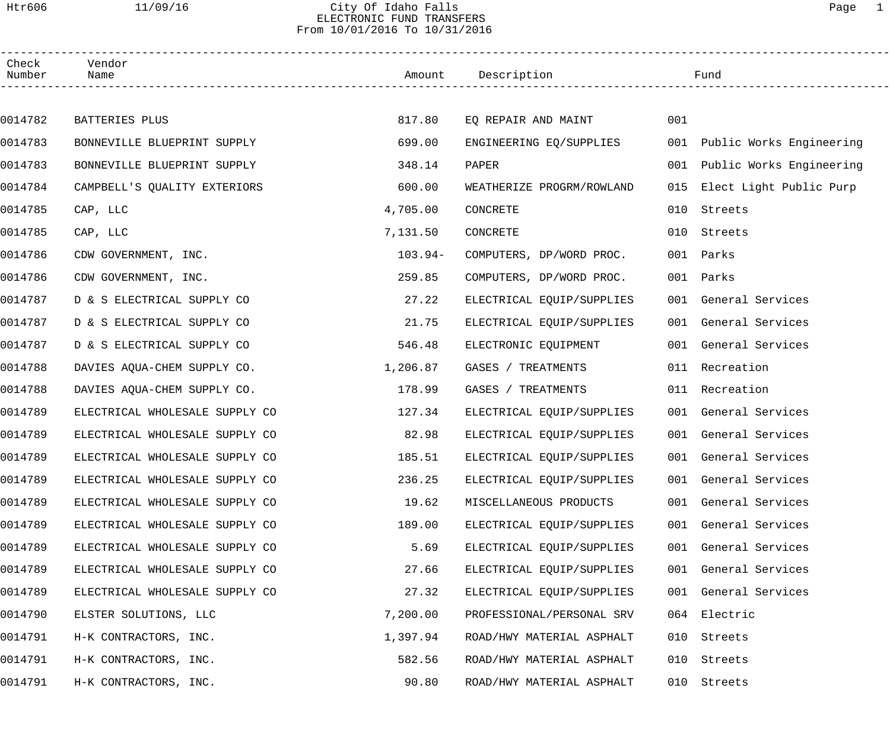# City Of Idaho Falls

## ELECTRONIC FUND TRANSFERS

From 10/01/2016 To 10/31/2016

| Check Number | Vendor Name | Amount | Description | Fund |
|---|---|---|---|---|
| 0014782 | BATTERIES PLUS | 817.80 | EQ REPAIR AND MAINT | 001 |
| 0014783 | BONNEVILLE BLUEPRINT SUPPLY | 699.00 | ENGINEERING EQ/SUPPLIES | 001 Public Works Engineering |
| 0014783 | BONNEVILLE BLUEPRINT SUPPLY | 348.14 | PAPER | 001 Public Works Engineering |
| 0014784 | CAMPBELL'S QUALITY EXTERIORS | 600.00 | WEATHERIZE PROGRM/ROWLAND | 015 Elect Light Public Purp |
| 0014785 | CAP, LLC | 4,705.00 | CONCRETE | 010 Streets |
| 0014785 | CAP, LLC | 7,131.50 | CONCRETE | 010 Streets |
| 0014786 | CDW GOVERNMENT, INC. | 103.94- | COMPUTERS, DP/WORD PROC. | 001 Parks |
| 0014786 | CDW GOVERNMENT, INC. | 259.85 | COMPUTERS, DP/WORD PROC. | 001 Parks |
| 0014787 | D & S ELECTRICAL SUPPLY CO | 27.22 | ELECTRICAL EQUIP/SUPPLIES | 001 General Services |
| 0014787 | D & S ELECTRICAL SUPPLY CO | 21.75 | ELECTRICAL EQUIP/SUPPLIES | 001 General Services |
| 0014787 | D & S ELECTRICAL SUPPLY CO | 546.48 | ELECTRONIC EQUIPMENT | 001 General Services |
| 0014788 | DAVIES AQUA-CHEM SUPPLY CO. | 1,206.87 | GASES / TREATMENTS | 011 Recreation |
| 0014788 | DAVIES AQUA-CHEM SUPPLY CO. | 178.99 | GASES / TREATMENTS | 011 Recreation |
| 0014789 | ELECTRICAL WHOLESALE SUPPLY CO | 127.34 | ELECTRICAL EQUIP/SUPPLIES | 001 General Services |
| 0014789 | ELECTRICAL WHOLESALE SUPPLY CO | 82.98 | ELECTRICAL EQUIP/SUPPLIES | 001 General Services |
| 0014789 | ELECTRICAL WHOLESALE SUPPLY CO | 185.51 | ELECTRICAL EQUIP/SUPPLIES | 001 General Services |
| 0014789 | ELECTRICAL WHOLESALE SUPPLY CO | 236.25 | ELECTRICAL EQUIP/SUPPLIES | 001 General Services |
| 0014789 | ELECTRICAL WHOLESALE SUPPLY CO | 19.62 | MISCELLANEOUS PRODUCTS | 001 General Services |
| 0014789 | ELECTRICAL WHOLESALE SUPPLY CO | 189.00 | ELECTRICAL EQUIP/SUPPLIES | 001 General Services |
| 0014789 | ELECTRICAL WHOLESALE SUPPLY CO | 5.69 | ELECTRICAL EQUIP/SUPPLIES | 001 General Services |
| 0014789 | ELECTRICAL WHOLESALE SUPPLY CO | 27.66 | ELECTRICAL EQUIP/SUPPLIES | 001 General Services |
| 0014789 | ELECTRICAL WHOLESALE SUPPLY CO | 27.32 | ELECTRICAL EQUIP/SUPPLIES | 001 General Services |
| 0014790 | ELSTER SOLUTIONS, LLC | 7,200.00 | PROFESSIONAL/PERSONAL SRV | 064 Electric |
| 0014791 | H-K CONTRACTORS, INC. | 1,397.94 | ROAD/HWY MATERIAL ASPHALT | 010 Streets |
| 0014791 | H-K CONTRACTORS, INC. | 582.56 | ROAD/HWY MATERIAL ASPHALT | 010 Streets |
| 0014791 | H-K CONTRACTORS, INC. | 90.80 | ROAD/HWY MATERIAL ASPHALT | 010 Streets |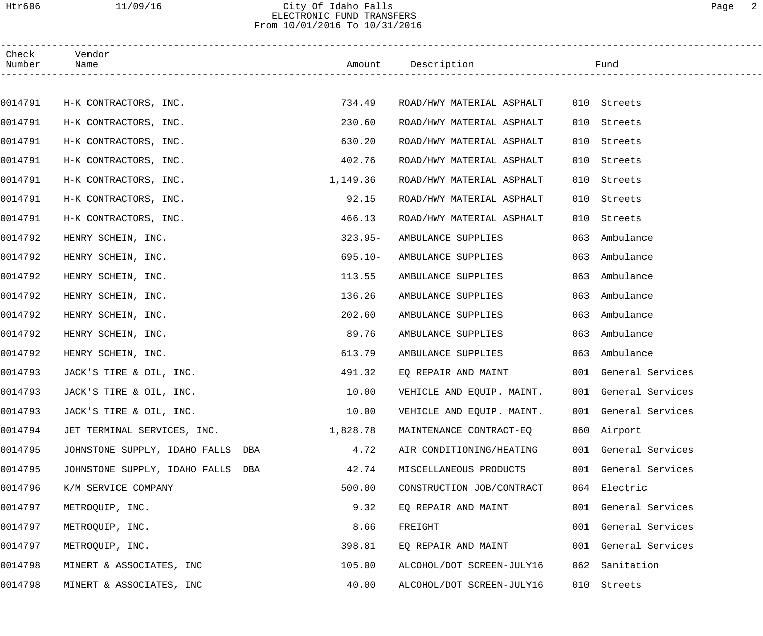City Of Idaho Falls
ELECTRONIC FUND TRANSFERS
From 10/01/2016 To 10/31/2016

| Check Number | Vendor Name | Amount | Description | Fund |
|---|---|---|---|---|
| 0014791 | H-K CONTRACTORS, INC. | 734.49 | ROAD/HWY MATERIAL ASPHALT | 010 Streets |
| 0014791 | H-K CONTRACTORS, INC. | 230.60 | ROAD/HWY MATERIAL ASPHALT | 010 Streets |
| 0014791 | H-K CONTRACTORS, INC. | 630.20 | ROAD/HWY MATERIAL ASPHALT | 010 Streets |
| 0014791 | H-K CONTRACTORS, INC. | 402.76 | ROAD/HWY MATERIAL ASPHALT | 010 Streets |
| 0014791 | H-K CONTRACTORS, INC. | 1,149.36 | ROAD/HWY MATERIAL ASPHALT | 010 Streets |
| 0014791 | H-K CONTRACTORS, INC. | 92.15 | ROAD/HWY MATERIAL ASPHALT | 010 Streets |
| 0014791 | H-K CONTRACTORS, INC. | 466.13 | ROAD/HWY MATERIAL ASPHALT | 010 Streets |
| 0014792 | HENRY SCHEIN, INC. | 323.95- | AMBULANCE SUPPLIES | 063 Ambulance |
| 0014792 | HENRY SCHEIN, INC. | 695.10- | AMBULANCE SUPPLIES | 063 Ambulance |
| 0014792 | HENRY SCHEIN, INC. | 113.55 | AMBULANCE SUPPLIES | 063 Ambulance |
| 0014792 | HENRY SCHEIN, INC. | 136.26 | AMBULANCE SUPPLIES | 063 Ambulance |
| 0014792 | HENRY SCHEIN, INC. | 202.60 | AMBULANCE SUPPLIES | 063 Ambulance |
| 0014792 | HENRY SCHEIN, INC. | 89.76 | AMBULANCE SUPPLIES | 063 Ambulance |
| 0014792 | HENRY SCHEIN, INC. | 613.79 | AMBULANCE SUPPLIES | 063 Ambulance |
| 0014793 | JACK'S TIRE & OIL, INC. | 491.32 | EQ REPAIR AND MAINT | 001 General Services |
| 0014793 | JACK'S TIRE & OIL, INC. | 10.00 | VEHICLE AND EQUIP. MAINT. | 001 General Services |
| 0014793 | JACK'S TIRE & OIL, INC. | 10.00 | VEHICLE AND EQUIP. MAINT. | 001 General Services |
| 0014794 | JET TERMINAL SERVICES, INC. | 1,828.78 | MAINTENANCE CONTRACT-EQ | 060 Airport |
| 0014795 | JOHNSTONE SUPPLY, IDAHO FALLS DBA | 4.72 | AIR CONDITIONING/HEATING | 001 General Services |
| 0014795 | JOHNSTONE SUPPLY, IDAHO FALLS DBA | 42.74 | MISCELLANEOUS PRODUCTS | 001 General Services |
| 0014796 | K/M SERVICE COMPANY | 500.00 | CONSTRUCTION JOB/CONTRACT | 064 Electric |
| 0014797 | METROQUIP, INC. | 9.32 | EQ REPAIR AND MAINT | 001 General Services |
| 0014797 | METROQUIP, INC. | 8.66 | FREIGHT | 001 General Services |
| 0014797 | METROQUIP, INC. | 398.81 | EQ REPAIR AND MAINT | 001 General Services |
| 0014798 | MINERT & ASSOCIATES, INC | 105.00 | ALCOHOL/DOT SCREEN-JULY16 | 062 Sanitation |
| 0014798 | MINERT & ASSOCIATES, INC | 40.00 | ALCOHOL/DOT SCREEN-JULY16 | 010 Streets |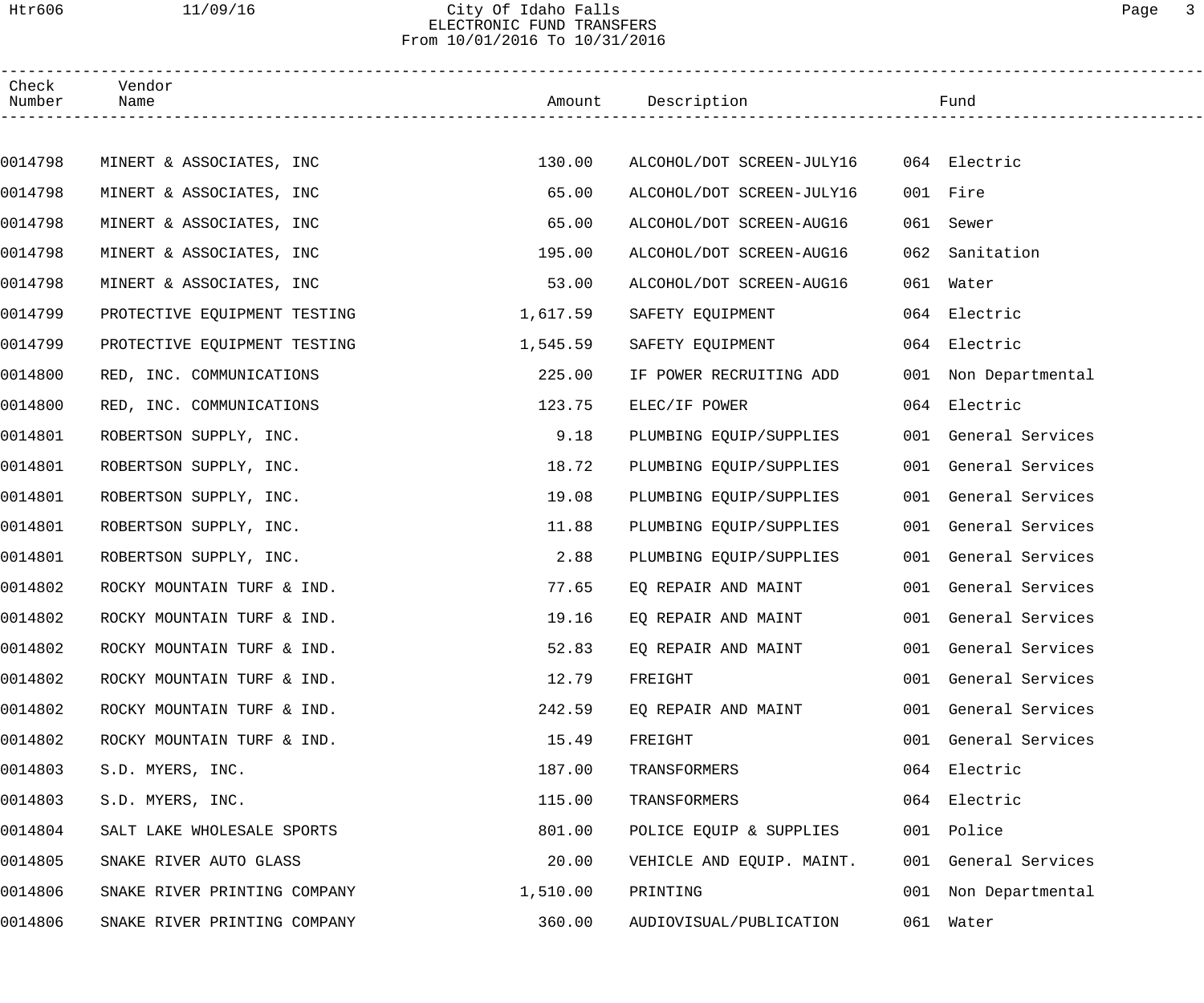# City Of Idaho Falls
## ELECTRONIC FUND TRANSFERS
From 10/01/2016 To 10/31/2016

| Check Number | Vendor Name | Amount | Description | Fund |
|---|---|---|---|---|
| 0014798 | MINERT & ASSOCIATES, INC | 130.00 | ALCOHOL/DOT SCREEN-JULY16 | 064 Electric |
| 0014798 | MINERT & ASSOCIATES, INC | 65.00 | ALCOHOL/DOT SCREEN-JULY16 | 001 Fire |
| 0014798 | MINERT & ASSOCIATES, INC | 65.00 | ALCOHOL/DOT SCREEN-AUG16 | 061 Sewer |
| 0014798 | MINERT & ASSOCIATES, INC | 195.00 | ALCOHOL/DOT SCREEN-AUG16 | 062 Sanitation |
| 0014798 | MINERT & ASSOCIATES, INC | 53.00 | ALCOHOL/DOT SCREEN-AUG16 | 061 Water |
| 0014799 | PROTECTIVE EQUIPMENT TESTING | 1,617.59 | SAFETY EQUIPMENT | 064 Electric |
| 0014799 | PROTECTIVE EQUIPMENT TESTING | 1,545.59 | SAFETY EQUIPMENT | 064 Electric |
| 0014800 | RED, INC. COMMUNICATIONS | 225.00 | IF POWER RECRUITING ADD | 001 Non Departmental |
| 0014800 | RED, INC. COMMUNICATIONS | 123.75 | ELEC/IF POWER | 064 Electric |
| 0014801 | ROBERTSON SUPPLY, INC. | 9.18 | PLUMBING EQUIP/SUPPLIES | 001 General Services |
| 0014801 | ROBERTSON SUPPLY, INC. | 18.72 | PLUMBING EQUIP/SUPPLIES | 001 General Services |
| 0014801 | ROBERTSON SUPPLY, INC. | 19.08 | PLUMBING EQUIP/SUPPLIES | 001 General Services |
| 0014801 | ROBERTSON SUPPLY, INC. | 11.88 | PLUMBING EQUIP/SUPPLIES | 001 General Services |
| 0014801 | ROBERTSON SUPPLY, INC. | 2.88 | PLUMBING EQUIP/SUPPLIES | 001 General Services |
| 0014802 | ROCKY MOUNTAIN TURF & IND. | 77.65 | EQ REPAIR AND MAINT | 001 General Services |
| 0014802 | ROCKY MOUNTAIN TURF & IND. | 19.16 | EQ REPAIR AND MAINT | 001 General Services |
| 0014802 | ROCKY MOUNTAIN TURF & IND. | 52.83 | EQ REPAIR AND MAINT | 001 General Services |
| 0014802 | ROCKY MOUNTAIN TURF & IND. | 12.79 | FREIGHT | 001 General Services |
| 0014802 | ROCKY MOUNTAIN TURF & IND. | 242.59 | EQ REPAIR AND MAINT | 001 General Services |
| 0014802 | ROCKY MOUNTAIN TURF & IND. | 15.49 | FREIGHT | 001 General Services |
| 0014803 | S.D. MYERS, INC. | 187.00 | TRANSFORMERS | 064 Electric |
| 0014803 | S.D. MYERS, INC. | 115.00 | TRANSFORMERS | 064 Electric |
| 0014804 | SALT LAKE WHOLESALE SPORTS | 801.00 | POLICE EQUIP & SUPPLIES | 001 Police |
| 0014805 | SNAKE RIVER AUTO GLASS | 20.00 | VEHICLE AND EQUIP. MAINT. | 001 General Services |
| 0014806 | SNAKE RIVER PRINTING COMPANY | 1,510.00 | PRINTING | 001 Non Departmental |
| 0014806 | SNAKE RIVER PRINTING COMPANY | 360.00 | AUDIOVISUAL/PUBLICATION | 061 Water |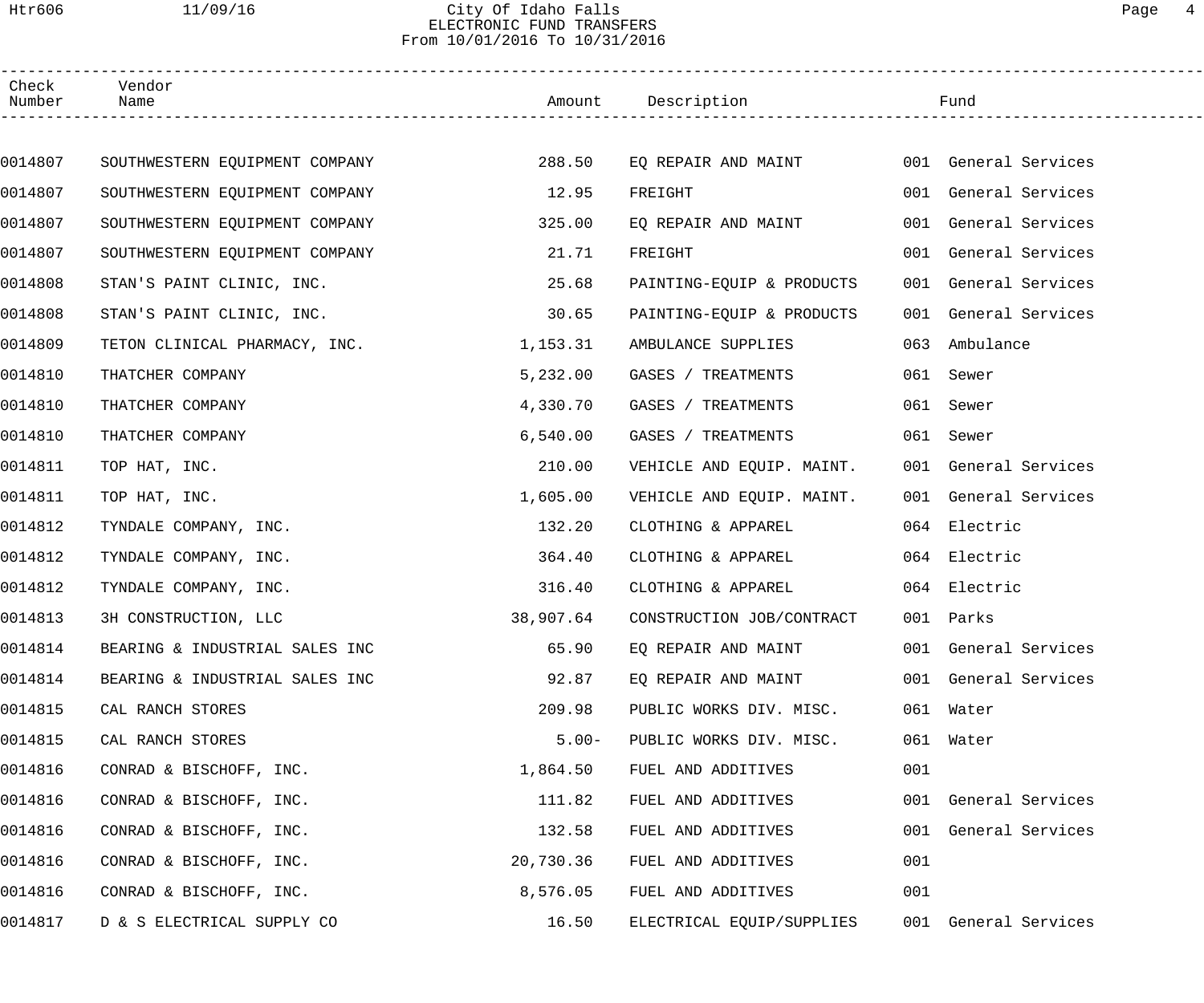# City Of Idaho Falls
## ELECTRONIC FUND TRANSFERS
From 10/01/2016 To 10/31/2016

| Check Number | Vendor Name | Amount | Description | Fund |
|---|---|---|---|---|
| 0014807 | SOUTHWESTERN EQUIPMENT COMPANY | 288.50 | EQ REPAIR AND MAINT | 001 General Services |
| 0014807 | SOUTHWESTERN EQUIPMENT COMPANY | 12.95 | FREIGHT | 001 General Services |
| 0014807 | SOUTHWESTERN EQUIPMENT COMPANY | 325.00 | EQ REPAIR AND MAINT | 001 General Services |
| 0014807 | SOUTHWESTERN EQUIPMENT COMPANY | 21.71 | FREIGHT | 001 General Services |
| 0014808 | STAN'S PAINT CLINIC, INC. | 25.68 | PAINTING-EQUIP & PRODUCTS | 001 General Services |
| 0014808 | STAN'S PAINT CLINIC, INC. | 30.65 | PAINTING-EQUIP & PRODUCTS | 001 General Services |
| 0014809 | TETON CLINICAL PHARMACY, INC. | 1,153.31 | AMBULANCE SUPPLIES | 063 Ambulance |
| 0014810 | THATCHER COMPANY | 5,232.00 | GASES / TREATMENTS | 061 Sewer |
| 0014810 | THATCHER COMPANY | 4,330.70 | GASES / TREATMENTS | 061 Sewer |
| 0014810 | THATCHER COMPANY | 6,540.00 | GASES / TREATMENTS | 061 Sewer |
| 0014811 | TOP HAT, INC. | 210.00 | VEHICLE AND EQUIP. MAINT. | 001 General Services |
| 0014811 | TOP HAT, INC. | 1,605.00 | VEHICLE AND EQUIP. MAINT. | 001 General Services |
| 0014812 | TYNDALE COMPANY, INC. | 132.20 | CLOTHING & APPAREL | 064 Electric |
| 0014812 | TYNDALE COMPANY, INC. | 364.40 | CLOTHING & APPAREL | 064 Electric |
| 0014812 | TYNDALE COMPANY, INC. | 316.40 | CLOTHING & APPAREL | 064 Electric |
| 0014813 | 3H CONSTRUCTION, LLC | 38,907.64 | CONSTRUCTION JOB/CONTRACT | 001 Parks |
| 0014814 | BEARING & INDUSTRIAL SALES INC | 65.90 | EQ REPAIR AND MAINT | 001 General Services |
| 0014814 | BEARING & INDUSTRIAL SALES INC | 92.87 | EQ REPAIR AND MAINT | 001 General Services |
| 0014815 | CAL RANCH STORES | 209.98 | PUBLIC WORKS DIV. MISC. | 061 Water |
| 0014815 | CAL RANCH STORES | 5.00- | PUBLIC WORKS DIV. MISC. | 061 Water |
| 0014816 | CONRAD & BISCHOFF, INC. | 1,864.50 | FUEL AND ADDITIVES | 001 |
| 0014816 | CONRAD & BISCHOFF, INC. | 111.82 | FUEL AND ADDITIVES | 001 General Services |
| 0014816 | CONRAD & BISCHOFF, INC. | 132.58 | FUEL AND ADDITIVES | 001 General Services |
| 0014816 | CONRAD & BISCHOFF, INC. | 20,730.36 | FUEL AND ADDITIVES | 001 |
| 0014816 | CONRAD & BISCHOFF, INC. | 8,576.05 | FUEL AND ADDITIVES | 001 |
| 0014817 | D & S ELECTRICAL SUPPLY CO | 16.50 | ELECTRICAL EQUIP/SUPPLIES | 001 General Services |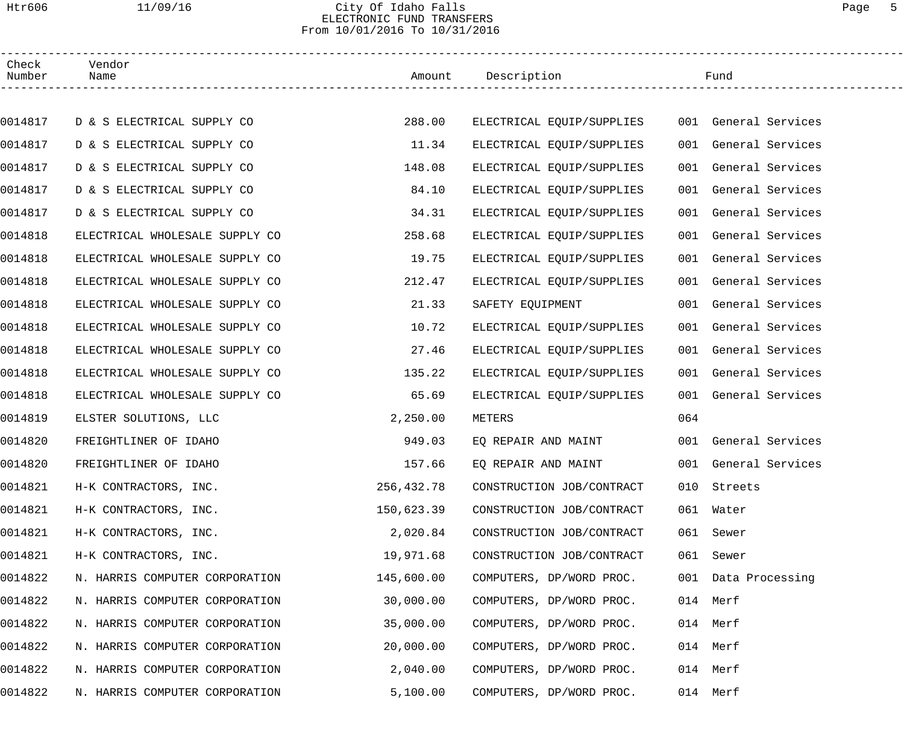City Of Idaho Falls
ELECTRONIC FUND TRANSFERS
From 10/01/2016 To 10/31/2016

| Check Number | Vendor Name | Amount | Description | Fund |
|---|---|---|---|---|
| 0014817 | D & S ELECTRICAL SUPPLY CO | 288.00 | ELECTRICAL EQUIP/SUPPLIES | 001 General Services |
| 0014817 | D & S ELECTRICAL SUPPLY CO | 11.34 | ELECTRICAL EQUIP/SUPPLIES | 001 General Services |
| 0014817 | D & S ELECTRICAL SUPPLY CO | 148.08 | ELECTRICAL EQUIP/SUPPLIES | 001 General Services |
| 0014817 | D & S ELECTRICAL SUPPLY CO | 84.10 | ELECTRICAL EQUIP/SUPPLIES | 001 General Services |
| 0014817 | D & S ELECTRICAL SUPPLY CO | 34.31 | ELECTRICAL EQUIP/SUPPLIES | 001 General Services |
| 0014818 | ELECTRICAL WHOLESALE SUPPLY CO | 258.68 | ELECTRICAL EQUIP/SUPPLIES | 001 General Services |
| 0014818 | ELECTRICAL WHOLESALE SUPPLY CO | 19.75 | ELECTRICAL EQUIP/SUPPLIES | 001 General Services |
| 0014818 | ELECTRICAL WHOLESALE SUPPLY CO | 212.47 | ELECTRICAL EQUIP/SUPPLIES | 001 General Services |
| 0014818 | ELECTRICAL WHOLESALE SUPPLY CO | 21.33 | SAFETY EQUIPMENT | 001 General Services |
| 0014818 | ELECTRICAL WHOLESALE SUPPLY CO | 10.72 | ELECTRICAL EQUIP/SUPPLIES | 001 General Services |
| 0014818 | ELECTRICAL WHOLESALE SUPPLY CO | 27.46 | ELECTRICAL EQUIP/SUPPLIES | 001 General Services |
| 0014818 | ELECTRICAL WHOLESALE SUPPLY CO | 135.22 | ELECTRICAL EQUIP/SUPPLIES | 001 General Services |
| 0014818 | ELECTRICAL WHOLESALE SUPPLY CO | 65.69 | ELECTRICAL EQUIP/SUPPLIES | 001 General Services |
| 0014819 | ELSTER SOLUTIONS, LLC | 2,250.00 | METERS | 064 |
| 0014820 | FREIGHTLINER OF IDAHO | 949.03 | EQ REPAIR AND MAINT | 001 General Services |
| 0014820 | FREIGHTLINER OF IDAHO | 157.66 | EQ REPAIR AND MAINT | 001 General Services |
| 0014821 | H-K CONTRACTORS, INC. | 256,432.78 | CONSTRUCTION JOB/CONTRACT | 010 Streets |
| 0014821 | H-K CONTRACTORS, INC. | 150,623.39 | CONSTRUCTION JOB/CONTRACT | 061 Water |
| 0014821 | H-K CONTRACTORS, INC. | 2,020.84 | CONSTRUCTION JOB/CONTRACT | 061 Sewer |
| 0014821 | H-K CONTRACTORS, INC. | 19,971.68 | CONSTRUCTION JOB/CONTRACT | 061 Sewer |
| 0014822 | N. HARRIS COMPUTER CORPORATION | 145,600.00 | COMPUTERS, DP/WORD PROC. | 001 Data Processing |
| 0014822 | N. HARRIS COMPUTER CORPORATION | 30,000.00 | COMPUTERS, DP/WORD PROC. | 014 Merf |
| 0014822 | N. HARRIS COMPUTER CORPORATION | 35,000.00 | COMPUTERS, DP/WORD PROC. | 014 Merf |
| 0014822 | N. HARRIS COMPUTER CORPORATION | 20,000.00 | COMPUTERS, DP/WORD PROC. | 014 Merf |
| 0014822 | N. HARRIS COMPUTER CORPORATION | 2,040.00 | COMPUTERS, DP/WORD PROC. | 014 Merf |
| 0014822 | N. HARRIS COMPUTER CORPORATION | 5,100.00 | COMPUTERS, DP/WORD PROC. | 014 Merf |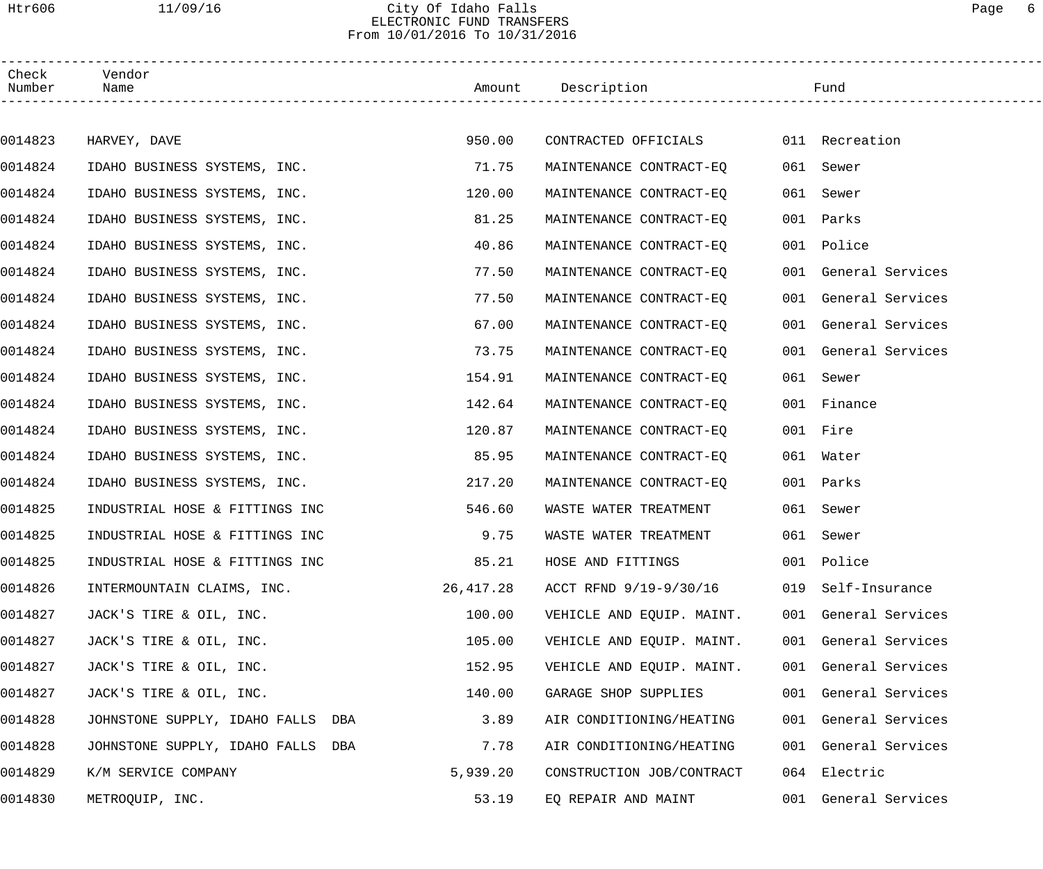City Of Idaho Falls
ELECTRONIC FUND TRANSFERS
From 10/01/2016 To 10/31/2016

| Check Number | Vendor Name | Amount | Description | Fund |
|---|---|---|---|---|
| 0014823 | HARVEY, DAVE | 950.00 | CONTRACTED OFFICIALS | 011 Recreation |
| 0014824 | IDAHO BUSINESS SYSTEMS, INC. | 71.75 | MAINTENANCE CONTRACT-EQ | 061 Sewer |
| 0014824 | IDAHO BUSINESS SYSTEMS, INC. | 120.00 | MAINTENANCE CONTRACT-EQ | 061 Sewer |
| 0014824 | IDAHO BUSINESS SYSTEMS, INC. | 81.25 | MAINTENANCE CONTRACT-EQ | 001 Parks |
| 0014824 | IDAHO BUSINESS SYSTEMS, INC. | 40.86 | MAINTENANCE CONTRACT-EQ | 001 Police |
| 0014824 | IDAHO BUSINESS SYSTEMS, INC. | 77.50 | MAINTENANCE CONTRACT-EQ | 001 General Services |
| 0014824 | IDAHO BUSINESS SYSTEMS, INC. | 77.50 | MAINTENANCE CONTRACT-EQ | 001 General Services |
| 0014824 | IDAHO BUSINESS SYSTEMS, INC. | 67.00 | MAINTENANCE CONTRACT-EQ | 001 General Services |
| 0014824 | IDAHO BUSINESS SYSTEMS, INC. | 73.75 | MAINTENANCE CONTRACT-EQ | 001 General Services |
| 0014824 | IDAHO BUSINESS SYSTEMS, INC. | 154.91 | MAINTENANCE CONTRACT-EQ | 061 Sewer |
| 0014824 | IDAHO BUSINESS SYSTEMS, INC. | 142.64 | MAINTENANCE CONTRACT-EQ | 001 Finance |
| 0014824 | IDAHO BUSINESS SYSTEMS, INC. | 120.87 | MAINTENANCE CONTRACT-EQ | 001 Fire |
| 0014824 | IDAHO BUSINESS SYSTEMS, INC. | 85.95 | MAINTENANCE CONTRACT-EQ | 061 Water |
| 0014824 | IDAHO BUSINESS SYSTEMS, INC. | 217.20 | MAINTENANCE CONTRACT-EQ | 001 Parks |
| 0014825 | INDUSTRIAL HOSE & FITTINGS INC | 546.60 | WASTE WATER TREATMENT | 061 Sewer |
| 0014825 | INDUSTRIAL HOSE & FITTINGS INC | 9.75 | WASTE WATER TREATMENT | 061 Sewer |
| 0014825 | INDUSTRIAL HOSE & FITTINGS INC | 85.21 | HOSE AND FITTINGS | 001 Police |
| 0014826 | INTERMOUNTAIN CLAIMS, INC. | 26,417.28 | ACCT RFND 9/19-9/30/16 | 019 Self-Insurance |
| 0014827 | JACK'S TIRE & OIL, INC. | 100.00 | VEHICLE AND EQUIP. MAINT. | 001 General Services |
| 0014827 | JACK'S TIRE & OIL, INC. | 105.00 | VEHICLE AND EQUIP. MAINT. | 001 General Services |
| 0014827 | JACK'S TIRE & OIL, INC. | 152.95 | VEHICLE AND EQUIP. MAINT. | 001 General Services |
| 0014827 | JACK'S TIRE & OIL, INC. | 140.00 | GARAGE SHOP SUPPLIES | 001 General Services |
| 0014828 | JOHNSTONE SUPPLY, IDAHO FALLS DBA | 3.89 | AIR CONDITIONING/HEATING | 001 General Services |
| 0014828 | JOHNSTONE SUPPLY, IDAHO FALLS DBA | 7.78 | AIR CONDITIONING/HEATING | 001 General Services |
| 0014829 | K/M SERVICE COMPANY | 5,939.20 | CONSTRUCTION JOB/CONTRACT | 064 Electric |
| 0014830 | METROQUIP, INC. | 53.19 | EQ REPAIR AND MAINT | 001 General Services |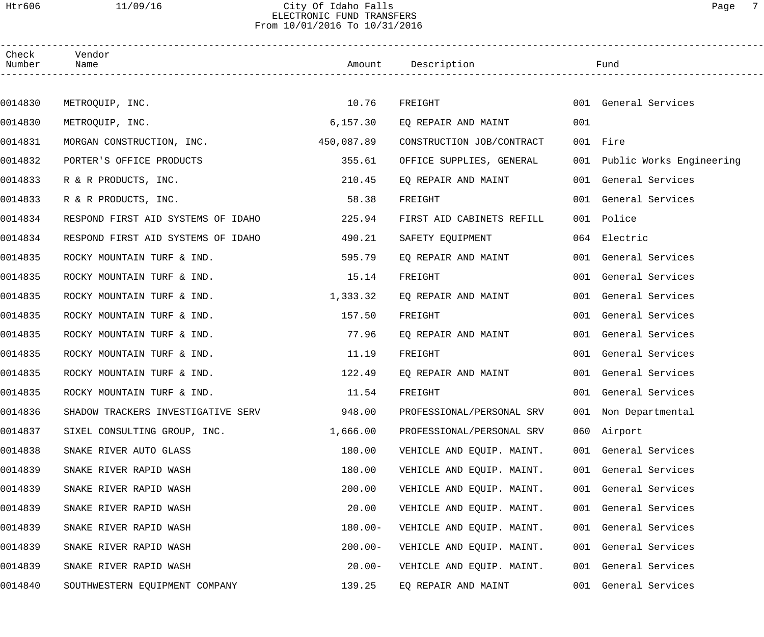City Of Idaho Falls
ELECTRONIC FUND TRANSFERS
From 10/01/2016 To 10/31/2016

| Check Number | Vendor Name | Amount | Description | Fund |
|---|---|---|---|---|
| 0014830 | METROQUIP, INC. | 10.76 | FREIGHT | 001 General Services |
| 0014830 | METROQUIP, INC. | 6,157.30 | EQ REPAIR AND MAINT | 001 |
| 0014831 | MORGAN CONSTRUCTION, INC. | 450,087.89 | CONSTRUCTION JOB/CONTRACT | 001 Fire |
| 0014832 | PORTER'S OFFICE PRODUCTS | 355.61 | OFFICE SUPPLIES, GENERAL | 001 Public Works Engineering |
| 0014833 | R & R PRODUCTS, INC. | 210.45 | EQ REPAIR AND MAINT | 001 General Services |
| 0014833 | R & R PRODUCTS, INC. | 58.38 | FREIGHT | 001 General Services |
| 0014834 | RESPOND FIRST AID SYSTEMS OF IDAHO | 225.94 | FIRST AID CABINETS REFILL | 001 Police |
| 0014834 | RESPOND FIRST AID SYSTEMS OF IDAHO | 490.21 | SAFETY EQUIPMENT | 064 Electric |
| 0014835 | ROCKY MOUNTAIN TURF & IND. | 595.79 | EQ REPAIR AND MAINT | 001 General Services |
| 0014835 | ROCKY MOUNTAIN TURF & IND. | 15.14 | FREIGHT | 001 General Services |
| 0014835 | ROCKY MOUNTAIN TURF & IND. | 1,333.32 | EQ REPAIR AND MAINT | 001 General Services |
| 0014835 | ROCKY MOUNTAIN TURF & IND. | 157.50 | FREIGHT | 001 General Services |
| 0014835 | ROCKY MOUNTAIN TURF & IND. | 77.96 | EQ REPAIR AND MAINT | 001 General Services |
| 0014835 | ROCKY MOUNTAIN TURF & IND. | 11.19 | FREIGHT | 001 General Services |
| 0014835 | ROCKY MOUNTAIN TURF & IND. | 122.49 | EQ REPAIR AND MAINT | 001 General Services |
| 0014835 | ROCKY MOUNTAIN TURF & IND. | 11.54 | FREIGHT | 001 General Services |
| 0014836 | SHADOW TRACKERS INVESTIGATIVE SERV | 948.00 | PROFESSIONAL/PERSONAL SRV | 001 Non Departmental |
| 0014837 | SIXEL CONSULTING GROUP, INC. | 1,666.00 | PROFESSIONAL/PERSONAL SRV | 060 Airport |
| 0014838 | SNAKE RIVER AUTO GLASS | 180.00 | VEHICLE AND EQUIP. MAINT. | 001 General Services |
| 0014839 | SNAKE RIVER RAPID WASH | 180.00 | VEHICLE AND EQUIP. MAINT. | 001 General Services |
| 0014839 | SNAKE RIVER RAPID WASH | 200.00 | VEHICLE AND EQUIP. MAINT. | 001 General Services |
| 0014839 | SNAKE RIVER RAPID WASH | 20.00 | VEHICLE AND EQUIP. MAINT. | 001 General Services |
| 0014839 | SNAKE RIVER RAPID WASH | 180.00- | VEHICLE AND EQUIP. MAINT. | 001 General Services |
| 0014839 | SNAKE RIVER RAPID WASH | 200.00- | VEHICLE AND EQUIP. MAINT. | 001 General Services |
| 0014839 | SNAKE RIVER RAPID WASH | 20.00- | VEHICLE AND EQUIP. MAINT. | 001 General Services |
| 0014840 | SOUTHWESTERN EQUIPMENT COMPANY | 139.25 | EQ REPAIR AND MAINT | 001 General Services |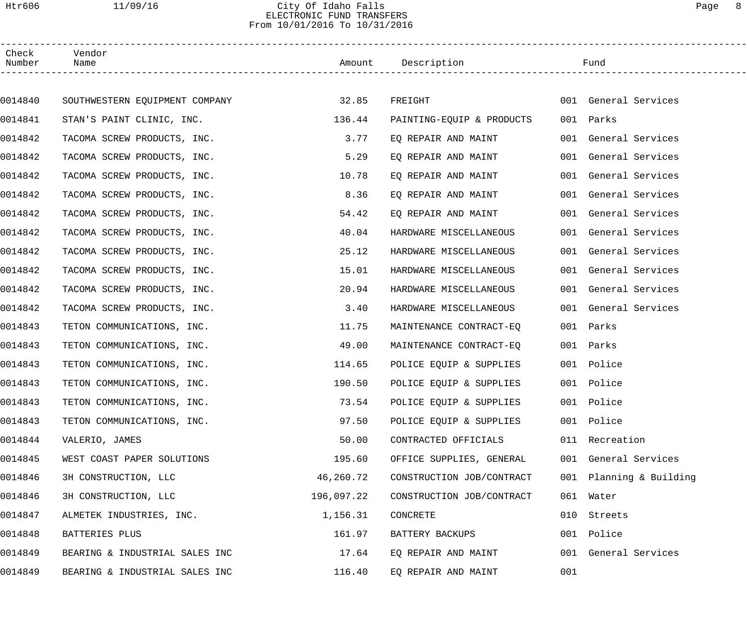# City Of Idaho Falls

## ELECTRONIC FUND TRANSFERS

From 10/01/2016 To 10/31/2016

| Check Number | Vendor Name | Amount | Description | Fund |
|---|---|---|---|---|
| 0014840 | SOUTHWESTERN EQUIPMENT COMPANY | 32.85 | FREIGHT | 001 General Services |
| 0014841 | STAN'S PAINT CLINIC, INC. | 136.44 | PAINTING-EQUIP & PRODUCTS | 001 Parks |
| 0014842 | TACOMA SCREW PRODUCTS, INC. | 3.77 | EQ REPAIR AND MAINT | 001 General Services |
| 0014842 | TACOMA SCREW PRODUCTS, INC. | 5.29 | EQ REPAIR AND MAINT | 001 General Services |
| 0014842 | TACOMA SCREW PRODUCTS, INC. | 10.78 | EQ REPAIR AND MAINT | 001 General Services |
| 0014842 | TACOMA SCREW PRODUCTS, INC. | 8.36 | EQ REPAIR AND MAINT | 001 General Services |
| 0014842 | TACOMA SCREW PRODUCTS, INC. | 54.42 | EQ REPAIR AND MAINT | 001 General Services |
| 0014842 | TACOMA SCREW PRODUCTS, INC. | 40.04 | HARDWARE MISCELLANEOUS | 001 General Services |
| 0014842 | TACOMA SCREW PRODUCTS, INC. | 25.12 | HARDWARE MISCELLANEOUS | 001 General Services |
| 0014842 | TACOMA SCREW PRODUCTS, INC. | 15.01 | HARDWARE MISCELLANEOUS | 001 General Services |
| 0014842 | TACOMA SCREW PRODUCTS, INC. | 20.94 | HARDWARE MISCELLANEOUS | 001 General Services |
| 0014842 | TACOMA SCREW PRODUCTS, INC. | 3.40 | HARDWARE MISCELLANEOUS | 001 General Services |
| 0014843 | TETON COMMUNICATIONS, INC. | 11.75 | MAINTENANCE CONTRACT-EQ | 001 Parks |
| 0014843 | TETON COMMUNICATIONS, INC. | 49.00 | MAINTENANCE CONTRACT-EQ | 001 Parks |
| 0014843 | TETON COMMUNICATIONS, INC. | 114.65 | POLICE EQUIP & SUPPLIES | 001 Police |
| 0014843 | TETON COMMUNICATIONS, INC. | 190.50 | POLICE EQUIP & SUPPLIES | 001 Police |
| 0014843 | TETON COMMUNICATIONS, INC. | 73.54 | POLICE EQUIP & SUPPLIES | 001 Police |
| 0014843 | TETON COMMUNICATIONS, INC. | 97.50 | POLICE EQUIP & SUPPLIES | 001 Police |
| 0014844 | VALERIO, JAMES | 50.00 | CONTRACTED OFFICIALS | 011 Recreation |
| 0014845 | WEST COAST PAPER SOLUTIONS | 195.60 | OFFICE SUPPLIES, GENERAL | 001 General Services |
| 0014846 | 3H CONSTRUCTION, LLC | 46,260.72 | CONSTRUCTION JOB/CONTRACT | 001 Planning & Building |
| 0014846 | 3H CONSTRUCTION, LLC | 196,097.22 | CONSTRUCTION JOB/CONTRACT | 061 Water |
| 0014847 | ALMETEK INDUSTRIES, INC. | 1,156.31 | CONCRETE | 010 Streets |
| 0014848 | BATTERIES PLUS | 161.97 | BATTERY BACKUPS | 001 Police |
| 0014849 | BEARING & INDUSTRIAL SALES INC | 17.64 | EQ REPAIR AND MAINT | 001 General Services |
| 0014849 | BEARING & INDUSTRIAL SALES INC | 116.40 | EQ REPAIR AND MAINT | 001 |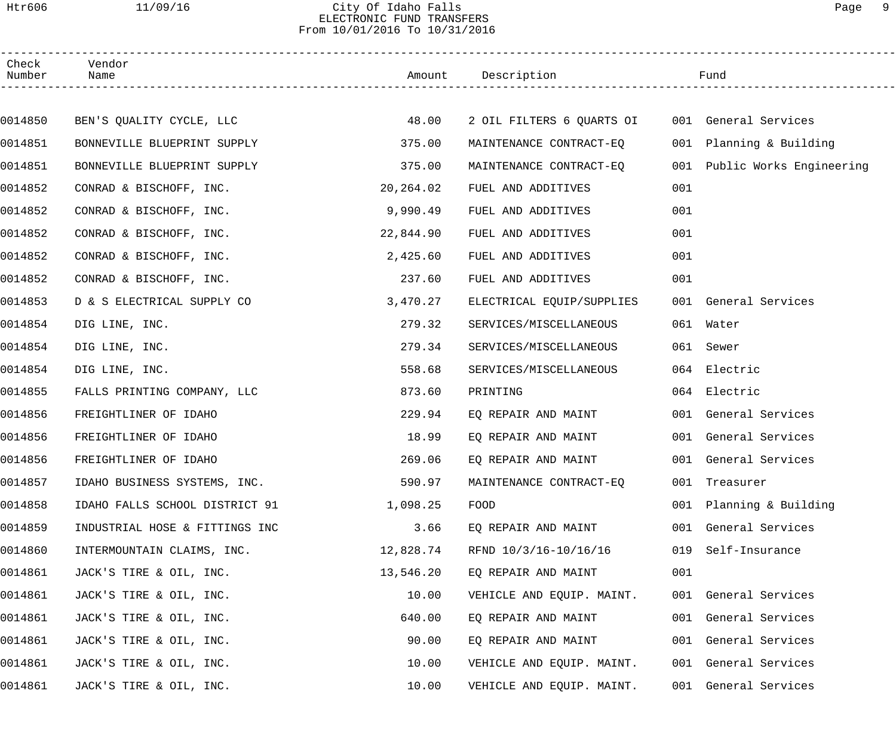# City Of Idaho Falls
## ELECTRONIC FUND TRANSFERS
### From 10/01/2016 To 10/31/2016

| Check Number | Vendor Name | Amount | Description | Fund |
|---|---|---|---|---|
| 0014850 | BEN'S QUALITY CYCLE, LLC | 48.00 | 2 OIL FILTERS 6 QUARTS OI | 001 General Services |
| 0014851 | BONNEVILLE BLUEPRINT SUPPLY | 375.00 | MAINTENANCE CONTRACT-EQ | 001 Planning & Building |
| 0014851 | BONNEVILLE BLUEPRINT SUPPLY | 375.00 | MAINTENANCE CONTRACT-EQ | 001 Public Works Engineering |
| 0014852 | CONRAD & BISCHOFF, INC. | 20,264.02 | FUEL AND ADDITIVES | 001 |
| 0014852 | CONRAD & BISCHOFF, INC. | 9,990.49 | FUEL AND ADDITIVES | 001 |
| 0014852 | CONRAD & BISCHOFF, INC. | 22,844.90 | FUEL AND ADDITIVES | 001 |
| 0014852 | CONRAD & BISCHOFF, INC. | 2,425.60 | FUEL AND ADDITIVES | 001 |
| 0014852 | CONRAD & BISCHOFF, INC. | 237.60 | FUEL AND ADDITIVES | 001 |
| 0014853 | D & S ELECTRICAL SUPPLY CO | 3,470.27 | ELECTRICAL EQUIP/SUPPLIES | 001 General Services |
| 0014854 | DIG LINE, INC. | 279.32 | SERVICES/MISCELLANEOUS | 061 Water |
| 0014854 | DIG LINE, INC. | 279.34 | SERVICES/MISCELLANEOUS | 061 Sewer |
| 0014854 | DIG LINE, INC. | 558.68 | SERVICES/MISCELLANEOUS | 064 Electric |
| 0014855 | FALLS PRINTING COMPANY, LLC | 873.60 | PRINTING | 064 Electric |
| 0014856 | FREIGHTLINER OF IDAHO | 229.94 | EQ REPAIR AND MAINT | 001 General Services |
| 0014856 | FREIGHTLINER OF IDAHO | 18.99 | EQ REPAIR AND MAINT | 001 General Services |
| 0014856 | FREIGHTLINER OF IDAHO | 269.06 | EQ REPAIR AND MAINT | 001 General Services |
| 0014857 | IDAHO BUSINESS SYSTEMS, INC. | 590.97 | MAINTENANCE CONTRACT-EQ | 001 Treasurer |
| 0014858 | IDAHO FALLS SCHOOL DISTRICT 91 | 1,098.25 | FOOD | 001 Planning & Building |
| 0014859 | INDUSTRIAL HOSE & FITTINGS INC | 3.66 | EQ REPAIR AND MAINT | 001 General Services |
| 0014860 | INTERMOUNTAIN CLAIMS, INC. | 12,828.74 | RFND 10/3/16-10/16/16 | 019 Self-Insurance |
| 0014861 | JACK'S TIRE & OIL, INC. | 13,546.20 | EQ REPAIR AND MAINT | 001 |
| 0014861 | JACK'S TIRE & OIL, INC. | 10.00 | VEHICLE AND EQUIP. MAINT. | 001 General Services |
| 0014861 | JACK'S TIRE & OIL, INC. | 640.00 | EQ REPAIR AND MAINT | 001 General Services |
| 0014861 | JACK'S TIRE & OIL, INC. | 90.00 | EQ REPAIR AND MAINT | 001 General Services |
| 0014861 | JACK'S TIRE & OIL, INC. | 10.00 | VEHICLE AND EQUIP. MAINT. | 001 General Services |
| 0014861 | JACK'S TIRE & OIL, INC. | 10.00 | VEHICLE AND EQUIP. MAINT. | 001 General Services |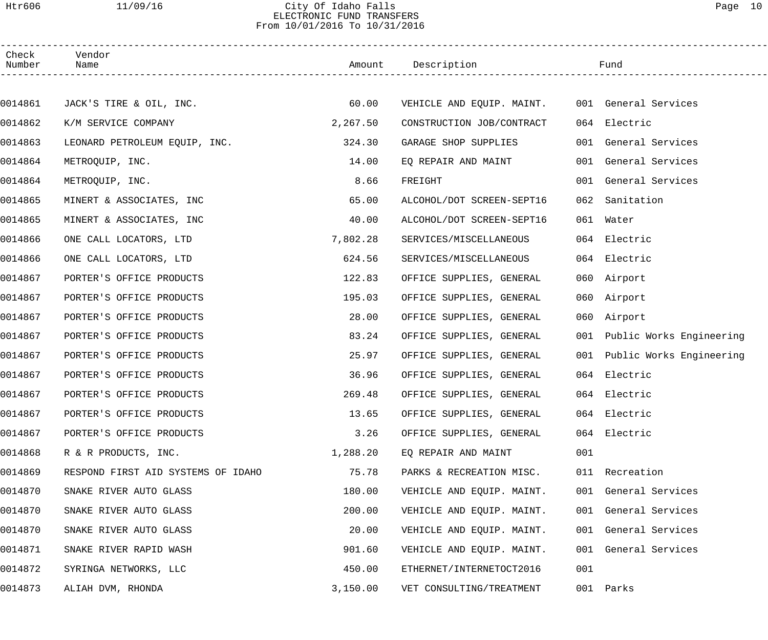# City Of Idaho Falls
## ELECTRONIC FUND TRANSFERS
From 10/01/2016 To 10/31/2016

| Check Number | Vendor Name | Amount | Description | Fund |
|---|---|---|---|---|
| 0014861 | JACK'S TIRE & OIL, INC. | 60.00 | VEHICLE AND EQUIP. MAINT. | 001 General Services |
| 0014862 | K/M SERVICE COMPANY | 2,267.50 | CONSTRUCTION JOB/CONTRACT | 064 Electric |
| 0014863 | LEONARD PETROLEUM EQUIP, INC. | 324.30 | GARAGE SHOP SUPPLIES | 001 General Services |
| 0014864 | METROQUIP, INC. | 14.00 | EQ REPAIR AND MAINT | 001 General Services |
| 0014864 | METROQUIP, INC. | 8.66 | FREIGHT | 001 General Services |
| 0014865 | MINERT & ASSOCIATES, INC | 65.00 | ALCOHOL/DOT SCREEN-SEPT16 | 062 Sanitation |
| 0014865 | MINERT & ASSOCIATES, INC | 40.00 | ALCOHOL/DOT SCREEN-SEPT16 | 061 Water |
| 0014866 | ONE CALL LOCATORS, LTD | 7,802.28 | SERVICES/MISCELLANEOUS | 064 Electric |
| 0014866 | ONE CALL LOCATORS, LTD | 624.56 | SERVICES/MISCELLANEOUS | 064 Electric |
| 0014867 | PORTER'S OFFICE PRODUCTS | 122.83 | OFFICE SUPPLIES, GENERAL | 060 Airport |
| 0014867 | PORTER'S OFFICE PRODUCTS | 195.03 | OFFICE SUPPLIES, GENERAL | 060 Airport |
| 0014867 | PORTER'S OFFICE PRODUCTS | 28.00 | OFFICE SUPPLIES, GENERAL | 060 Airport |
| 0014867 | PORTER'S OFFICE PRODUCTS | 83.24 | OFFICE SUPPLIES, GENERAL | 001 Public Works Engineering |
| 0014867 | PORTER'S OFFICE PRODUCTS | 25.97 | OFFICE SUPPLIES, GENERAL | 001 Public Works Engineering |
| 0014867 | PORTER'S OFFICE PRODUCTS | 36.96 | OFFICE SUPPLIES, GENERAL | 064 Electric |
| 0014867 | PORTER'S OFFICE PRODUCTS | 269.48 | OFFICE SUPPLIES, GENERAL | 064 Electric |
| 0014867 | PORTER'S OFFICE PRODUCTS | 13.65 | OFFICE SUPPLIES, GENERAL | 064 Electric |
| 0014867 | PORTER'S OFFICE PRODUCTS | 3.26 | OFFICE SUPPLIES, GENERAL | 064 Electric |
| 0014868 | R & R PRODUCTS, INC. | 1,288.20 | EQ REPAIR AND MAINT | 001 |
| 0014869 | RESPOND FIRST AID SYSTEMS OF IDAHO | 75.78 | PARKS & RECREATION MISC. | 011 Recreation |
| 0014870 | SNAKE RIVER AUTO GLASS | 180.00 | VEHICLE AND EQUIP. MAINT. | 001 General Services |
| 0014870 | SNAKE RIVER AUTO GLASS | 200.00 | VEHICLE AND EQUIP. MAINT. | 001 General Services |
| 0014870 | SNAKE RIVER AUTO GLASS | 20.00 | VEHICLE AND EQUIP. MAINT. | 001 General Services |
| 0014871 | SNAKE RIVER RAPID WASH | 901.60 | VEHICLE AND EQUIP. MAINT. | 001 General Services |
| 0014872 | SYRINGA NETWORKS, LLC | 450.00 | ETHERNET/INTERNETOCT2016 | 001 |
| 0014873 | ALIAH DVM, RHONDA | 3,150.00 | VET CONSULTING/TREATMENT | 001 Parks |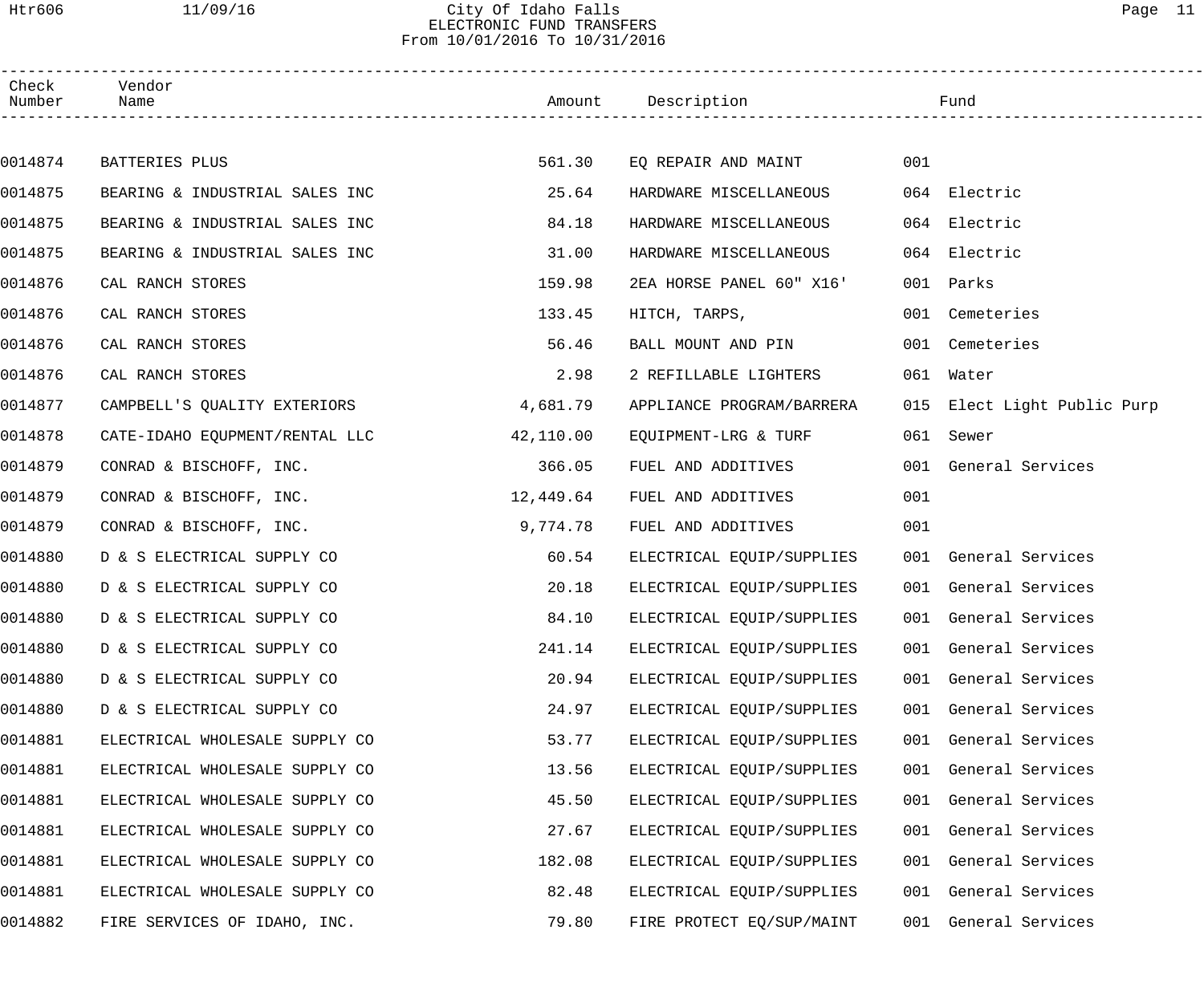# City Of Idaho Falls
## ELECTRONIC FUND TRANSFERS
### From 10/01/2016 To 10/31/2016

| Check Number | Vendor Name | Amount | Description | Fund |
|---|---|---|---|---|
| 0014874 | BATTERIES PLUS | 561.30 | EQ REPAIR AND MAINT | 001 |
| 0014875 | BEARING & INDUSTRIAL SALES INC | 25.64 | HARDWARE MISCELLANEOUS | 064 Electric |
| 0014875 | BEARING & INDUSTRIAL SALES INC | 84.18 | HARDWARE MISCELLANEOUS | 064 Electric |
| 0014875 | BEARING & INDUSTRIAL SALES INC | 31.00 | HARDWARE MISCELLANEOUS | 064 Electric |
| 0014876 | CAL RANCH STORES | 159.98 | 2EA HORSE PANEL 60" X16' | 001 Parks |
| 0014876 | CAL RANCH STORES | 133.45 | HITCH, TARPS, | 001 Cemeteries |
| 0014876 | CAL RANCH STORES | 56.46 | BALL MOUNT AND PIN | 001 Cemeteries |
| 0014876 | CAL RANCH STORES | 2.98 | 2 REFILLABLE LIGHTERS | 061 Water |
| 0014877 | CAMPBELL'S QUALITY EXTERIORS | 4,681.79 | APPLIANCE PROGRAM/BARRERA | 015 Elect Light Public Purp |
| 0014878 | CATE-IDAHO EQUPMENT/RENTAL LLC | 42,110.00 | EQUIPMENT-LRG & TURF | 061 Sewer |
| 0014879 | CONRAD & BISCHOFF, INC. | 366.05 | FUEL AND ADDITIVES | 001 General Services |
| 0014879 | CONRAD & BISCHOFF, INC. | 12,449.64 | FUEL AND ADDITIVES | 001 |
| 0014879 | CONRAD & BISCHOFF, INC. | 9,774.78 | FUEL AND ADDITIVES | 001 |
| 0014880 | D & S ELECTRICAL SUPPLY CO | 60.54 | ELECTRICAL EQUIP/SUPPLIES | 001 General Services |
| 0014880 | D & S ELECTRICAL SUPPLY CO | 20.18 | ELECTRICAL EQUIP/SUPPLIES | 001 General Services |
| 0014880 | D & S ELECTRICAL SUPPLY CO | 84.10 | ELECTRICAL EQUIP/SUPPLIES | 001 General Services |
| 0014880 | D & S ELECTRICAL SUPPLY CO | 241.14 | ELECTRICAL EQUIP/SUPPLIES | 001 General Services |
| 0014880 | D & S ELECTRICAL SUPPLY CO | 20.94 | ELECTRICAL EQUIP/SUPPLIES | 001 General Services |
| 0014880 | D & S ELECTRICAL SUPPLY CO | 24.97 | ELECTRICAL EQUIP/SUPPLIES | 001 General Services |
| 0014881 | ELECTRICAL WHOLESALE SUPPLY CO | 53.77 | ELECTRICAL EQUIP/SUPPLIES | 001 General Services |
| 0014881 | ELECTRICAL WHOLESALE SUPPLY CO | 13.56 | ELECTRICAL EQUIP/SUPPLIES | 001 General Services |
| 0014881 | ELECTRICAL WHOLESALE SUPPLY CO | 45.50 | ELECTRICAL EQUIP/SUPPLIES | 001 General Services |
| 0014881 | ELECTRICAL WHOLESALE SUPPLY CO | 27.67 | ELECTRICAL EQUIP/SUPPLIES | 001 General Services |
| 0014881 | ELECTRICAL WHOLESALE SUPPLY CO | 182.08 | ELECTRICAL EQUIP/SUPPLIES | 001 General Services |
| 0014881 | ELECTRICAL WHOLESALE SUPPLY CO | 82.48 | ELECTRICAL EQUIP/SUPPLIES | 001 General Services |
| 0014882 | FIRE SERVICES OF IDAHO, INC. | 79.80 | FIRE PROTECT EQ/SUP/MAINT | 001 General Services |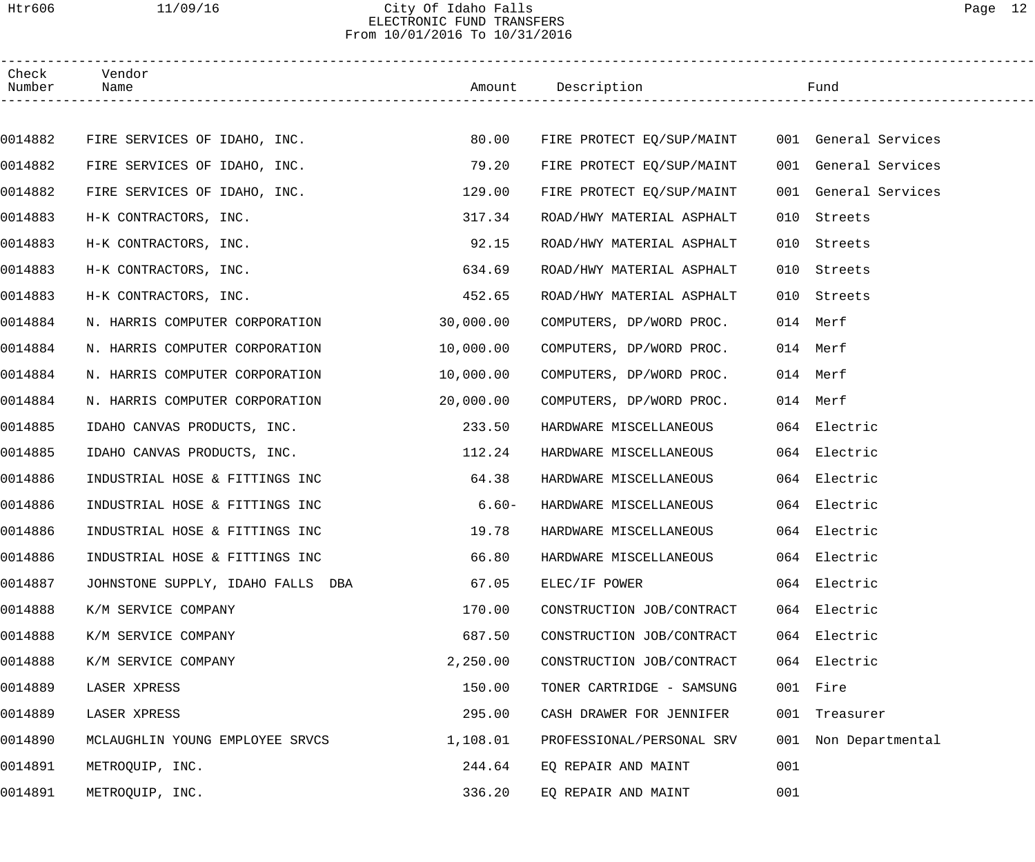City Of Idaho Falls
ELECTRONIC FUND TRANSFERS
From 10/01/2016 To 10/31/2016

| Check Number | Vendor Name | Amount | Description | Fund |
|---|---|---|---|---|
| 0014882 | FIRE SERVICES OF IDAHO, INC. | 80.00 | FIRE PROTECT EQ/SUP/MAINT | 001 General Services |
| 0014882 | FIRE SERVICES OF IDAHO, INC. | 79.20 | FIRE PROTECT EQ/SUP/MAINT | 001 General Services |
| 0014882 | FIRE SERVICES OF IDAHO, INC. | 129.00 | FIRE PROTECT EQ/SUP/MAINT | 001 General Services |
| 0014883 | H-K CONTRACTORS, INC. | 317.34 | ROAD/HWY MATERIAL ASPHALT | 010 Streets |
| 0014883 | H-K CONTRACTORS, INC. | 92.15 | ROAD/HWY MATERIAL ASPHALT | 010 Streets |
| 0014883 | H-K CONTRACTORS, INC. | 634.69 | ROAD/HWY MATERIAL ASPHALT | 010 Streets |
| 0014883 | H-K CONTRACTORS, INC. | 452.65 | ROAD/HWY MATERIAL ASPHALT | 010 Streets |
| 0014884 | N. HARRIS COMPUTER CORPORATION | 30,000.00 | COMPUTERS, DP/WORD PROC. | 014 Merf |
| 0014884 | N. HARRIS COMPUTER CORPORATION | 10,000.00 | COMPUTERS, DP/WORD PROC. | 014 Merf |
| 0014884 | N. HARRIS COMPUTER CORPORATION | 10,000.00 | COMPUTERS, DP/WORD PROC. | 014 Merf |
| 0014884 | N. HARRIS COMPUTER CORPORATION | 20,000.00 | COMPUTERS, DP/WORD PROC. | 014 Merf |
| 0014885 | IDAHO CANVAS PRODUCTS, INC. | 233.50 | HARDWARE MISCELLANEOUS | 064 Electric |
| 0014885 | IDAHO CANVAS PRODUCTS, INC. | 112.24 | HARDWARE MISCELLANEOUS | 064 Electric |
| 0014886 | INDUSTRIAL HOSE & FITTINGS INC | 64.38 | HARDWARE MISCELLANEOUS | 064 Electric |
| 0014886 | INDUSTRIAL HOSE & FITTINGS INC | 6.60- | HARDWARE MISCELLANEOUS | 064 Electric |
| 0014886 | INDUSTRIAL HOSE & FITTINGS INC | 19.78 | HARDWARE MISCELLANEOUS | 064 Electric |
| 0014886 | INDUSTRIAL HOSE & FITTINGS INC | 66.80 | HARDWARE MISCELLANEOUS | 064 Electric |
| 0014887 | JOHNSTONE SUPPLY, IDAHO FALLS DBA | 67.05 | ELEC/IF POWER | 064 Electric |
| 0014888 | K/M SERVICE COMPANY | 170.00 | CONSTRUCTION JOB/CONTRACT | 064 Electric |
| 0014888 | K/M SERVICE COMPANY | 687.50 | CONSTRUCTION JOB/CONTRACT | 064 Electric |
| 0014888 | K/M SERVICE COMPANY | 2,250.00 | CONSTRUCTION JOB/CONTRACT | 064 Electric |
| 0014889 | LASER XPRESS | 150.00 | TONER CARTRIDGE - SAMSUNG | 001 Fire |
| 0014889 | LASER XPRESS | 295.00 | CASH DRAWER FOR JENNIFER | 001 Treasurer |
| 0014890 | MCLAUGHLIN YOUNG EMPLOYEE SRVCS | 1,108.01 | PROFESSIONAL/PERSONAL SRV | 001 Non Departmental |
| 0014891 | METROQUIP, INC. | 244.64 | EQ REPAIR AND MAINT | 001 |
| 0014891 | METROQUIP, INC. | 336.20 | EQ REPAIR AND MAINT | 001 |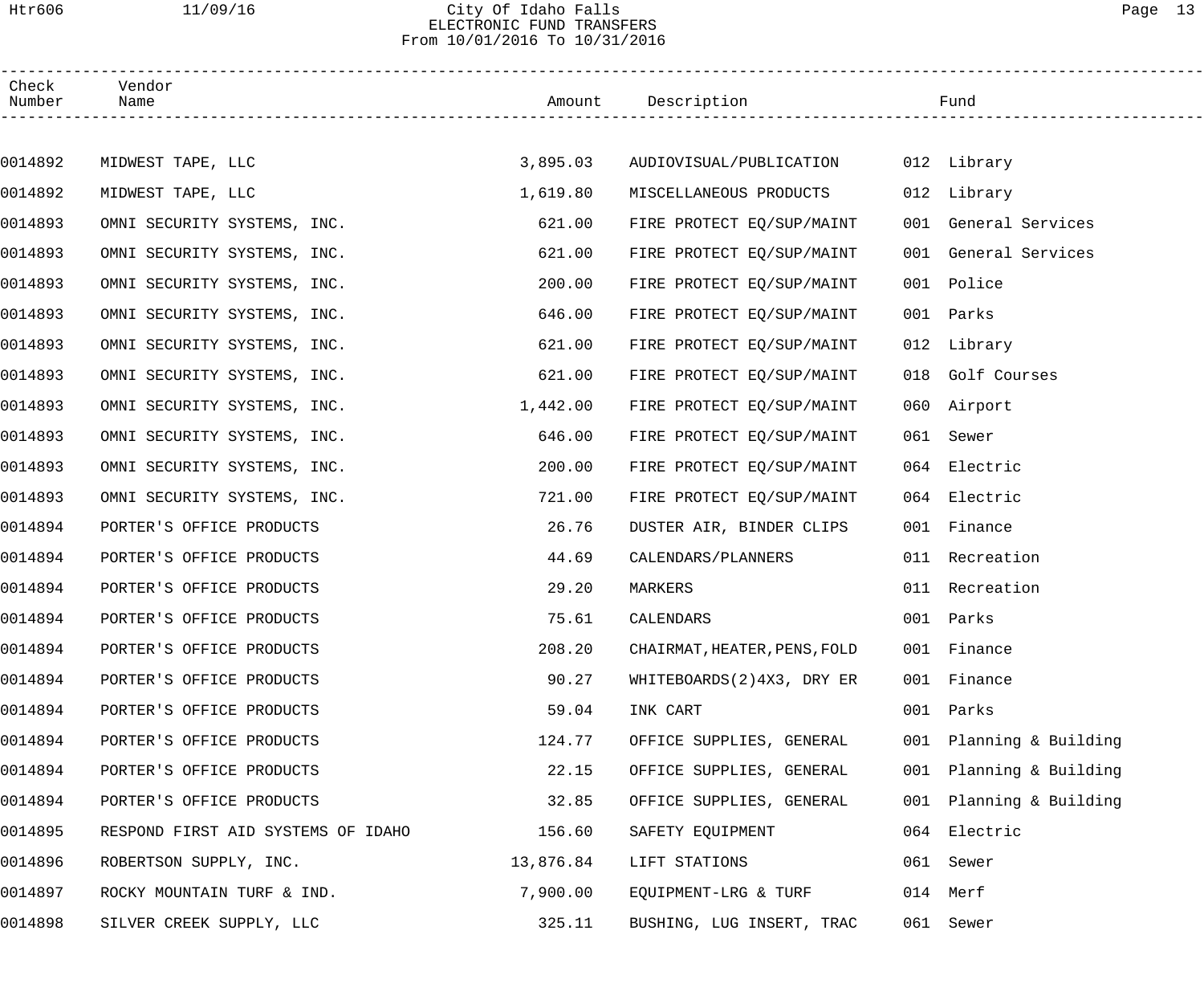City Of Idaho Falls
ELECTRONIC FUND TRANSFERS
From 10/01/2016 To 10/31/2016

| Check Number | Vendor Name | Amount | Description | Fund |
|---|---|---|---|---|
| 0014892 | MIDWEST TAPE, LLC | 3,895.03 | AUDIOVISUAL/PUBLICATION | 012 Library |
| 0014892 | MIDWEST TAPE, LLC | 1,619.80 | MISCELLANEOUS PRODUCTS | 012 Library |
| 0014893 | OMNI SECURITY SYSTEMS, INC. | 621.00 | FIRE PROTECT EQ/SUP/MAINT | 001 General Services |
| 0014893 | OMNI SECURITY SYSTEMS, INC. | 621.00 | FIRE PROTECT EQ/SUP/MAINT | 001 General Services |
| 0014893 | OMNI SECURITY SYSTEMS, INC. | 200.00 | FIRE PROTECT EQ/SUP/MAINT | 001 Police |
| 0014893 | OMNI SECURITY SYSTEMS, INC. | 646.00 | FIRE PROTECT EQ/SUP/MAINT | 001 Parks |
| 0014893 | OMNI SECURITY SYSTEMS, INC. | 621.00 | FIRE PROTECT EQ/SUP/MAINT | 012 Library |
| 0014893 | OMNI SECURITY SYSTEMS, INC. | 621.00 | FIRE PROTECT EQ/SUP/MAINT | 018 Golf Courses |
| 0014893 | OMNI SECURITY SYSTEMS, INC. | 1,442.00 | FIRE PROTECT EQ/SUP/MAINT | 060 Airport |
| 0014893 | OMNI SECURITY SYSTEMS, INC. | 646.00 | FIRE PROTECT EQ/SUP/MAINT | 061 Sewer |
| 0014893 | OMNI SECURITY SYSTEMS, INC. | 200.00 | FIRE PROTECT EQ/SUP/MAINT | 064 Electric |
| 0014893 | OMNI SECURITY SYSTEMS, INC. | 721.00 | FIRE PROTECT EQ/SUP/MAINT | 064 Electric |
| 0014894 | PORTER'S OFFICE PRODUCTS | 26.76 | DUSTER AIR, BINDER CLIPS | 001 Finance |
| 0014894 | PORTER'S OFFICE PRODUCTS | 44.69 | CALENDARS/PLANNERS | 011 Recreation |
| 0014894 | PORTER'S OFFICE PRODUCTS | 29.20 | MARKERS | 011 Recreation |
| 0014894 | PORTER'S OFFICE PRODUCTS | 75.61 | CALENDARS | 001 Parks |
| 0014894 | PORTER'S OFFICE PRODUCTS | 208.20 | CHAIRMAT,HEATER,PENS,FOLD | 001 Finance |
| 0014894 | PORTER'S OFFICE PRODUCTS | 90.27 | WHITEBOARDS(2)4X3, DRY ER | 001 Finance |
| 0014894 | PORTER'S OFFICE PRODUCTS | 59.04 | INK CART | 001 Parks |
| 0014894 | PORTER'S OFFICE PRODUCTS | 124.77 | OFFICE SUPPLIES, GENERAL | 001 Planning & Building |
| 0014894 | PORTER'S OFFICE PRODUCTS | 22.15 | OFFICE SUPPLIES, GENERAL | 001 Planning & Building |
| 0014894 | PORTER'S OFFICE PRODUCTS | 32.85 | OFFICE SUPPLIES, GENERAL | 001 Planning & Building |
| 0014895 | RESPOND FIRST AID SYSTEMS OF IDAHO | 156.60 | SAFETY EQUIPMENT | 064 Electric |
| 0014896 | ROBERTSON SUPPLY, INC. | 13,876.84 | LIFT STATIONS | 061 Sewer |
| 0014897 | ROCKY MOUNTAIN TURF & IND. | 7,900.00 | EQUIPMENT-LRG & TURF | 014 Merf |
| 0014898 | SILVER CREEK SUPPLY, LLC | 325.11 | BUSHING, LUG INSERT, TRAC | 061 Sewer |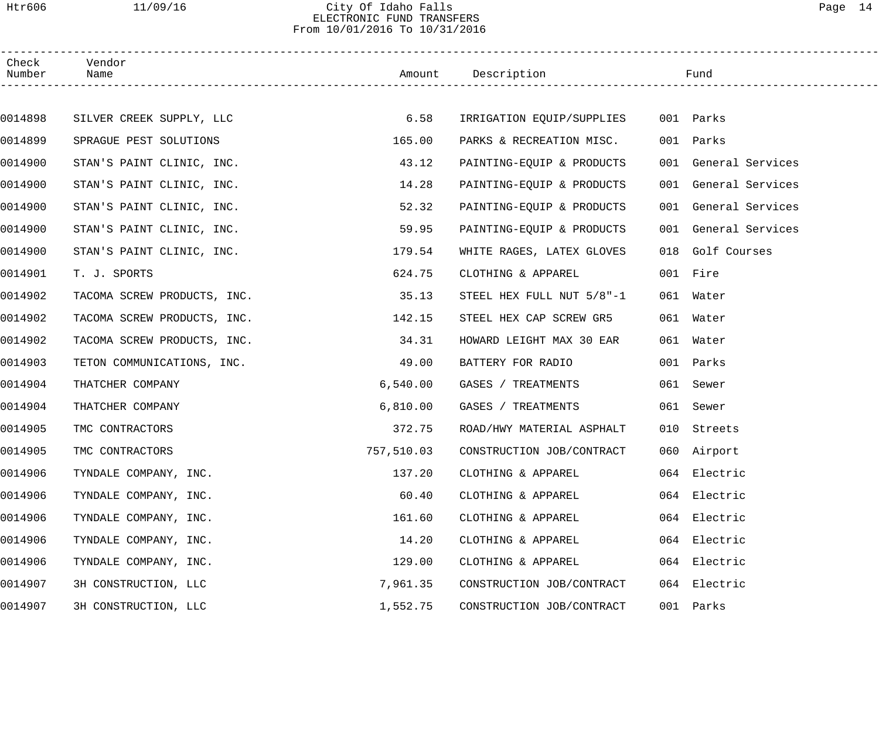| Check Number | Vendor Name | Amount | Description | Fund |
|---|---|---|---|---|
| 0014898 | SILVER CREEK SUPPLY, LLC | 6.58 | IRRIGATION EQUIP/SUPPLIES | 001 Parks |
| 0014899 | SPRAGUE PEST SOLUTIONS | 165.00 | PARKS & RECREATION MISC. | 001 Parks |
| 0014900 | STAN'S PAINT CLINIC, INC. | 43.12 | PAINTING-EQUIP & PRODUCTS | 001 General Services |
| 0014900 | STAN'S PAINT CLINIC, INC. | 14.28 | PAINTING-EQUIP & PRODUCTS | 001 General Services |
| 0014900 | STAN'S PAINT CLINIC, INC. | 52.32 | PAINTING-EQUIP & PRODUCTS | 001 General Services |
| 0014900 | STAN'S PAINT CLINIC, INC. | 59.95 | PAINTING-EQUIP & PRODUCTS | 001 General Services |
| 0014900 | STAN'S PAINT CLINIC, INC. | 179.54 | WHITE RAGES, LATEX GLOVES | 018 Golf Courses |
| 0014901 | T. J. SPORTS | 624.75 | CLOTHING & APPAREL | 001 Fire |
| 0014902 | TACOMA SCREW PRODUCTS, INC. | 35.13 | STEEL HEX FULL NUT 5/8"-1 | 061 Water |
| 0014902 | TACOMA SCREW PRODUCTS, INC. | 142.15 | STEEL HEX CAP SCREW GR5 | 061 Water |
| 0014902 | TACOMA SCREW PRODUCTS, INC. | 34.31 | HOWARD LEIGHT MAX 30 EAR | 061 Water |
| 0014903 | TETON COMMUNICATIONS, INC. | 49.00 | BATTERY FOR RADIO | 001 Parks |
| 0014904 | THATCHER COMPANY | 6,540.00 | GASES / TREATMENTS | 061 Sewer |
| 0014904 | THATCHER COMPANY | 6,810.00 | GASES / TREATMENTS | 061 Sewer |
| 0014905 | TMC CONTRACTORS | 372.75 | ROAD/HWY MATERIAL ASPHALT | 010 Streets |
| 0014905 | TMC CONTRACTORS | 757,510.03 | CONSTRUCTION JOB/CONTRACT | 060 Airport |
| 0014906 | TYNDALE COMPANY, INC. | 137.20 | CLOTHING & APPAREL | 064 Electric |
| 0014906 | TYNDALE COMPANY, INC. | 60.40 | CLOTHING & APPAREL | 064 Electric |
| 0014906 | TYNDALE COMPANY, INC. | 161.60 | CLOTHING & APPAREL | 064 Electric |
| 0014906 | TYNDALE COMPANY, INC. | 14.20 | CLOTHING & APPAREL | 064 Electric |
| 0014906 | TYNDALE COMPANY, INC. | 129.00 | CLOTHING & APPAREL | 064 Electric |
| 0014907 | 3H CONSTRUCTION, LLC | 7,961.35 | CONSTRUCTION JOB/CONTRACT | 064 Electric |
| 0014907 | 3H CONSTRUCTION, LLC | 1,552.75 | CONSTRUCTION JOB/CONTRACT | 001 Parks |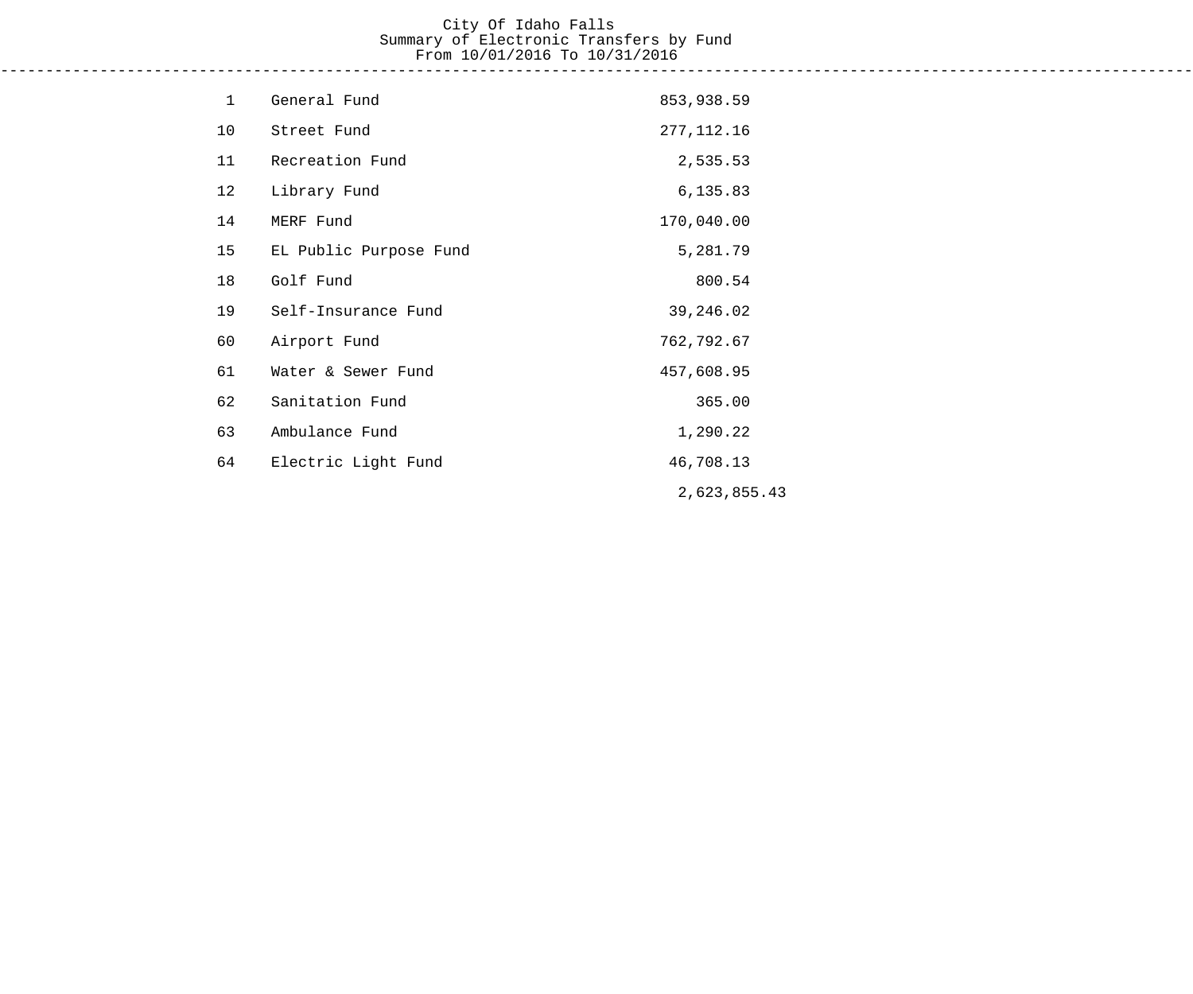City Of Idaho Falls
Summary of Electronic Transfers by Fund
From 10/01/2016 To 10/31/2016

| Fund | Description | Amount |
| --- | --- | --- |
| 1 | General Fund | 853,938.59 |
| 10 | Street Fund | 277,112.16 |
| 11 | Recreation Fund | 2,535.53 |
| 12 | Library Fund | 6,135.83 |
| 14 | MERF Fund | 170,040.00 |
| 15 | EL Public Purpose Fund | 5,281.79 |
| 18 | Golf Fund | 800.54 |
| 19 | Self-Insurance Fund | 39,246.02 |
| 60 | Airport Fund | 762,792.67 |
| 61 | Water & Sewer Fund | 457,608.95 |
| 62 | Sanitation Fund | 365.00 |
| 63 | Ambulance Fund | 1,290.22 |
| 64 | Electric Light Fund | 46,708.13 |
| | | 2,623,855.43 |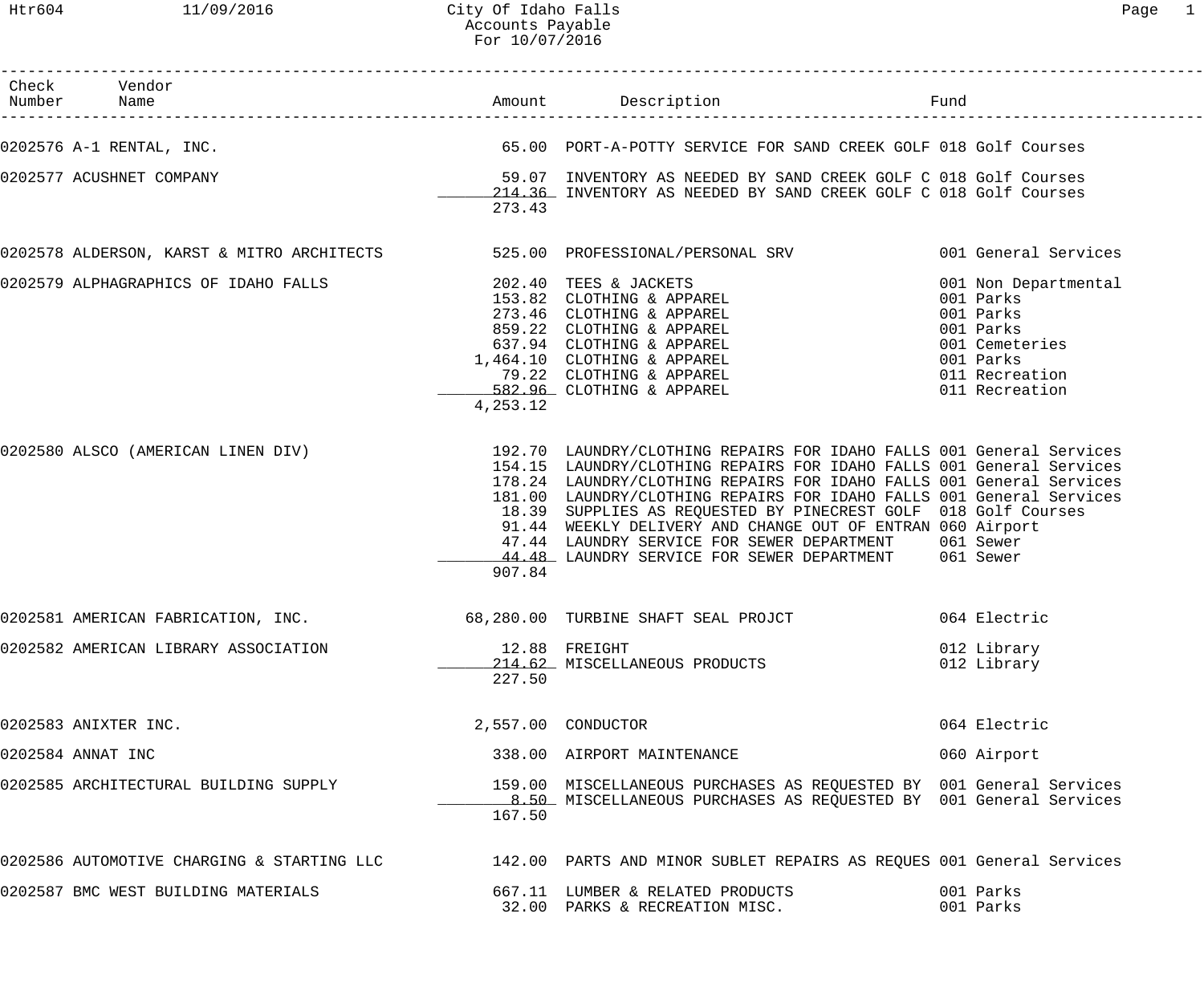City Of Idaho Falls
Accounts Payable
For 10/07/2016

| Check Number | Vendor Name | Amount | Description | Fund |
|---|---|---|---|---|
| 0202576 | A-1 RENTAL, INC. | 65.00 | PORT-A-POTTY SERVICE FOR SAND CREEK GOLF | 018 Golf Courses |
| 0202577 | ACUSHNET COMPANY | 59.07 | INVENTORY AS NEEDED BY SAND CREEK GOLF C | 018 Golf Courses |
| | | 214.36 | INVENTORY AS NEEDED BY SAND CREEK GOLF C | 018 Golf Courses |
| | | 273.43 | | |
| 0202578 | ALDERSON, KARST & MITRO ARCHITECTS | 525.00 | PROFESSIONAL/PERSONAL SRV | 001 General Services |
| 0202579 | ALPHAGRAPHICS OF IDAHO FALLS | 202.40 | TEES & JACKETS | 001 Non Departmental |
| | | 153.82 | CLOTHING & APPAREL | 001 Parks |
| | | 273.46 | CLOTHING & APPAREL | 001 Parks |
| | | 859.22 | CLOTHING & APPAREL | 001 Parks |
| | | 637.94 | CLOTHING & APPAREL | 001 Cemeteries |
| | | 1,464.10 | CLOTHING & APPAREL | 001 Parks |
| | | 79.22 | CLOTHING & APPAREL | 011 Recreation |
| | | 582.96 | CLOTHING & APPAREL | 011 Recreation |
| | | 4,253.12 | | |
| 0202580 | ALSCO (AMERICAN LINEN DIV) | 192.70 | LAUNDRY/CLOTHING REPAIRS FOR IDAHO FALLS | 001 General Services |
| | | 154.15 | LAUNDRY/CLOTHING REPAIRS FOR IDAHO FALLS | 001 General Services |
| | | 178.24 | LAUNDRY/CLOTHING REPAIRS FOR IDAHO FALLS | 001 General Services |
| | | 181.00 | LAUNDRY/CLOTHING REPAIRS FOR IDAHO FALLS | 001 General Services |
| | | 18.39 | SUPPLIES AS REQUESTED BY PINECREST GOLF | 018 Golf Courses |
| | | 91.44 | WEEKLY DELIVERY AND CHANGE OUT OF ENTRAN | 060 Airport |
| | | 47.44 | LAUNDRY SERVICE FOR SEWER DEPARTMENT | 061 Sewer |
| | | 44.48 | LAUNDRY SERVICE FOR SEWER DEPARTMENT | 061 Sewer |
| | | 907.84 | | |
| 0202581 | AMERICAN FABRICATION, INC. | 68,280.00 | TURBINE SHAFT SEAL PROJCT | 064 Electric |
| 0202582 | AMERICAN LIBRARY ASSOCIATION | 12.88 | FREIGHT | 012 Library |
| | | 214.62 | MISCELLANEOUS PRODUCTS | 012 Library |
| | | 227.50 | | |
| 0202583 | ANIXTER INC. | 2,557.00 | CONDUCTOR | 064 Electric |
| 0202584 | ANNAT INC | 338.00 | AIRPORT MAINTENANCE | 060 Airport |
| 0202585 | ARCHITECTURAL BUILDING SUPPLY | 159.00 | MISCELLANEOUS PURCHASES AS REQUESTED BY | 001 General Services |
| | | 8.50 | MISCELLANEOUS PURCHASES AS REQUESTED BY | 001 General Services |
| | | 167.50 | | |
| 0202586 | AUTOMOTIVE CHARGING & STARTING LLC | 142.00 | PARTS AND MINOR SUBLET REPAIRS AS REQUES | 001 General Services |
| 0202587 | BMC WEST BUILDING MATERIALS | 667.11 | LUMBER & RELATED PRODUCTS | 001 Parks |
| | | 32.00 | PARKS & RECREATION MISC. | 001 Parks |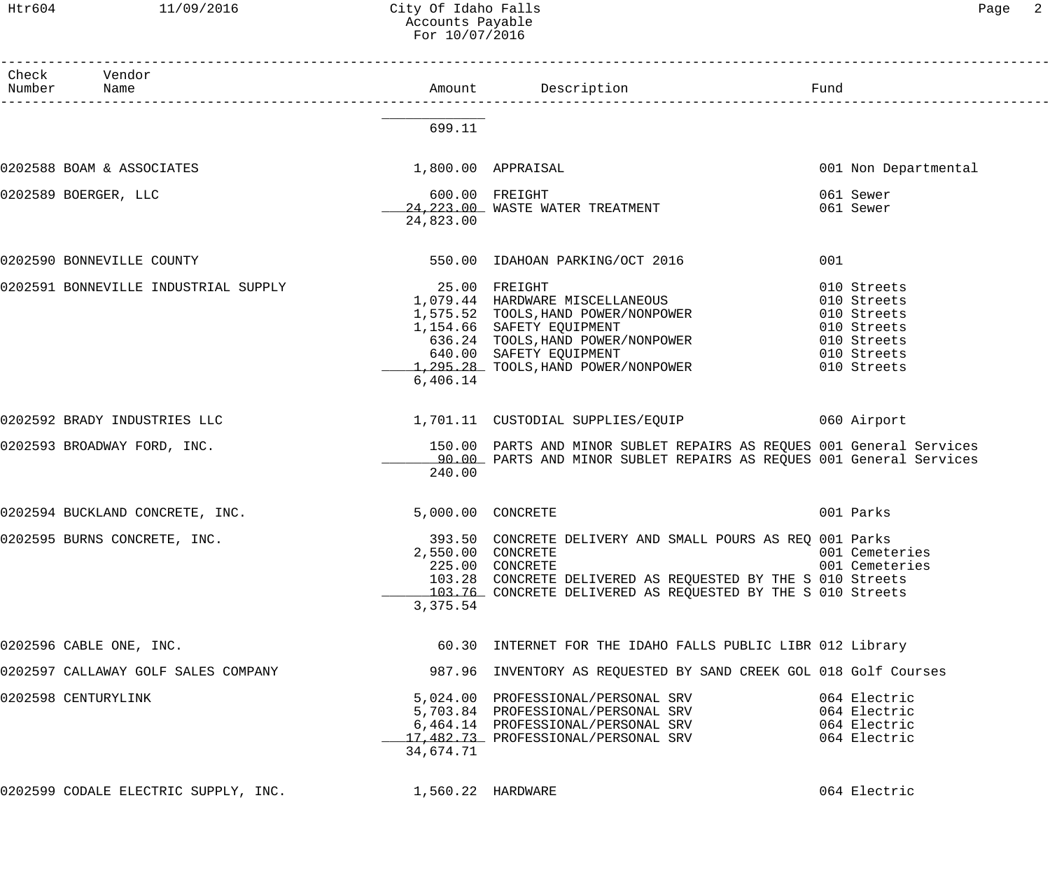City Of Idaho Falls
Accounts Payable
For 10/07/2016

| Check Number | Vendor Name | Amount | Description | Fund |
|---|---|---|---|---|
| | | 699.11 | | |
| 0202588 | BOAM & ASSOCIATES | 1,800.00 | APPRAISAL | 001 Non Departmental |
| 0202589 | BOERGER, LLC | 600.00 | FREIGHT | 061 Sewer |
| | | 24,223.00 | WASTE WATER TREATMENT | 061 Sewer |
| | | 24,823.00 | | |
| 0202590 | BONNEVILLE COUNTY | 550.00 | IDAHOAN PARKING/OCT 2016 | 001 |
| 0202591 | BONNEVILLE INDUSTRIAL SUPPLY | 25.00 | FREIGHT | 010 Streets |
| | | 1,079.44 | HARDWARE MISCELLANEOUS | 010 Streets |
| | | 1,575.52 | TOOLS,HAND POWER/NONPOWER | 010 Streets |
| | | 1,154.66 | SAFETY EQUIPMENT | 010 Streets |
| | | 636.24 | TOOLS,HAND POWER/NONPOWER | 010 Streets |
| | | 640.00 | SAFETY EQUIPMENT | 010 Streets |
| | | 1,295.28 | TOOLS,HAND POWER/NONPOWER | 010 Streets |
| | | 6,406.14 | | |
| 0202592 | BRADY INDUSTRIES LLC | 1,701.11 | CUSTODIAL SUPPLIES/EQUIP | 060 Airport |
| 0202593 | BROADWAY FORD, INC. | 150.00 | PARTS AND MINOR SUBLET REPAIRS AS REQUES | 001 General Services |
| | | 90.00 | PARTS AND MINOR SUBLET REPAIRS AS REQUES | 001 General Services |
| | | 240.00 | | |
| 0202594 | BUCKLAND CONCRETE, INC. | 5,000.00 | CONCRETE | 001 Parks |
| 0202595 | BURNS CONCRETE, INC. | 393.50 | CONCRETE DELIVERY AND SMALL POURS AS REQ | 001 Parks |
| | | 2,550.00 | CONCRETE | 001 Cemeteries |
| | | 225.00 | CONCRETE | 001 Cemeteries |
| | | 103.28 | CONCRETE DELIVERED AS REQUESTED BY THE S | 010 Streets |
| | | 103.76 | CONCRETE DELIVERED AS REQUESTED BY THE S | 010 Streets |
| | | 3,375.54 | | |
| 0202596 | CABLE ONE, INC. | 60.30 | INTERNET FOR THE IDAHO FALLS PUBLIC LIBR | 012 Library |
| 0202597 | CALLAWAY GOLF SALES COMPANY | 987.96 | INVENTORY AS REQUESTED BY SAND CREEK GOL | 018 Golf Courses |
| 0202598 | CENTURYLINK | 5,024.00 | PROFESSIONAL/PERSONAL SRV | 064 Electric |
| | | 5,703.84 | PROFESSIONAL/PERSONAL SRV | 064 Electric |
| | | 6,464.14 | PROFESSIONAL/PERSONAL SRV | 064 Electric |
| | | 17,482.73 | PROFESSIONAL/PERSONAL SRV | 064 Electric |
| | | 34,674.71 | | |
| 0202599 | CODALE ELECTRIC SUPPLY, INC. | 1,560.22 | HARDWARE | 064 Electric |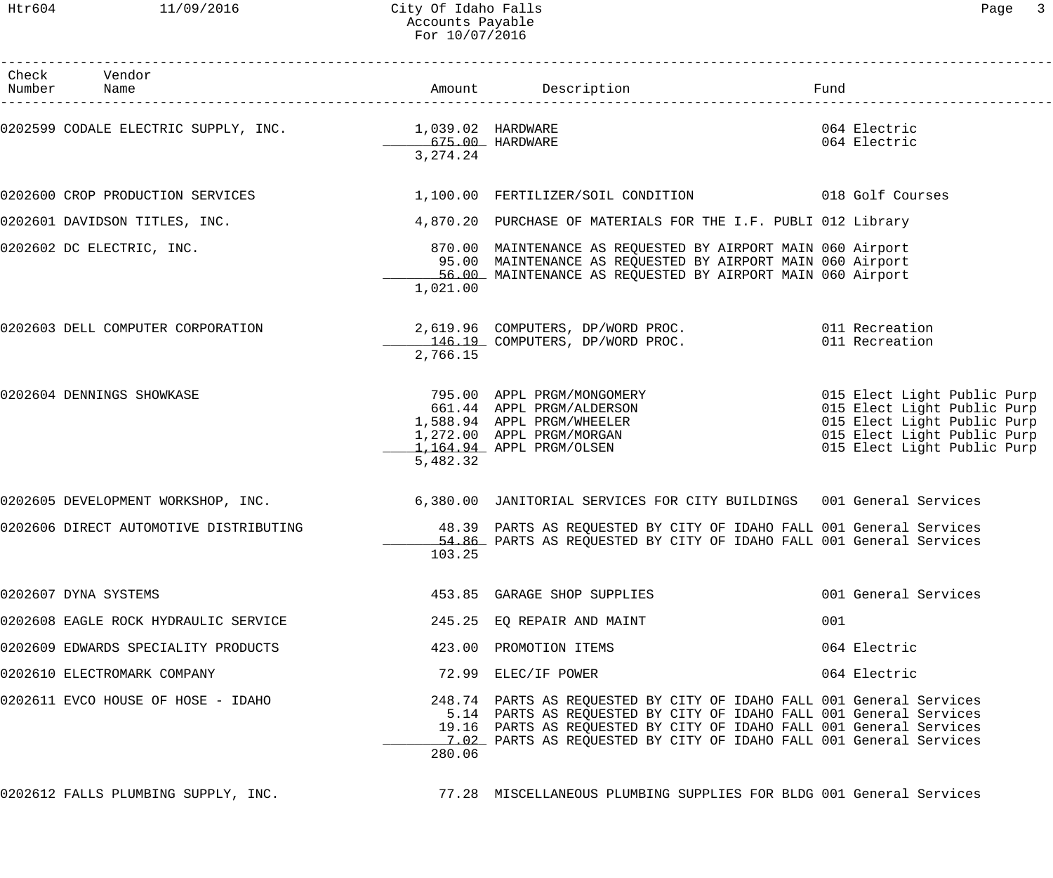# City Of Idaho Falls
## Accounts Payable
### For 10/07/2016

| Check Number | Vendor Name | Amount | Description | Fund |
|---|---|---|---|---|
| 0202599 | CODALE ELECTRIC SUPPLY, INC. | 1,039.02 | HARDWARE | 064 Electric |
| | | 675.00 | HARDWARE | 064 Electric |
| | | 3,274.24 | | |
| 0202600 | CROP PRODUCTION SERVICES | 1,100.00 | FERTILIZER/SOIL CONDITION | 018 Golf Courses |
| 0202601 | DAVIDSON TITLES, INC. | 4,870.20 | PURCHASE OF MATERIALS FOR THE I.F. PUBLI | 012 Library |
| 0202602 | DC ELECTRIC, INC. | 870.00 | MAINTENANCE AS REQUESTED BY AIRPORT MAIN | 060 Airport |
| | | 95.00 | MAINTENANCE AS REQUESTED BY AIRPORT MAIN | 060 Airport |
| | | 56.00 | MAINTENANCE AS REQUESTED BY AIRPORT MAIN | 060 Airport |
| | | 1,021.00 | | |
| 0202603 | DELL COMPUTER CORPORATION | 2,619.96 | COMPUTERS, DP/WORD PROC. | 011 Recreation |
| | | 146.19 | COMPUTERS, DP/WORD PROC. | 011 Recreation |
| | | 2,766.15 | | |
| 0202604 | DENNINGS SHOWKASE | 795.00 | APPL PRGM/MONGOMERY | 015 Elect Light Public Purp |
| | | 661.44 | APPL PRGM/ALDERSON | 015 Elect Light Public Purp |
| | | 1,588.94 | APPL PRGM/WHEELER | 015 Elect Light Public Purp |
| | | 1,272.00 | APPL PRGM/MORGAN | 015 Elect Light Public Purp |
| | | 1,164.94 | APPL PRGM/OLSEN | 015 Elect Light Public Purp |
| | | 5,482.32 | | |
| 0202605 | DEVELOPMENT WORKSHOP, INC. | 6,380.00 | JANITORIAL SERVICES FOR CITY BUILDINGS | 001 General Services |
| 0202606 | DIRECT AUTOMOTIVE DISTRIBUTING | 48.39 | PARTS AS REQUESTED BY CITY OF IDAHO FALL | 001 General Services |
| | | 54.86 | PARTS AS REQUESTED BY CITY OF IDAHO FALL | 001 General Services |
| | | 103.25 | | |
| 0202607 | DYNA SYSTEMS | 453.85 | GARAGE SHOP SUPPLIES | 001 General Services |
| 0202608 | EAGLE ROCK HYDRAULIC SERVICE | 245.25 | EQ REPAIR AND MAINT | 001 |
| 0202609 | EDWARDS SPECIALITY PRODUCTS | 423.00 | PROMOTION ITEMS | 064 Electric |
| 0202610 | ELECTROMARK COMPANY | 72.99 | ELEC/IF POWER | 064 Electric |
| 0202611 | EVCO HOUSE OF HOSE - IDAHO | 248.74 | PARTS AS REQUESTED BY CITY OF IDAHO FALL | 001 General Services |
| | | 5.14 | PARTS AS REQUESTED BY CITY OF IDAHO FALL | 001 General Services |
| | | 19.16 | PARTS AS REQUESTED BY CITY OF IDAHO FALL | 001 General Services |
| | | 7.02 | PARTS AS REQUESTED BY CITY OF IDAHO FALL | 001 General Services |
| | | 280.06 | | |
| 0202612 | FALLS PLUMBING SUPPLY, INC. | 77.28 | MISCELLANEOUS PLUMBING SUPPLIES FOR BLDG | 001 General Services |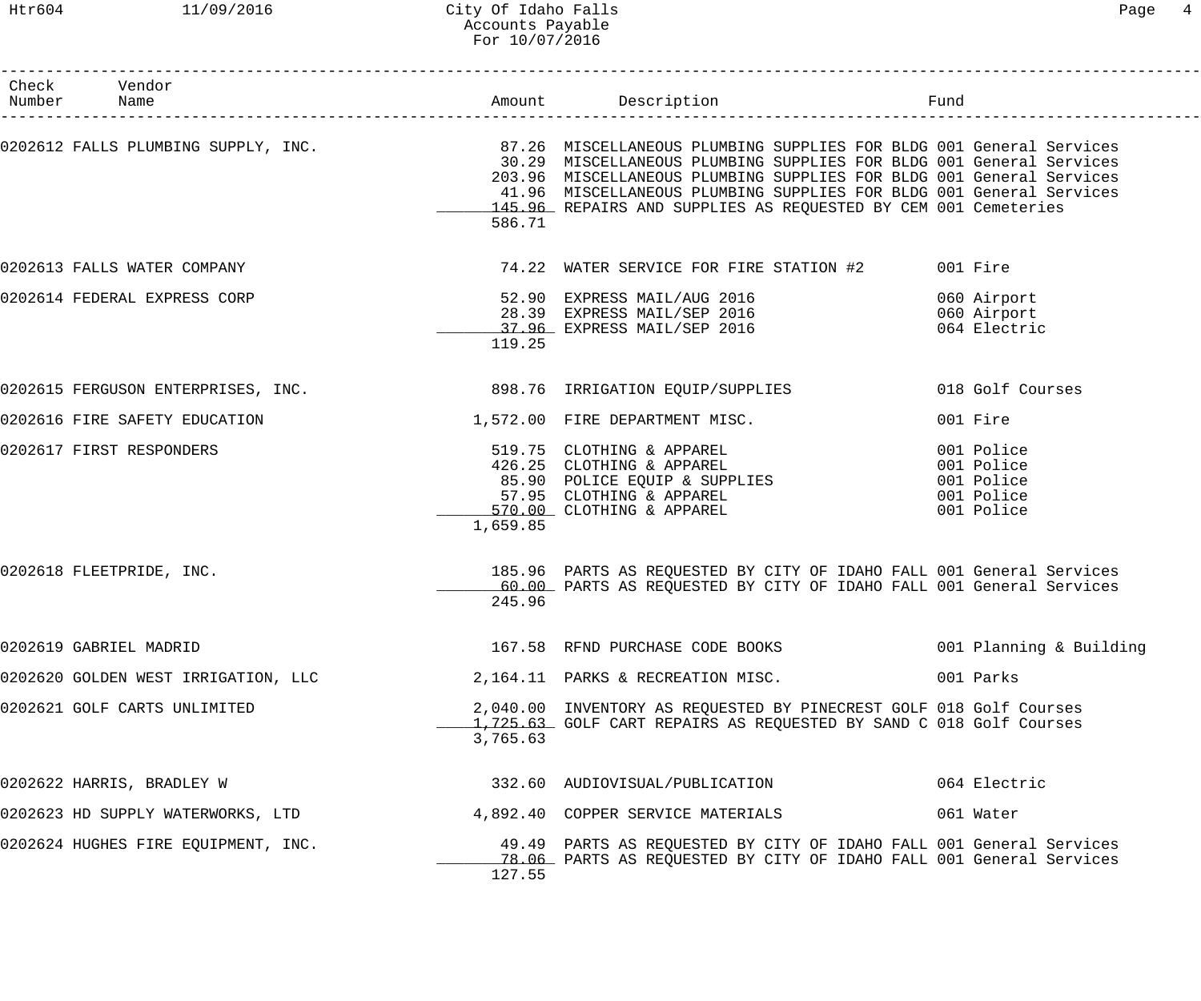# City Of Idaho Falls
## Accounts Payable
### For 10/07/2016

| Check Number | Vendor Name | Amount | Description | Fund |
|---|---|---|---|---|
| 0202612 | FALLS PLUMBING SUPPLY, INC. | 87.26 | MISCELLANEOUS PLUMBING SUPPLIES FOR BLDG | 001 General Services |
| | | 30.29 | MISCELLANEOUS PLUMBING SUPPLIES FOR BLDG | 001 General Services |
| | | 203.96 | MISCELLANEOUS PLUMBING SUPPLIES FOR BLDG | 001 General Services |
| | | 41.96 | MISCELLANEOUS PLUMBING SUPPLIES FOR BLDG | 001 General Services |
| | | 145.96 | REPAIRS AND SUPPLIES AS REQUESTED BY CEM | 001 Cemeteries |
| | | 586.71 | | |
| 0202613 | FALLS WATER COMPANY | 74.22 | WATER SERVICE FOR FIRE STATION #2 | 001 Fire |
| 0202614 | FEDERAL EXPRESS CORP | 52.90 | EXPRESS MAIL/AUG 2016 | 060 Airport |
| | | 28.39 | EXPRESS MAIL/SEP 2016 | 060 Airport |
| | | 37.96 | EXPRESS MAIL/SEP 2016 | 064 Electric |
| | | 119.25 | | |
| 0202615 | FERGUSON ENTERPRISES, INC. | 898.76 | IRRIGATION EQUIP/SUPPLIES | 018 Golf Courses |
| 0202616 | FIRE SAFETY EDUCATION | 1,572.00 | FIRE DEPARTMENT MISC. | 001 Fire |
| 0202617 | FIRST RESPONDERS | 519.75 | CLOTHING & APPAREL | 001 Police |
| | | 426.25 | CLOTHING & APPAREL | 001 Police |
| | | 85.90 | POLICE EQUIP & SUPPLIES | 001 Police |
| | | 57.95 | CLOTHING & APPAREL | 001 Police |
| | | 570.00 | CLOTHING & APPAREL | 001 Police |
| | | 1,659.85 | | |
| 0202618 | FLEETPRIDE, INC. | 185.96 | PARTS AS REQUESTED BY CITY OF IDAHO FALL | 001 General Services |
| | | 60.00 | PARTS AS REQUESTED BY CITY OF IDAHO FALL | 001 General Services |
| | | 245.96 | | |
| 0202619 | GABRIEL MADRID | 167.58 | RFND PURCHASE CODE BOOKS | 001 Planning & Building |
| 0202620 | GOLDEN WEST IRRIGATION, LLC | 2,164.11 | PARKS & RECREATION MISC. | 001 Parks |
| 0202621 | GOLF CARTS UNLIMITED | 2,040.00 | INVENTORY AS REQUESTED BY PINECREST GOLF | 018 Golf Courses |
| | | 1,725.63 | GOLF CART REPAIRS AS REQUESTED BY SAND C | 018 Golf Courses |
| | | 3,765.63 | | |
| 0202622 | HARRIS, BRADLEY W | 332.60 | AUDIOVISUAL/PUBLICATION | 064 Electric |
| 0202623 | HD SUPPLY WATERWORKS, LTD | 4,892.40 | COPPER SERVICE MATERIALS | 061 Water |
| 0202624 | HUGHES FIRE EQUIPMENT, INC. | 49.49 | PARTS AS REQUESTED BY CITY OF IDAHO FALL | 001 General Services |
| | | 78.06 | PARTS AS REQUESTED BY CITY OF IDAHO FALL | 001 General Services |
| | | 127.55 | | |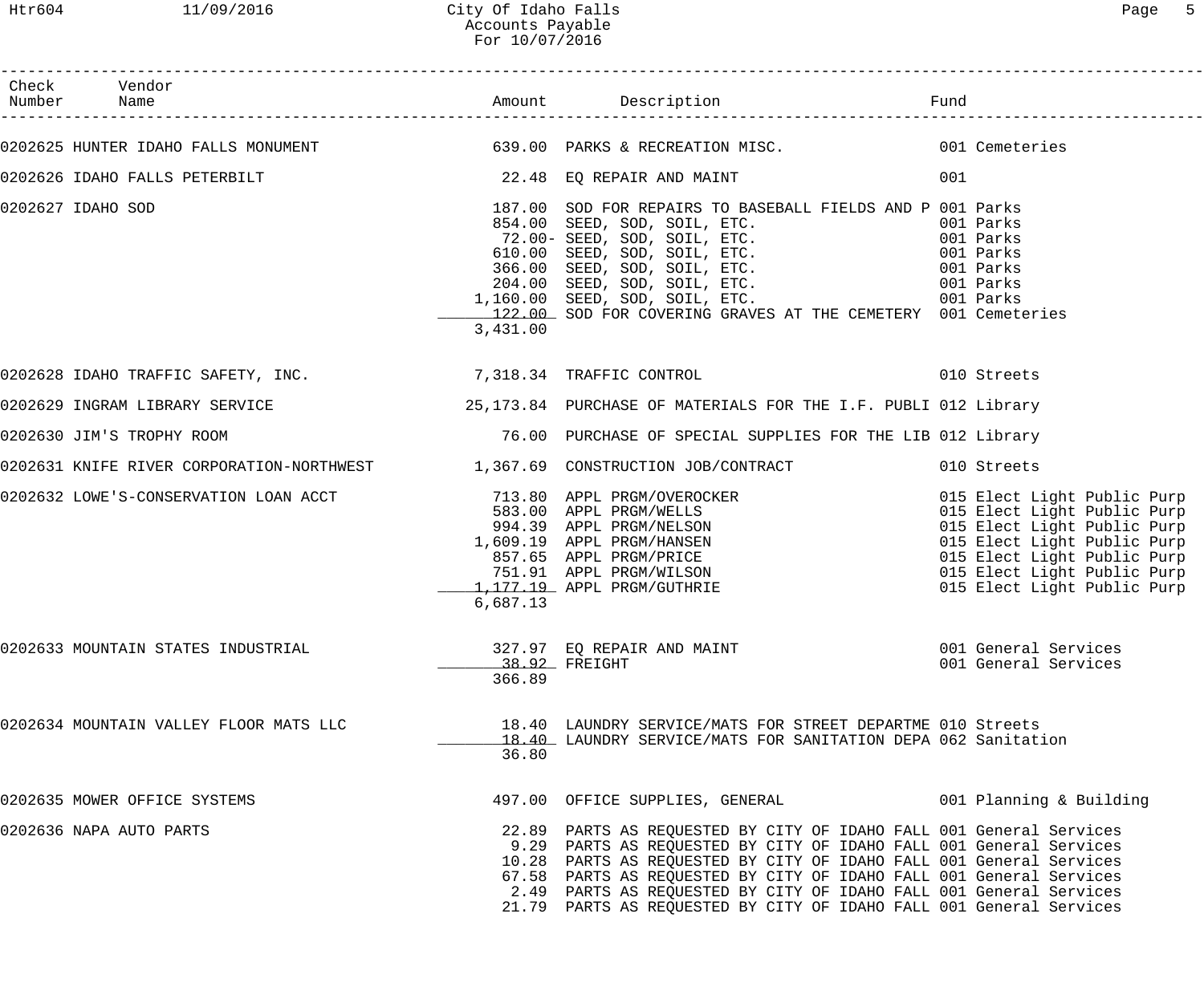City Of Idaho Falls
Accounts Payable
For 10/07/2016

| Check Number | Vendor Name | Amount | Description | Fund |
|---|---|---|---|---|
| 0202625 | HUNTER IDAHO FALLS MONUMENT | 639.00 | PARKS & RECREATION MISC. | 001 Cemeteries |
| 0202626 | IDAHO FALLS PETERBILT | 22.48 | EQ REPAIR AND MAINT | 001 |
| 0202627 | IDAHO SOD | 187.00 | SOD FOR REPAIRS TO BASEBALL FIELDS AND P | 001 Parks |
| | | 854.00 | SEED, SOD, SOIL, ETC. | 001 Parks |
| | | 72.00- | SEED, SOD, SOIL, ETC. | 001 Parks |
| | | 610.00 | SEED, SOD, SOIL, ETC. | 001 Parks |
| | | 366.00 | SEED, SOD, SOIL, ETC. | 001 Parks |
| | | 204.00 | SEED, SOD, SOIL, ETC. | 001 Parks |
| | | 1,160.00 | SEED, SOD, SOIL, ETC. | 001 Parks |
| | | 122.00 | SOD FOR COVERING GRAVES AT THE CEMETERY | 001 Cemeteries |
| | | 3,431.00 | | |
| 0202628 | IDAHO TRAFFIC SAFETY, INC. | 7,318.34 | TRAFFIC CONTROL | 010 Streets |
| 0202629 | INGRAM LIBRARY SERVICE | 25,173.84 | PURCHASE OF MATERIALS FOR THE I.F. PUBLI | 012 Library |
| 0202630 | JIM'S TROPHY ROOM | 76.00 | PURCHASE OF SPECIAL SUPPLIES FOR THE LIB | 012 Library |
| 0202631 | KNIFE RIVER CORPORATION-NORTHWEST | 1,367.69 | CONSTRUCTION JOB/CONTRACT | 010 Streets |
| 0202632 | LOWE'S-CONSERVATION LOAN ACCT | 713.80 | APPL PRGM/OVEROCKER | 015 Elect Light Public Purp |
| | | 583.00 | APPL PRGM/WELLS | 015 Elect Light Public Purp |
| | | 994.39 | APPL PRGM/NELSON | 015 Elect Light Public Purp |
| | | 1,609.19 | APPL PRGM/HANSEN | 015 Elect Light Public Purp |
| | | 857.65 | APPL PRGM/PRICE | 015 Elect Light Public Purp |
| | | 751.91 | APPL PRGM/WILSON | 015 Elect Light Public Purp |
| | | 1,177.19 | APPL PRGM/GUTHRIE | 015 Elect Light Public Purp |
| | | 6,687.13 | | |
| 0202633 | MOUNTAIN STATES INDUSTRIAL | 327.97 | EQ REPAIR AND MAINT | 001 General Services |
| | | 38.92 | FREIGHT | 001 General Services |
| | | 366.89 | | |
| 0202634 | MOUNTAIN VALLEY FLOOR MATS LLC | 18.40 | LAUNDRY SERVICE/MATS FOR STREET DEPARTME | 010 Streets |
| | | 18.40 | LAUNDRY SERVICE/MATS FOR SANITATION DEPA | 062 Sanitation |
| | | 36.80 | | |
| 0202635 | MOWER OFFICE SYSTEMS | 497.00 | OFFICE SUPPLIES, GENERAL | 001 Planning & Building |
| 0202636 | NAPA AUTO PARTS | 22.89 | PARTS AS REQUESTED BY CITY OF IDAHO FALL | 001 General Services |
| | | 9.29 | PARTS AS REQUESTED BY CITY OF IDAHO FALL | 001 General Services |
| | | 10.28 | PARTS AS REQUESTED BY CITY OF IDAHO FALL | 001 General Services |
| | | 67.58 | PARTS AS REQUESTED BY CITY OF IDAHO FALL | 001 General Services |
| | | 2.49 | PARTS AS REQUESTED BY CITY OF IDAHO FALL | 001 General Services |
| | | 21.79 | PARTS AS REQUESTED BY CITY OF IDAHO FALL | 001 General Services |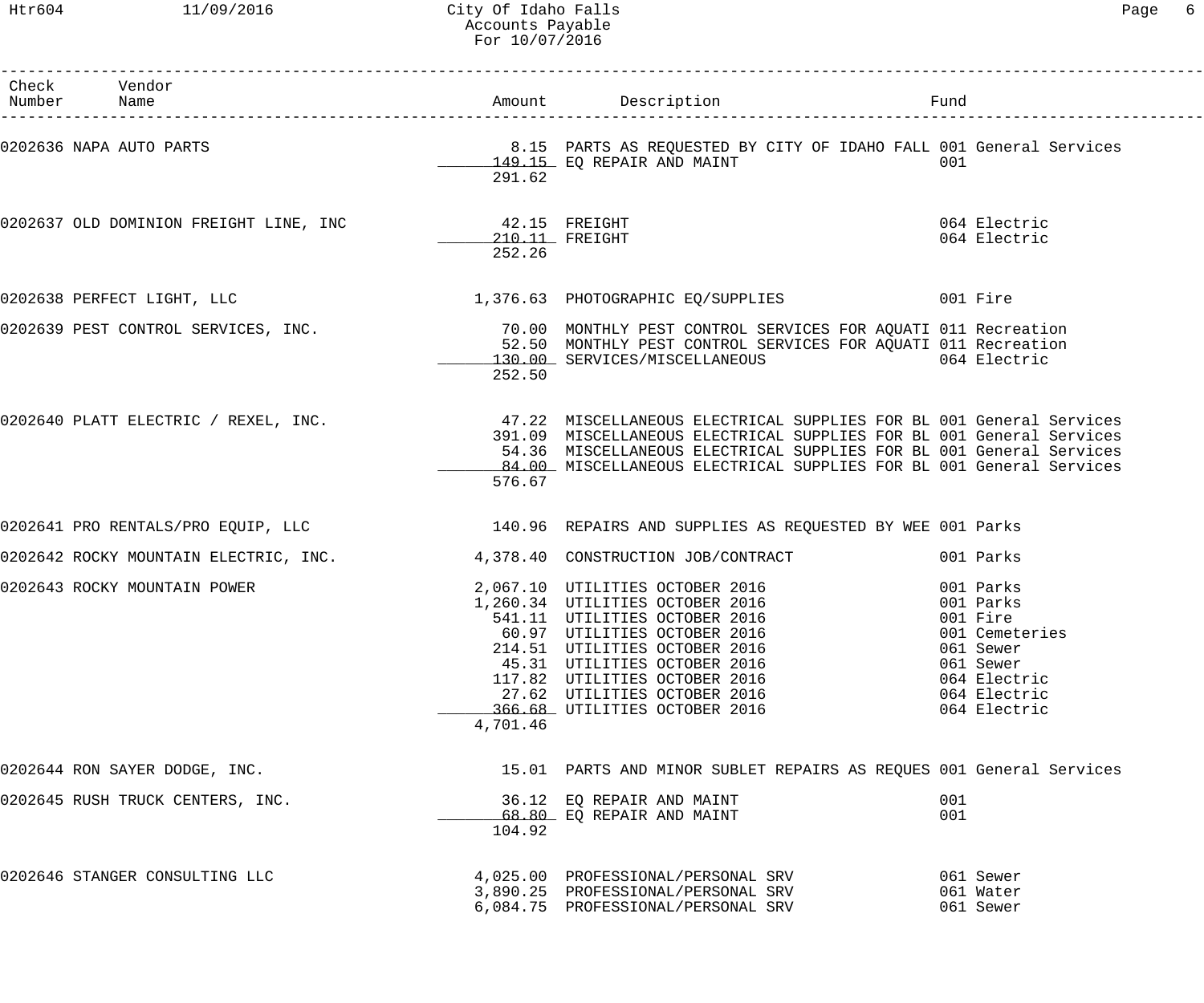| Check Number | Vendor Name | Amount | Description | Fund |
|---|---|---|---|---|
| 0202636 | NAPA AUTO PARTS | 8.15 | PARTS AS REQUESTED BY CITY OF IDAHO FALL | 001 General Services |
| | | 149.15 | EQ REPAIR AND MAINT | 001 |
| | | 291.62 | | |
| 0202637 | OLD DOMINION FREIGHT LINE, INC | 42.15 | FREIGHT | 064 Electric |
| | | 210.11 | FREIGHT | 064 Electric |
| | | 252.26 | | |
| 0202638 | PERFECT LIGHT, LLC | 1,376.63 | PHOTOGRAPHIC EQ/SUPPLIES | 001 Fire |
| 0202639 | PEST CONTROL SERVICES, INC. | 70.00 | MONTHLY PEST CONTROL SERVICES FOR AQUATI | 011 Recreation |
| | | 52.50 | MONTHLY PEST CONTROL SERVICES FOR AQUATI | 011 Recreation |
| | | 130.00 | SERVICES/MISCELLANEOUS | 064 Electric |
| | | 252.50 | | |
| 0202640 | PLATT ELECTRIC / REXEL, INC. | 47.22 | MISCELLANEOUS ELECTRICAL SUPPLIES FOR BL | 001 General Services |
| | | 391.09 | MISCELLANEOUS ELECTRICAL SUPPLIES FOR BL | 001 General Services |
| | | 54.36 | MISCELLANEOUS ELECTRICAL SUPPLIES FOR BL | 001 General Services |
| | | 84.00 | MISCELLANEOUS ELECTRICAL SUPPLIES FOR BL | 001 General Services |
| | | 576.67 | | |
| 0202641 | PRO RENTALS/PRO EQUIP, LLC | 140.96 | REPAIRS AND SUPPLIES AS REQUESTED BY WEE | 001 Parks |
| 0202642 | ROCKY MOUNTAIN ELECTRIC, INC. | 4,378.40 | CONSTRUCTION JOB/CONTRACT | 001 Parks |
| 0202643 | ROCKY MOUNTAIN POWER | 2,067.10 | UTILITIES OCTOBER 2016 | 001 Parks |
| | | 1,260.34 | UTILITIES OCTOBER 2016 | 001 Parks |
| | | 541.11 | UTILITIES OCTOBER 2016 | 001 Fire |
| | | 60.97 | UTILITIES OCTOBER 2016 | 001 Cemeteries |
| | | 214.51 | UTILITIES OCTOBER 2016 | 061 Sewer |
| | | 45.31 | UTILITIES OCTOBER 2016 | 061 Sewer |
| | | 117.82 | UTILITIES OCTOBER 2016 | 064 Electric |
| | | 27.62 | UTILITIES OCTOBER 2016 | 064 Electric |
| | | 366.68 | UTILITIES OCTOBER 2016 | 064 Electric |
| | | 4,701.46 | | |
| 0202644 | RON SAYER DODGE, INC. | 15.01 | PARTS AND MINOR SUBLET REPAIRS AS REQUES | 001 General Services |
| 0202645 | RUSH TRUCK CENTERS, INC. | 36.12 | EQ REPAIR AND MAINT | 001 |
| | | 68.80 | EQ REPAIR AND MAINT | 001 |
| | | 104.92 | | |
| 0202646 | STANGER CONSULTING LLC | 4,025.00 | PROFESSIONAL/PERSONAL SRV | 061 Sewer |
| | | 3,890.25 | PROFESSIONAL/PERSONAL SRV | 061 Water |
| | | 6,084.75 | PROFESSIONAL/PERSONAL SRV | 061 Sewer |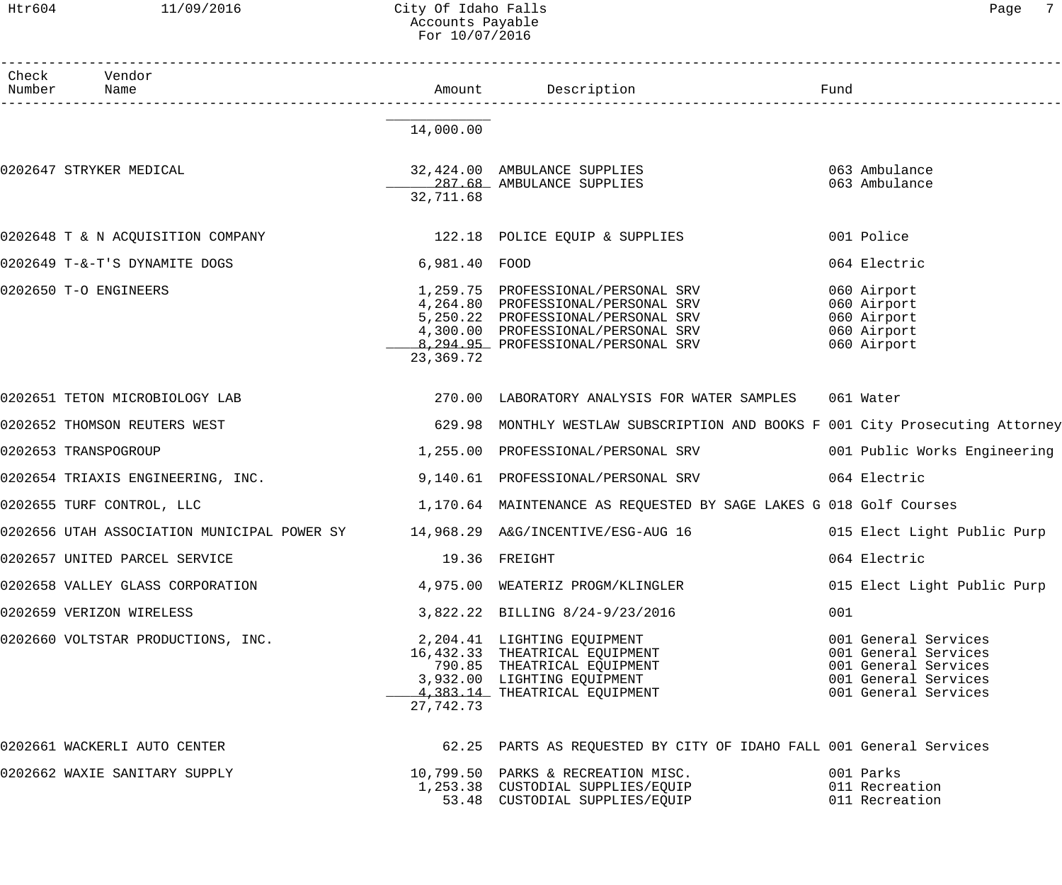| Check Number | Vendor Name | Amount | Description | Fund |
|---|---|---|---|---|
| | | 14,000.00 | | |
| 0202647 | STRYKER MEDICAL | 32,424.00 | AMBULANCE SUPPLIES | 063 Ambulance |
| | | 287.68 | AMBULANCE SUPPLIES | 063 Ambulance |
| | | 32,711.68 | | |
| 0202648 | T & N ACQUISITION COMPANY | 122.18 | POLICE EQUIP & SUPPLIES | 001 Police |
| 0202649 | T-&-T'S DYNAMITE DOGS | 6,981.40 | FOOD | 064 Electric |
| 0202650 | T-O ENGINEERS | 1,259.75 | PROFESSIONAL/PERSONAL SRV | 060 Airport |
| | | 4,264.80 | PROFESSIONAL/PERSONAL SRV | 060 Airport |
| | | 5,250.22 | PROFESSIONAL/PERSONAL SRV | 060 Airport |
| | | 4,300.00 | PROFESSIONAL/PERSONAL SRV | 060 Airport |
| | | 8,294.95 | PROFESSIONAL/PERSONAL SRV | 060 Airport |
| | | 23,369.72 | | |
| 0202651 | TETON MICROBIOLOGY LAB | 270.00 | LABORATORY ANALYSIS FOR WATER SAMPLES | 061 Water |
| 0202652 | THOMSON REUTERS WEST | 629.98 | MONTHLY WESTLAW SUBSCRIPTION AND BOOKS F | 001 City Prosecuting Attorney |
| 0202653 | TRANSPOGROUP | 1,255.00 | PROFESSIONAL/PERSONAL SRV | 001 Public Works Engineering |
| 0202654 | TRIAXIS ENGINEERING, INC. | 9,140.61 | PROFESSIONAL/PERSONAL SRV | 064 Electric |
| 0202655 | TURF CONTROL, LLC | 1,170.64 | MAINTENANCE AS REQUESTED BY SAGE LAKES G | 018 Golf Courses |
| 0202656 | UTAH ASSOCIATION MUNICIPAL POWER SY | 14,968.29 | A&G/INCENTIVE/ESG-AUG 16 | 015 Elect Light Public Purp |
| 0202657 | UNITED PARCEL SERVICE | 19.36 | FREIGHT | 064 Electric |
| 0202658 | VALLEY GLASS CORPORATION | 4,975.00 | WEATERIZ PROGM/KLINGLER | 015 Elect Light Public Purp |
| 0202659 | VERIZON WIRELESS | 3,822.22 | BILLING 8/24-9/23/2016 | 001 |
| 0202660 | VOLTSTAR PRODUCTIONS, INC. | 2,204.41 | LIGHTING EQUIPMENT | 001 General Services |
| | | 16,432.33 | THEATRICAL EQUIPMENT | 001 General Services |
| | | 790.85 | THEATRICAL EQUIPMENT | 001 General Services |
| | | 3,932.00 | LIGHTING EQUIPMENT | 001 General Services |
| | | 4,383.14 | THEATRICAL EQUIPMENT | 001 General Services |
| | | 27,742.73 | | |
| 0202661 | WACKERLI AUTO CENTER | 62.25 | PARTS AS REQUESTED BY CITY OF IDAHO FALL | 001 General Services |
| 0202662 | WAXIE SANITARY SUPPLY | 10,799.50 | PARKS & RECREATION MISC. | 001 Parks |
| | | 1,253.38 | CUSTODIAL SUPPLIES/EQUIP | 011 Recreation |
| | | 53.48 | CUSTODIAL SUPPLIES/EQUIP | 011 Recreation |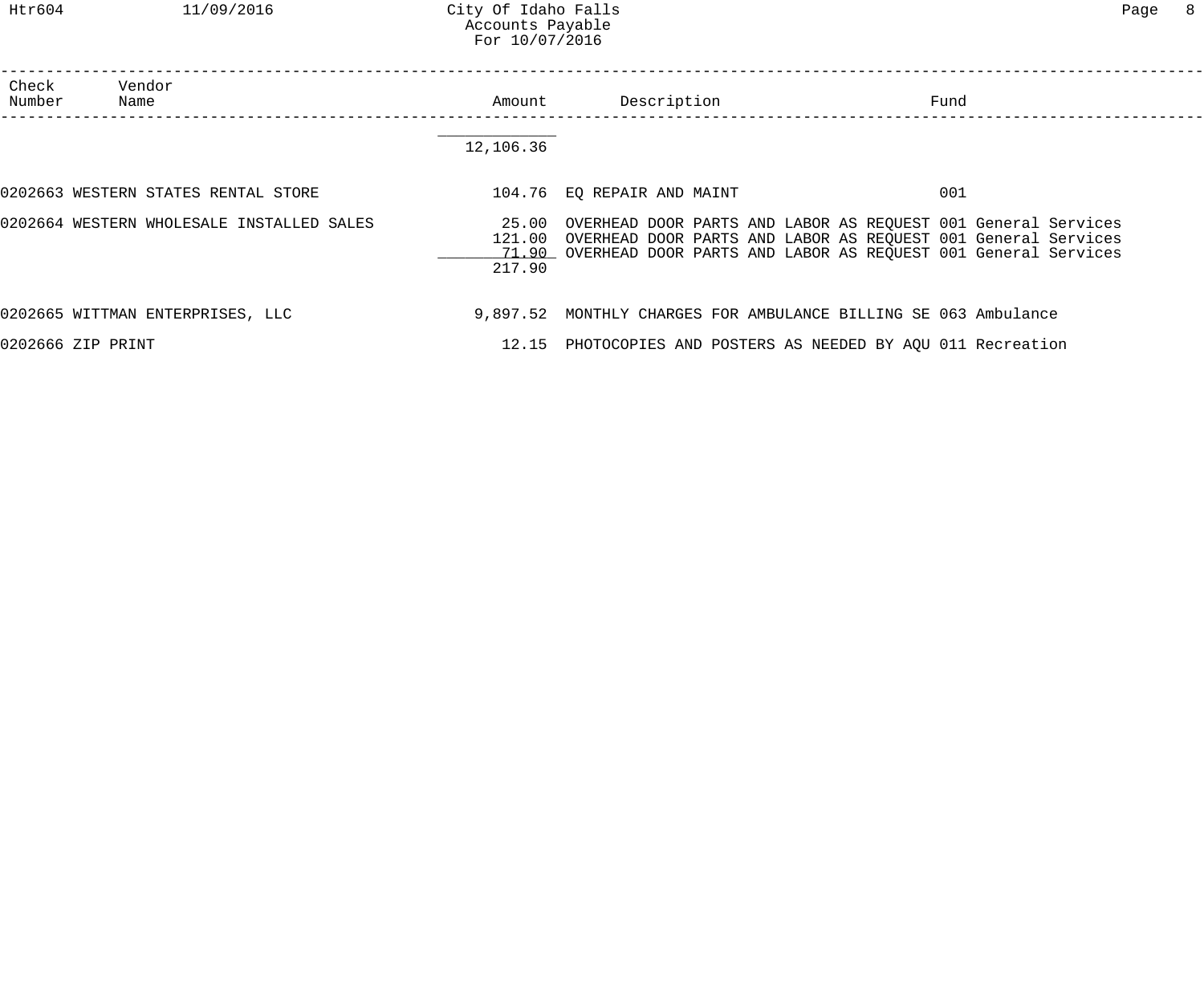| Check Number | Vendor Name | Amount | Description | Fund |
|---|---|---|---|---|
| | | 12,106.36 | | |
| 0202663 | WESTERN STATES RENTAL STORE | 104.76 | EQ REPAIR AND MAINT | 001 |
| 0202664 | WESTERN WHOLESALE INSTALLED SALES | 25.00 | OVERHEAD DOOR PARTS AND LABOR AS REQUEST | 001 General Services |
| | | 121.00 | OVERHEAD DOOR PARTS AND LABOR AS REQUEST | 001 General Services |
| | | 71.90 | OVERHEAD DOOR PARTS AND LABOR AS REQUEST | 001 General Services |
| | | 217.90 | | |
| 0202665 | WITTMAN ENTERPRISES, LLC | 9,897.52 | MONTHLY CHARGES FOR AMBULANCE BILLING SE | 063 Ambulance |
| 0202666 | ZIP PRINT | 12.15 | PHOTOCOPIES AND POSTERS AS NEEDED BY AQU | 011 Recreation |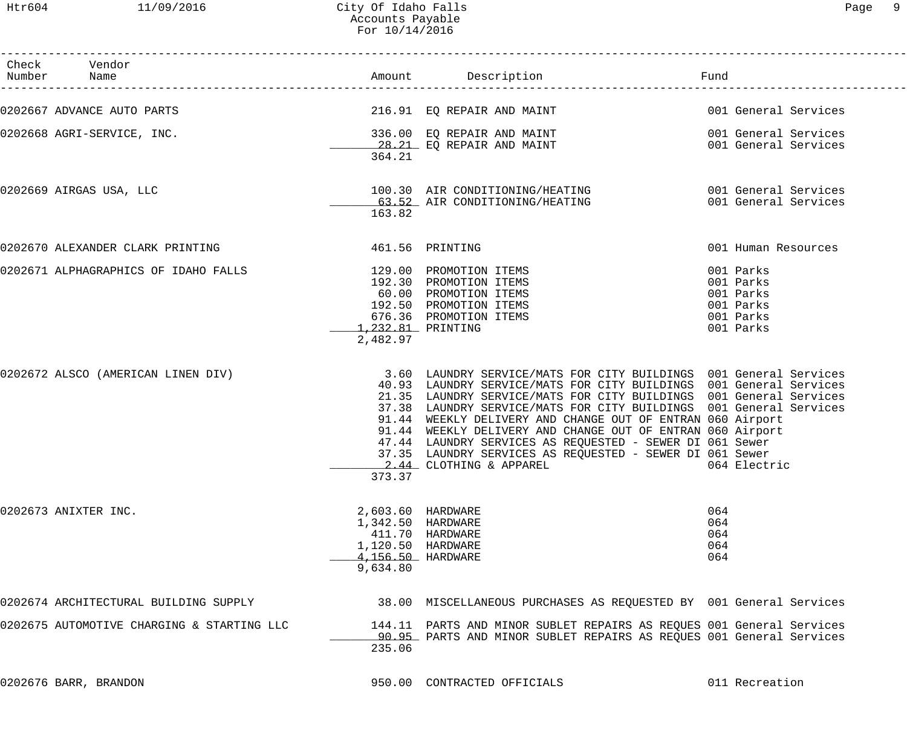# City Of Idaho Falls
## Accounts Payable
### For 10/14/2016

| Check Number | Vendor Name | Amount | Description | Fund |
|---|---|---|---|---|
| 0202667 | ADVANCE AUTO PARTS | 216.91 | EQ REPAIR AND MAINT | 001 General Services |
| 0202668 | AGRI-SERVICE, INC. | 336.00 | EQ REPAIR AND MAINT | 001 General Services |
| | | 28.21 | EQ REPAIR AND MAINT | 001 General Services |
| | | 364.21 | | |
| 0202669 | AIRGAS USA, LLC | 100.30 | AIR CONDITIONING/HEATING | 001 General Services |
| | | 63.52 | AIR CONDITIONING/HEATING | 001 General Services |
| | | 163.82 | | |
| 0202670 | ALEXANDER CLARK PRINTING | 461.56 | PRINTING | 001 Human Resources |
| 0202671 | ALPHAGRAPHICS OF IDAHO FALLS | 129.00 | PROMOTION ITEMS | 001 Parks |
| | | 192.30 | PROMOTION ITEMS | 001 Parks |
| | | 60.00 | PROMOTION ITEMS | 001 Parks |
| | | 192.50 | PROMOTION ITEMS | 001 Parks |
| | | 676.36 | PROMOTION ITEMS | 001 Parks |
| | | 1,232.81 | PRINTING | 001 Parks |
| | | 2,482.97 | | |
| 0202672 | ALSCO (AMERICAN LINEN DIV) | 3.60 | LAUNDRY SERVICE/MATS FOR CITY BUILDINGS | 001 General Services |
| | | 40.93 | LAUNDRY SERVICE/MATS FOR CITY BUILDINGS | 001 General Services |
| | | 21.35 | LAUNDRY SERVICE/MATS FOR CITY BUILDINGS | 001 General Services |
| | | 37.38 | LAUNDRY SERVICE/MATS FOR CITY BUILDINGS | 001 General Services |
| | | 91.44 | WEEKLY DELIVERY AND CHANGE OUT OF ENTRAN | 060 Airport |
| | | 91.44 | WEEKLY DELIVERY AND CHANGE OUT OF ENTRAN | 060 Airport |
| | | 47.44 | LAUNDRY SERVICES AS REQUESTED - SEWER DI | 061 Sewer |
| | | 37.35 | LAUNDRY SERVICES AS REQUESTED - SEWER DI | 061 Sewer |
| | | 2.44 | CLOTHING & APPAREL | 064 Electric |
| | | 373.37 | | |
| 0202673 | ANIXTER INC. | 2,603.60 | HARDWARE | 064 |
| | | 1,342.50 | HARDWARE | 064 |
| | | 411.70 | HARDWARE | 064 |
| | | 1,120.50 | HARDWARE | 064 |
| | | 4,156.50 | HARDWARE | 064 |
| | | 9,634.80 | | |
| 0202674 | ARCHITECTURAL BUILDING SUPPLY | 38.00 | MISCELLANEOUS PURCHASES AS REQUESTED BY | 001 General Services |
| 0202675 | AUTOMOTIVE CHARGING & STARTING LLC | 144.11 | PARTS AND MINOR SUBLET REPAIRS AS REQUES | 001 General Services |
| | | 90.95 | PARTS AND MINOR SUBLET REPAIRS AS REQUES | 001 General Services |
| | | 235.06 | | |
| 0202676 | BARR, BRANDON | 950.00 | CONTRACTED OFFICIALS | 011 Recreation |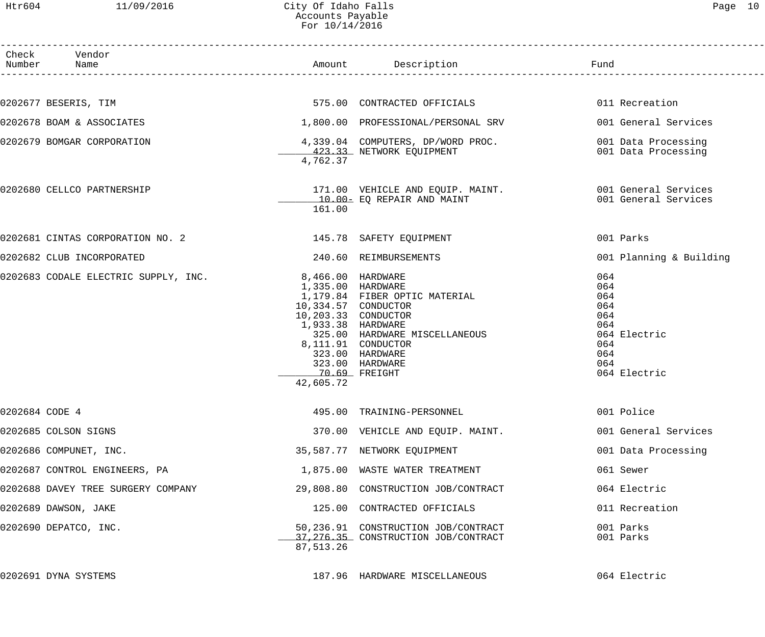# City Of Idaho Falls
## Accounts Payable
### For 10/14/2016

| Check Number | Vendor Name | Amount | Description | Fund |
|---|---|---|---|---|
| 0202677 | BESERIS, TIM | 575.00 | CONTRACTED OFFICIALS | 011 Recreation |
| 0202678 | BOAM & ASSOCIATES | 1,800.00 | PROFESSIONAL/PERSONAL SRV | 001 General Services |
| 0202679 | BOMGAR CORPORATION | 4,339.04 | COMPUTERS, DP/WORD PROC. | 001 Data Processing |
| | | 423.33 | NETWORK EQUIPMENT | 001 Data Processing |
| | | 4,762.37 | | |
| 0202680 | CELLCO PARTNERSHIP | 171.00 | VEHICLE AND EQUIP. MAINT. | 001 General Services |
| | | 10.00- | EQ REPAIR AND MAINT | 001 General Services |
| | | 161.00 | | |
| 0202681 | CINTAS CORPORATION NO. 2 | 145.78 | SAFETY EQUIPMENT | 001 Parks |
| 0202682 | CLUB INCORPORATED | 240.60 | REIMBURSEMENTS | 001 Planning & Building |
| 0202683 | CODALE ELECTRIC SUPPLY, INC. | 8,466.00 | HARDWARE | 064 |
| | | 1,335.00 | HARDWARE | 064 |
| | | 1,179.84 | FIBER OPTIC MATERIAL | 064 |
| | | 10,334.57 | CONDUCTOR | 064 |
| | | 10,203.33 | CONDUCTOR | 064 |
| | | 1,933.38 | HARDWARE | 064 |
| | | 325.00 | HARDWARE MISCELLANEOUS | 064 Electric |
| | | 8,111.91 | CONDUCTOR | 064 |
| | | 323.00 | HARDWARE | 064 |
| | | 323.00 | HARDWARE | 064 |
| | | 70.69 | FREIGHT | 064 Electric |
| | | 42,605.72 | | |
| 0202684 | CODE 4 | 495.00 | TRAINING-PERSONNEL | 001 Police |
| 0202685 | COLSON SIGNS | 370.00 | VEHICLE AND EQUIP. MAINT. | 001 General Services |
| 0202686 | COMPUNET, INC. | 35,587.77 | NETWORK EQUIPMENT | 001 Data Processing |
| 0202687 | CONTROL ENGINEERS, PA | 1,875.00 | WASTE WATER TREATMENT | 061 Sewer |
| 0202688 | DAVEY TREE SURGERY COMPANY | 29,808.80 | CONSTRUCTION JOB/CONTRACT | 064 Electric |
| 0202689 | DAWSON, JAKE | 125.00 | CONTRACTED OFFICIALS | 011 Recreation |
| 0202690 | DEPATCO, INC. | 50,236.91 | CONSTRUCTION JOB/CONTRACT | 001 Parks |
| | | 37,276.35 | CONSTRUCTION JOB/CONTRACT | 001 Parks |
| | | 87,513.26 | | |
| 0202691 | DYNA SYSTEMS | 187.96 | HARDWARE MISCELLANEOUS | 064 Electric |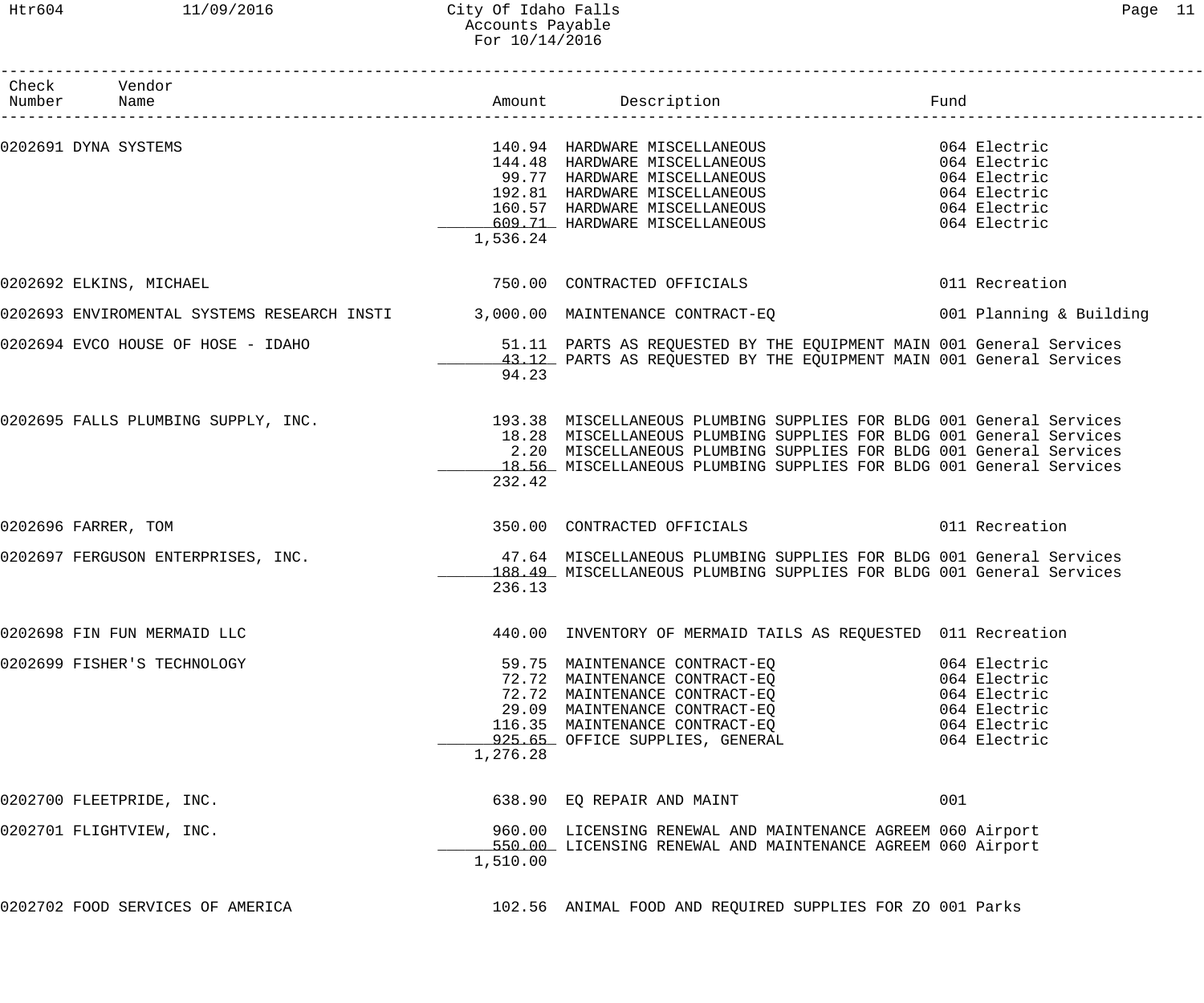City Of Idaho Falls
Accounts Payable
For 10/14/2016

| Check Number | Vendor Name | Amount | Description | Fund |
|---|---|---|---|---|
| 0202691 | DYNA SYSTEMS | 140.94 | HARDWARE MISCELLANEOUS | 064 Electric |
| | | 144.48 | HARDWARE MISCELLANEOUS | 064 Electric |
| | | 99.77 | HARDWARE MISCELLANEOUS | 064 Electric |
| | | 192.81 | HARDWARE MISCELLANEOUS | 064 Electric |
| | | 160.57 | HARDWARE MISCELLANEOUS | 064 Electric |
| | | 609.71 | HARDWARE MISCELLANEOUS | 064 Electric |
| | | 1,536.24 | | |
| 0202692 | ELKINS, MICHAEL | 750.00 | CONTRACTED OFFICIALS | 011 Recreation |
| 0202693 | ENVIROMENTAL SYSTEMS RESEARCH INSTI | 3,000.00 | MAINTENANCE CONTRACT-EQ | 001 Planning & Building |
| 0202694 | EVCO HOUSE OF HOSE - IDAHO | 51.11 | PARTS AS REQUESTED BY THE EQUIPMENT MAIN | 001 General Services |
| | | 43.12 | PARTS AS REQUESTED BY THE EQUIPMENT MAIN | 001 General Services |
| | | 94.23 | | |
| 0202695 | FALLS PLUMBING SUPPLY, INC. | 193.38 | MISCELLANEOUS PLUMBING SUPPLIES FOR BLDG | 001 General Services |
| | | 18.28 | MISCELLANEOUS PLUMBING SUPPLIES FOR BLDG | 001 General Services |
| | | 2.20 | MISCELLANEOUS PLUMBING SUPPLIES FOR BLDG | 001 General Services |
| | | 18.56 | MISCELLANEOUS PLUMBING SUPPLIES FOR BLDG | 001 General Services |
| | | 232.42 | | |
| 0202696 | FARRER, TOM | 350.00 | CONTRACTED OFFICIALS | 011 Recreation |
| 0202697 | FERGUSON ENTERPRISES, INC. | 47.64 | MISCELLANEOUS PLUMBING SUPPLIES FOR BLDG | 001 General Services |
| | | 188.49 | MISCELLANEOUS PLUMBING SUPPLIES FOR BLDG | 001 General Services |
| | | 236.13 | | |
| 0202698 | FIN FUN MERMAID LLC | 440.00 | INVENTORY OF MERMAID TAILS AS REQUESTED | 011 Recreation |
| 0202699 | FISHER'S TECHNOLOGY | 59.75 | MAINTENANCE CONTRACT-EQ | 064 Electric |
| | | 72.72 | MAINTENANCE CONTRACT-EQ | 064 Electric |
| | | 72.72 | MAINTENANCE CONTRACT-EQ | 064 Electric |
| | | 29.09 | MAINTENANCE CONTRACT-EQ | 064 Electric |
| | | 116.35 | MAINTENANCE CONTRACT-EQ | 064 Electric |
| | | 925.65 | OFFICE SUPPLIES, GENERAL | 064 Electric |
| | | 1,276.28 | | |
| 0202700 | FLEETPRIDE, INC. | 638.90 | EQ REPAIR AND MAINT | 001 |
| 0202701 | FLIGHTVIEW, INC. | 960.00 | LICENSING RENEWAL AND MAINTENANCE AGREEM | 060 Airport |
| | | 550.00 | LICENSING RENEWAL AND MAINTENANCE AGREEM | 060 Airport |
| | | 1,510.00 | | |
| 0202702 | FOOD SERVICES OF AMERICA | 102.56 | ANIMAL FOOD AND REQUIRED SUPPLIES FOR ZO | 001 Parks |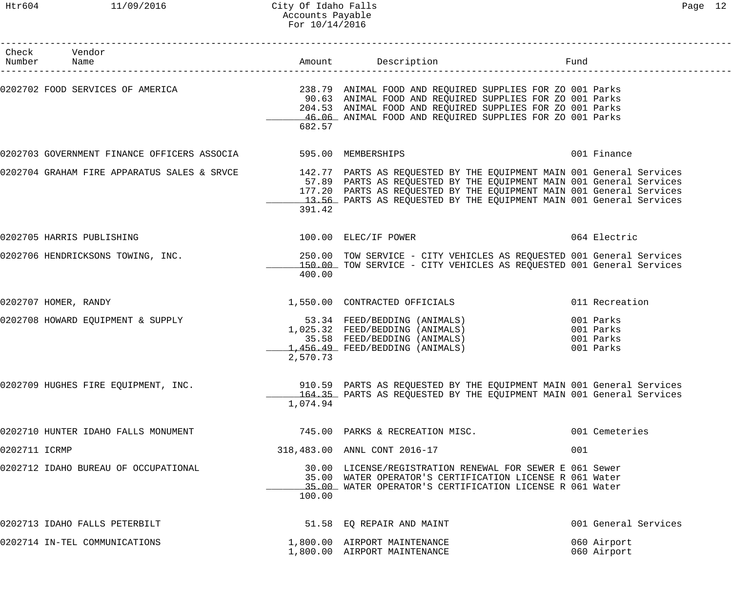# City Of Idaho Falls
## Accounts Payable
### For 10/14/2016

| Check Number | Vendor Name | Amount | Description | Fund |
|---|---|---|---|---|
| 0202702 | FOOD SERVICES OF AMERICA | 238.79 | ANIMAL FOOD AND REQUIRED SUPPLIES FOR ZO | 001 Parks |
| | | 90.63 | ANIMAL FOOD AND REQUIRED SUPPLIES FOR ZO | 001 Parks |
| | | 204.53 | ANIMAL FOOD AND REQUIRED SUPPLIES FOR ZO | 001 Parks |
| | | 46.06 | ANIMAL FOOD AND REQUIRED SUPPLIES FOR ZO | 001 Parks |
| | | 682.57 | | |
| 0202703 | GOVERNMENT FINANCE OFFICERS ASSOCIA | 595.00 | MEMBERSHIPS | 001 Finance |
| 0202704 | GRAHAM FIRE APPARATUS SALES & SRVCE | 142.77 | PARTS AS REQUESTED BY THE EQUIPMENT MAIN | 001 General Services |
| | | 57.89 | PARTS AS REQUESTED BY THE EQUIPMENT MAIN | 001 General Services |
| | | 177.20 | PARTS AS REQUESTED BY THE EQUIPMENT MAIN | 001 General Services |
| | | 13.56 | PARTS AS REQUESTED BY THE EQUIPMENT MAIN | 001 General Services |
| | | 391.42 | | |
| 0202705 | HARRIS PUBLISHING | 100.00 | ELEC/IF POWER | 064 Electric |
| 0202706 | HENDRICKSONS TOWING, INC. | 250.00 | TOW SERVICE - CITY VEHICLES AS REQUESTED | 001 General Services |
| | | 150.00 | TOW SERVICE - CITY VEHICLES AS REQUESTED | 001 General Services |
| | | 400.00 | | |
| 0202707 | HOMER, RANDY | 1,550.00 | CONTRACTED OFFICIALS | 011 Recreation |
| 0202708 | HOWARD EQUIPMENT & SUPPLY | 53.34 | FEED/BEDDING (ANIMALS) | 001 Parks |
| | | 1,025.32 | FEED/BEDDING (ANIMALS) | 001 Parks |
| | | 35.58 | FEED/BEDDING (ANIMALS) | 001 Parks |
| | | 1,456.49 | FEED/BEDDING (ANIMALS) | 001 Parks |
| | | 2,570.73 | | |
| 0202709 | HUGHES FIRE EQUIPMENT, INC. | 910.59 | PARTS AS REQUESTED BY THE EQUIPMENT MAIN | 001 General Services |
| | | 164.35 | PARTS AS REQUESTED BY THE EQUIPMENT MAIN | 001 General Services |
| | | 1,074.94 | | |
| 0202710 | HUNTER IDAHO FALLS MONUMENT | 745.00 | PARKS & RECREATION MISC. | 001 Cemeteries |
| 0202711 | ICRMP | 318,483.00 | ANNL CONT 2016-17 | 001 |
| 0202712 | IDAHO BUREAU OF OCCUPATIONAL | 30.00 | LICENSE/REGISTRATION RENEWAL FOR SEWER E | 061 Sewer |
| | | 35.00 | WATER OPERATOR'S CERTIFICATION LICENSE R | 061 Water |
| | | 35.00 | WATER OPERATOR'S CERTIFICATION LICENSE R | 061 Water |
| | | 100.00 | | |
| 0202713 | IDAHO FALLS PETERBILT | 51.58 | EQ REPAIR AND MAINT | 001 General Services |
| 0202714 | IN-TEL COMMUNICATIONS | 1,800.00 | AIRPORT MAINTENANCE | 060 Airport |
| | | 1,800.00 | AIRPORT MAINTENANCE | 060 Airport |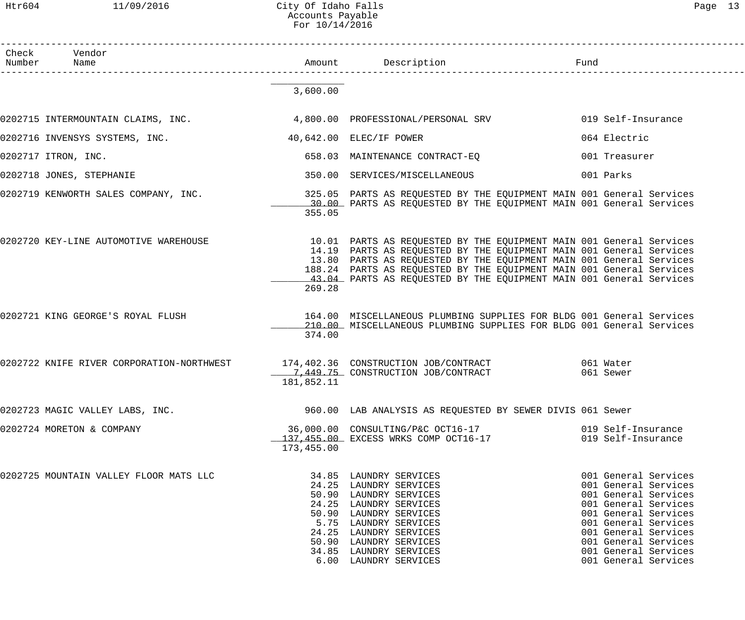| Check Number | Vendor Name | Amount | Description | Fund |
|---|---|---|---|---|
| | | 3,600.00 | | |
| 0202715 | INTERMOUNTAIN CLAIMS, INC. | 4,800.00 | PROFESSIONAL/PERSONAL SRV | 019 Self-Insurance |
| 0202716 | INVENSYS SYSTEMS, INC. | 40,642.00 | ELEC/IF POWER | 064 Electric |
| 0202717 | ITRON, INC. | 658.03 | MAINTENANCE CONTRACT-EQ | 001 Treasurer |
| 0202718 | JONES, STEPHANIE | 350.00 | SERVICES/MISCELLANEOUS | 001 Parks |
| 0202719 | KENWORTH SALES COMPANY, INC. | 325.05 | PARTS AS REQUESTED BY THE EQUIPMENT MAIN | 001 General Services |
| | | 30.00 | PARTS AS REQUESTED BY THE EQUIPMENT MAIN | 001 General Services |
| | | 355.05 | | |
| 0202720 | KEY-LINE AUTOMOTIVE WAREHOUSE | 10.01 | PARTS AS REQUESTED BY THE EQUIPMENT MAIN | 001 General Services |
| | | 14.19 | PARTS AS REQUESTED BY THE EQUIPMENT MAIN | 001 General Services |
| | | 13.80 | PARTS AS REQUESTED BY THE EQUIPMENT MAIN | 001 General Services |
| | | 188.24 | PARTS AS REQUESTED BY THE EQUIPMENT MAIN | 001 General Services |
| | | 43.04 | PARTS AS REQUESTED BY THE EQUIPMENT MAIN | 001 General Services |
| | | 269.28 | | |
| 0202721 | KING GEORGE'S ROYAL FLUSH | 164.00 | MISCELLANEOUS PLUMBING SUPPLIES FOR BLDG | 001 General Services |
| | | 210.00 | MISCELLANEOUS PLUMBING SUPPLIES FOR BLDG | 001 General Services |
| | | 374.00 | | |
| 0202722 | KNIFE RIVER CORPORATION-NORTHWEST | 174,402.36 | CONSTRUCTION JOB/CONTRACT | 061 Water |
| | | 7,449.75 | CONSTRUCTION JOB/CONTRACT | 061 Sewer |
| | | 181,852.11 | | |
| 0202723 | MAGIC VALLEY LABS, INC. | 960.00 | LAB ANALYSIS AS REQUESTED BY SEWER DIVIS | 061 Sewer |
| 0202724 | MORETON & COMPANY | 36,000.00 | CONSULTING/P&C OCT16-17 | 019 Self-Insurance |
| | | 137,455.00 | EXCESS WRKS COMP OCT16-17 | 019 Self-Insurance |
| | | 173,455.00 | | |
| 0202725 | MOUNTAIN VALLEY FLOOR MATS LLC | 34.85 | LAUNDRY SERVICES | 001 General Services |
| | | 24.25 | LAUNDRY SERVICES | 001 General Services |
| | | 50.90 | LAUNDRY SERVICES | 001 General Services |
| | | 24.25 | LAUNDRY SERVICES | 001 General Services |
| | | 50.90 | LAUNDRY SERVICES | 001 General Services |
| | | 5.75 | LAUNDRY SERVICES | 001 General Services |
| | | 24.25 | LAUNDRY SERVICES | 001 General Services |
| | | 50.90 | LAUNDRY SERVICES | 001 General Services |
| | | 34.85 | LAUNDRY SERVICES | 001 General Services |
| | | 6.00 | LAUNDRY SERVICES | 001 General Services |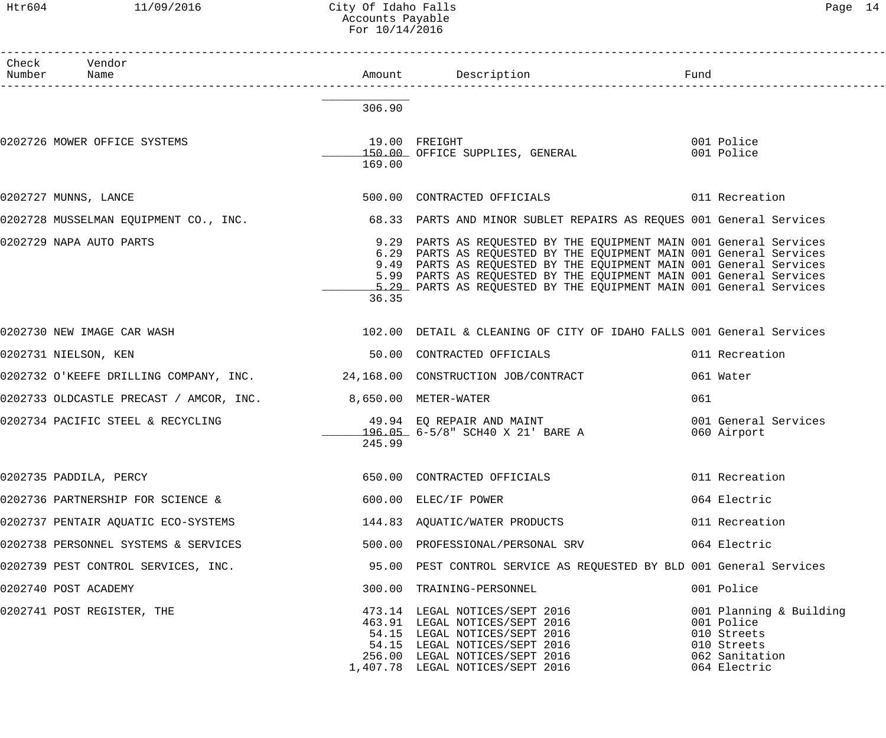| Check Number | Vendor Name | Amount | Description | Fund |
|---|---|---|---|---|
| | | 306.90 | | |
| 0202726 | MOWER OFFICE SYSTEMS | 19.00 | FREIGHT | 001 Police |
| | | 150.00 | OFFICE SUPPLIES, GENERAL | 001 Police |
| | | 169.00 | | |
| 0202727 | MUNNS, LANCE | 500.00 | CONTRACTED OFFICIALS | 011 Recreation |
| 0202728 | MUSSELMAN EQUIPMENT CO., INC. | 68.33 | PARTS AND MINOR SUBLET REPAIRS AS REQUES | 001 General Services |
| 0202729 | NAPA AUTO PARTS | 9.29 | PARTS AS REQUESTED BY THE EQUIPMENT MAIN | 001 General Services |
| | | 6.29 | PARTS AS REQUESTED BY THE EQUIPMENT MAIN | 001 General Services |
| | | 9.49 | PARTS AS REQUESTED BY THE EQUIPMENT MAIN | 001 General Services |
| | | 5.99 | PARTS AS REQUESTED BY THE EQUIPMENT MAIN | 001 General Services |
| | | 5.29 | PARTS AS REQUESTED BY THE EQUIPMENT MAIN | 001 General Services |
| | | 36.35 | | |
| 0202730 | NEW IMAGE CAR WASH | 102.00 | DETAIL & CLEANING OF CITY OF IDAHO FALLS | 001 General Services |
| 0202731 | NIELSON, KEN | 50.00 | CONTRACTED OFFICIALS | 011 Recreation |
| 0202732 | O'KEEFE DRILLING COMPANY, INC. | 24,168.00 | CONSTRUCTION JOB/CONTRACT | 061 Water |
| 0202733 | OLDCASTLE PRECAST / AMCOR, INC. | 8,650.00 | METER-WATER | 061 |
| 0202734 | PACIFIC STEEL & RECYCLING | 49.94 | EQ REPAIR AND MAINT | 001 General Services |
| | | 196.05 | 6-5/8" SCH40 X 21' BARE A | 060 Airport |
| | | 245.99 | | |
| 0202735 | PADDILA, PERCY | 650.00 | CONTRACTED OFFICIALS | 011 Recreation |
| 0202736 | PARTNERSHIP FOR SCIENCE & | 600.00 | ELEC/IF POWER | 064 Electric |
| 0202737 | PENTAIR AQUATIC ECO-SYSTEMS | 144.83 | AQUATIC/WATER PRODUCTS | 011 Recreation |
| 0202738 | PERSONNEL SYSTEMS & SERVICES | 500.00 | PROFESSIONAL/PERSONAL SRV | 064 Electric |
| 0202739 | PEST CONTROL SERVICES, INC. | 95.00 | PEST CONTROL SERVICE AS REQUESTED BY BLD | 001 General Services |
| 0202740 | POST ACADEMY | 300.00 | TRAINING-PERSONNEL | 001 Police |
| 0202741 | POST REGISTER, THE | 473.14 | LEGAL NOTICES/SEPT 2016 | 001 Planning & Building |
| | | 463.91 | LEGAL NOTICES/SEPT 2016 | 001 Police |
| | | 54.15 | LEGAL NOTICES/SEPT 2016 | 010 Streets |
| | | 54.15 | LEGAL NOTICES/SEPT 2016 | 010 Streets |
| | | 256.00 | LEGAL NOTICES/SEPT 2016 | 062 Sanitation |
| | | 1,407.78 | LEGAL NOTICES/SEPT 2016 | 064 Electric |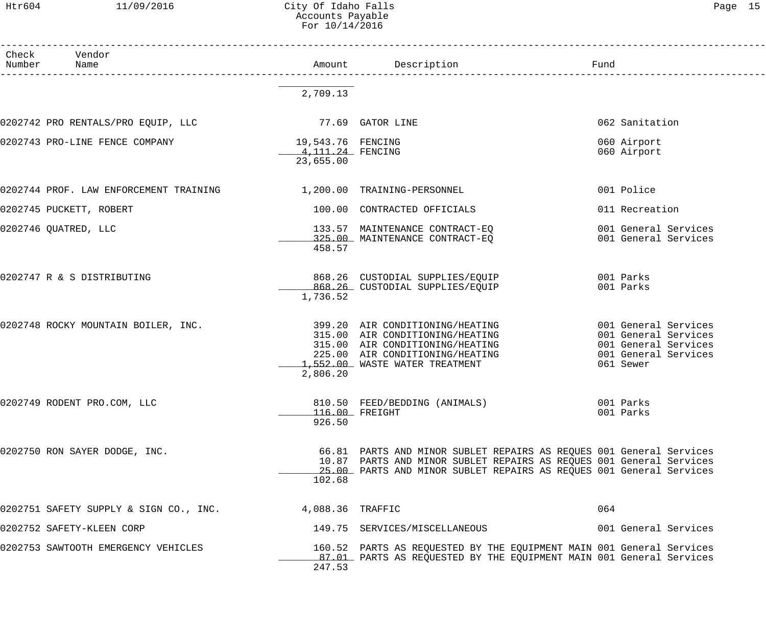| Check Number | Vendor Name | Amount | Description | Fund |
|---|---|---|---|---|
| | | 2,709.13 | | |
| 0202742 | PRO RENTALS/PRO EQUIP, LLC | 77.69 | GATOR LINE | 062 Sanitation |
| 0202743 | PRO-LINE FENCE COMPANY | 19,543.76 | FENCING | 060 Airport |
| | | 4,111.24 | FENCING | 060 Airport |
| | | 23,655.00 | | |
| 0202744 | PROF. LAW ENFORCEMENT TRAINING | 1,200.00 | TRAINING-PERSONNEL | 001 Police |
| 0202745 | PUCKETT, ROBERT | 100.00 | CONTRACTED OFFICIALS | 011 Recreation |
| 0202746 | QUATRED, LLC | 133.57 | MAINTENANCE CONTRACT-EQ | 001 General Services |
| | | 325.00 | MAINTENANCE CONTRACT-EQ | 001 General Services |
| | | 458.57 | | |
| 0202747 | R & S DISTRIBUTING | 868.26 | CUSTODIAL SUPPLIES/EQUIP | 001 Parks |
| | | 868.26 | CUSTODIAL SUPPLIES/EQUIP | 001 Parks |
| | | 1,736.52 | | |
| 0202748 | ROCKY MOUNTAIN BOILER, INC. | 399.20 | AIR CONDITIONING/HEATING | 001 General Services |
| | | 315.00 | AIR CONDITIONING/HEATING | 001 General Services |
| | | 315.00 | AIR CONDITIONING/HEATING | 001 General Services |
| | | 225.00 | AIR CONDITIONING/HEATING | 001 General Services |
| | | 1,552.00 | WASTE WATER TREATMENT | 061 Sewer |
| | | 2,806.20 | | |
| 0202749 | RODENT PRO.COM, LLC | 810.50 | FEED/BEDDING (ANIMALS) | 001 Parks |
| | | 116.00 | FREIGHT | 001 Parks |
| | | 926.50 | | |
| 0202750 | RON SAYER DODGE, INC. | 66.81 | PARTS AND MINOR SUBLET REPAIRS AS REQUES | 001 General Services |
| | | 10.87 | PARTS AND MINOR SUBLET REPAIRS AS REQUES | 001 General Services |
| | | 25.00 | PARTS AND MINOR SUBLET REPAIRS AS REQUES | 001 General Services |
| | | 102.68 | | |
| 0202751 | SAFETY SUPPLY & SIGN CO., INC. | 4,088.36 | TRAFFIC | 064 |
| 0202752 | SAFETY-KLEEN CORP | 149.75 | SERVICES/MISCELLANEOUS | 001 General Services |
| 0202753 | SAWTOOTH EMERGENCY VEHICLES | 160.52 | PARTS AS REQUESTED BY THE EQUIPMENT MAIN | 001 General Services |
| | | 87.01 | PARTS AS REQUESTED BY THE EQUIPMENT MAIN | 001 General Services |
| | | 247.53 | | |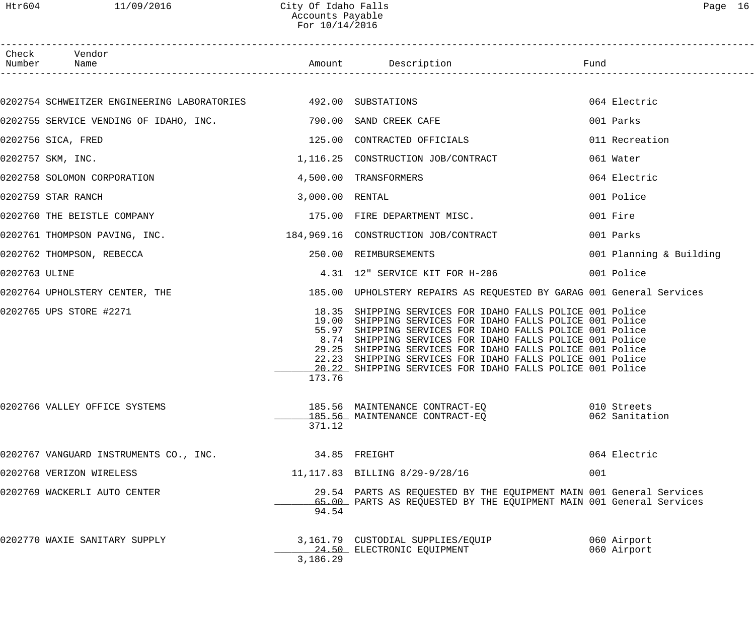# City Of Idaho Falls
## Accounts Payable
### For 10/14/2016

| Check Number | Vendor Name | Amount | Description | Fund |
|---|---|---|---|---|
| 0202754 | SCHWEITZER ENGINEERING LABORATORIES | 492.00 | SUBSTATIONS | 064 Electric |
| 0202755 | SERVICE VENDING OF IDAHO, INC. | 790.00 | SAND CREEK CAFE | 001 Parks |
| 0202756 | SICA, FRED | 125.00 | CONTRACTED OFFICIALS | 011 Recreation |
| 0202757 | SKM, INC. | 1,116.25 | CONSTRUCTION JOB/CONTRACT | 061 Water |
| 0202758 | SOLOMON CORPORATION | 4,500.00 | TRANSFORMERS | 064 Electric |
| 0202759 | STAR RANCH | 3,000.00 | RENTAL | 001 Police |
| 0202760 | THE BEISTLE COMPANY | 175.00 | FIRE DEPARTMENT MISC. | 001 Fire |
| 0202761 | THOMPSON PAVING, INC. | 184,969.16 | CONSTRUCTION JOB/CONTRACT | 001 Parks |
| 0202762 | THOMPSON, REBECCA | 250.00 | REIMBURSEMENTS | 001 Planning & Building |
| 0202763 | ULINE | 4.31 | 12" SERVICE KIT FOR H-206 | 001 Police |
| 0202764 | UPHOLSTERY CENTER, THE | 185.00 | UPHOLSTERY REPAIRS AS REQUESTED BY GARAG | 001 General Services |
| 0202765 | UPS STORE #2271 | 18.35 | SHIPPING SERVICES FOR IDAHO FALLS POLICE | 001 Police |
| | | 19.00 | SHIPPING SERVICES FOR IDAHO FALLS POLICE | 001 Police |
| | | 55.97 | SHIPPING SERVICES FOR IDAHO FALLS POLICE | 001 Police |
| | | 8.74 | SHIPPING SERVICES FOR IDAHO FALLS POLICE | 001 Police |
| | | 29.25 | SHIPPING SERVICES FOR IDAHO FALLS POLICE | 001 Police |
| | | 22.23 | SHIPPING SERVICES FOR IDAHO FALLS POLICE | 001 Police |
| | | 20.22 | SHIPPING SERVICES FOR IDAHO FALLS POLICE | 001 Police |
| | | 173.76 | | |
| 0202766 | VALLEY OFFICE SYSTEMS | 185.56 | MAINTENANCE CONTRACT-EQ | 010 Streets |
| | | 185.56 | MAINTENANCE CONTRACT-EQ | 062 Sanitation |
| | | 371.12 | | |
| 0202767 | VANGUARD INSTRUMENTS CO., INC. | 34.85 | FREIGHT | 064 Electric |
| 0202768 | VERIZON WIRELESS | 11,117.83 | BILLING 8/29-9/28/16 | 001 |
| 0202769 | WACKERLI AUTO CENTER | 29.54 | PARTS AS REQUESTED BY THE EQUIPMENT MAIN | 001 General Services |
| | | 65.00 | PARTS AS REQUESTED BY THE EQUIPMENT MAIN | 001 General Services |
| | | 94.54 | | |
| 0202770 | WAXIE SANITARY SUPPLY | 3,161.79 | CUSTODIAL SUPPLIES/EQUIP | 060 Airport |
| | | 24.50 | ELECTRONIC EQUIPMENT | 060 Airport |
| | | 3,186.29 | | |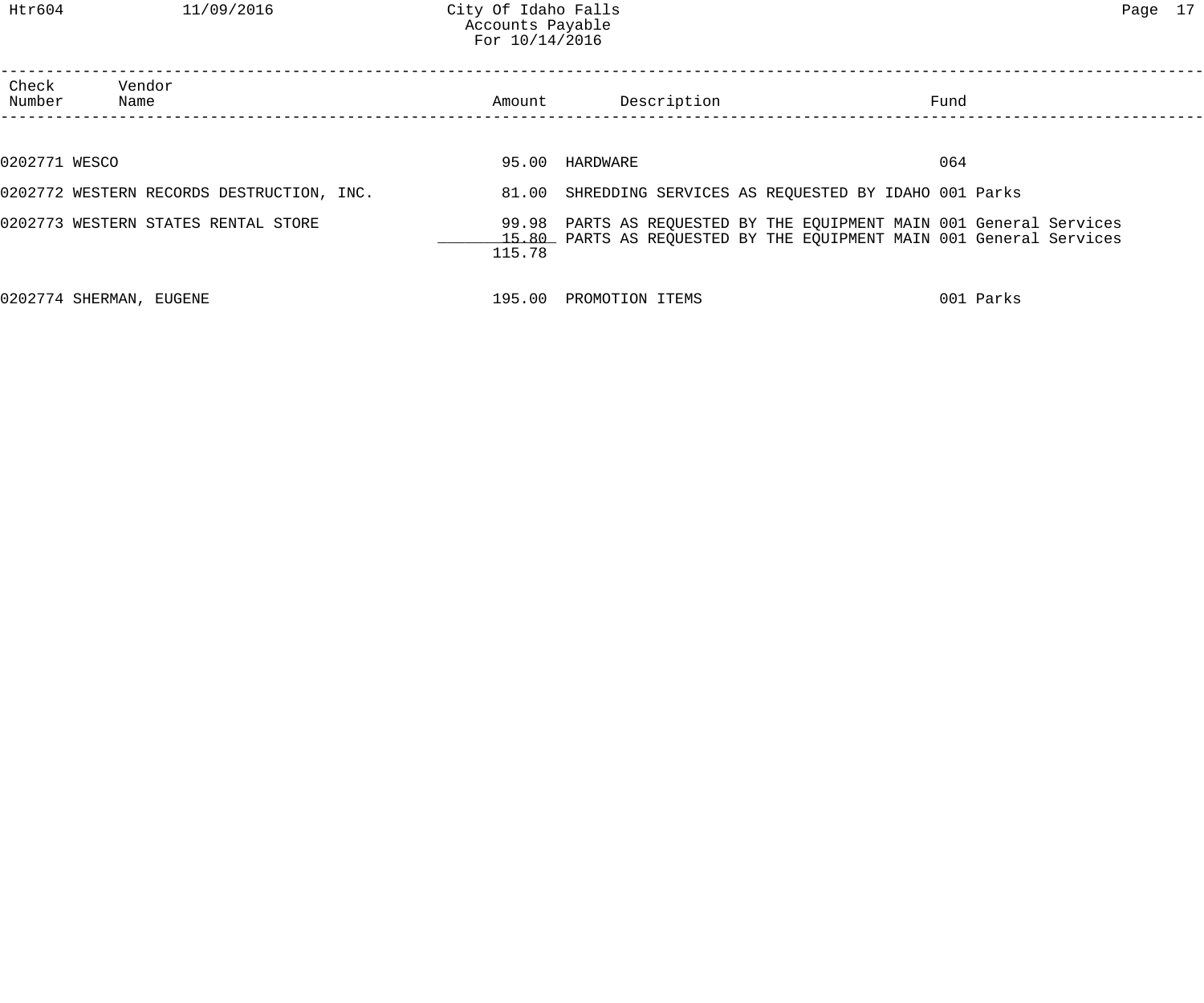City Of Idaho Falls
Accounts Payable
For 10/14/2016

| Check Number | Vendor Name | Amount | Description | Fund |
|---|---|---|---|---|
| 0202771 | WESCO | 95.00 | HARDWARE | 064 |
| 0202772 | WESTERN RECORDS DESTRUCTION, INC. | 81.00 | SHREDDING SERVICES AS REQUESTED BY IDAHO | 001 Parks |
| 0202773 | WESTERN STATES RENTAL STORE | 99.98 | PARTS AS REQUESTED BY THE EQUIPMENT MAIN | 001 General Services |
| | | 15.80 | PARTS AS REQUESTED BY THE EQUIPMENT MAIN | 001 General Services |
| | | 115.78 | | |
| 0202774 | SHERMAN, EUGENE | 195.00 | PROMOTION ITEMS | 001 Parks |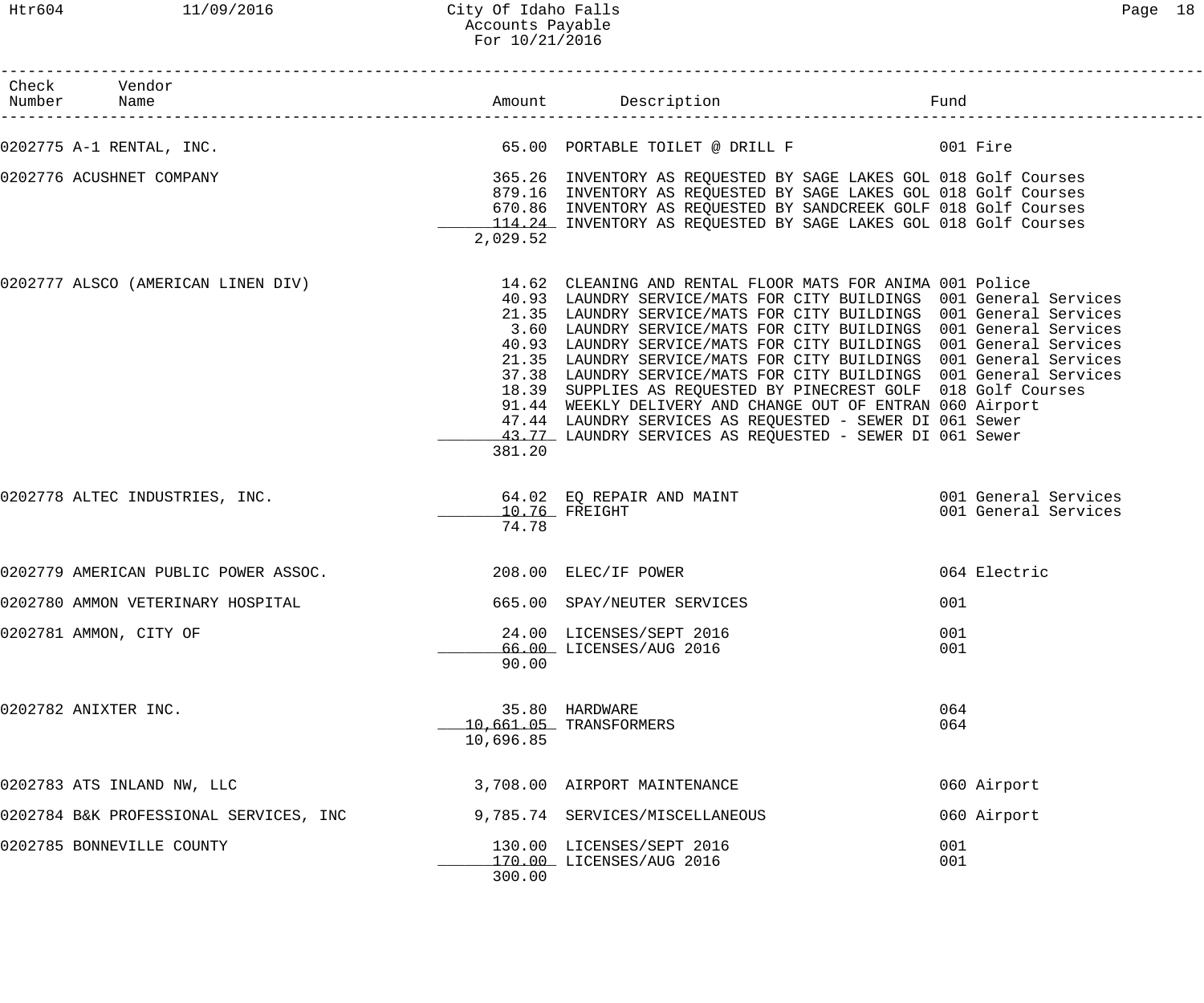# City Of Idaho Falls
## Accounts Payable
### For 10/21/2016

| Check Number | Vendor Name | Amount | Description | Fund |
|---|---|---|---|---|
| 0202775 | A-1 RENTAL, INC. | 65.00 | PORTABLE TOILET @ DRILL F | 001 Fire |
| 0202776 | ACUSHNET COMPANY | 365.26 | INVENTORY AS REQUESTED BY SAGE LAKES GOL | 018 Golf Courses |
| | | 879.16 | INVENTORY AS REQUESTED BY SAGE LAKES GOL | 018 Golf Courses |
| | | 670.86 | INVENTORY AS REQUESTED BY SANDCREEK GOLF | 018 Golf Courses |
| | | 114.24 | INVENTORY AS REQUESTED BY SAGE LAKES GOL | 018 Golf Courses |
| | | 2,029.52 | | |
| 0202777 | ALSCO (AMERICAN LINEN DIV) | 14.62 | CLEANING AND RENTAL FLOOR MATS FOR ANIMA | 001 Police |
| | | 40.93 | LAUNDRY SERVICE/MATS FOR CITY BUILDINGS | 001 General Services |
| | | 21.35 | LAUNDRY SERVICE/MATS FOR CITY BUILDINGS | 001 General Services |
| | | 3.60 | LAUNDRY SERVICE/MATS FOR CITY BUILDINGS | 001 General Services |
| | | 40.93 | LAUNDRY SERVICE/MATS FOR CITY BUILDINGS | 001 General Services |
| | | 21.35 | LAUNDRY SERVICE/MATS FOR CITY BUILDINGS | 001 General Services |
| | | 37.38 | LAUNDRY SERVICE/MATS FOR CITY BUILDINGS | 001 General Services |
| | | 18.39 | SUPPLIES AS REQUESTED BY PINECREST GOLF | 018 Golf Courses |
| | | 91.44 | WEEKLY DELIVERY AND CHANGE OUT OF ENTRAN | 060 Airport |
| | | 47.44 | LAUNDRY SERVICES AS REQUESTED - SEWER DI | 061 Sewer |
| | | 43.77 | LAUNDRY SERVICES AS REQUESTED - SEWER DI | 061 Sewer |
| | | 381.20 | | |
| 0202778 | ALTEC INDUSTRIES, INC. | 64.02 | EQ REPAIR AND MAINT | 001 General Services |
| | | 10.76 | FREIGHT | 001 General Services |
| | | 74.78 | | |
| 0202779 | AMERICAN PUBLIC POWER ASSOC. | 208.00 | ELEC/IF POWER | 064 Electric |
| 0202780 | AMMON VETERINARY HOSPITAL | 665.00 | SPAY/NEUTER SERVICES | 001 |
| 0202781 | AMMON, CITY OF | 24.00 | LICENSES/SEPT 2016 | 001 |
| | | 66.00 | LICENSES/AUG 2016 | 001 |
| | | 90.00 | | |
| 0202782 | ANIXTER INC. | 35.80 | HARDWARE | 064 |
| | | 10,661.05 | TRANSFORMERS | 064 |
| | | 10,696.85 | | |
| 0202783 | ATS INLAND NW, LLC | 3,708.00 | AIRPORT MAINTENANCE | 060 Airport |
| 0202784 | B&K PROFESSIONAL SERVICES, INC | 9,785.74 | SERVICES/MISCELLANEOUS | 060 Airport |
| 0202785 | BONNEVILLE COUNTY | 130.00 | LICENSES/SEPT 2016 | 001 |
| | | 170.00 | LICENSES/AUG 2016 | 001 |
| | | 300.00 | | |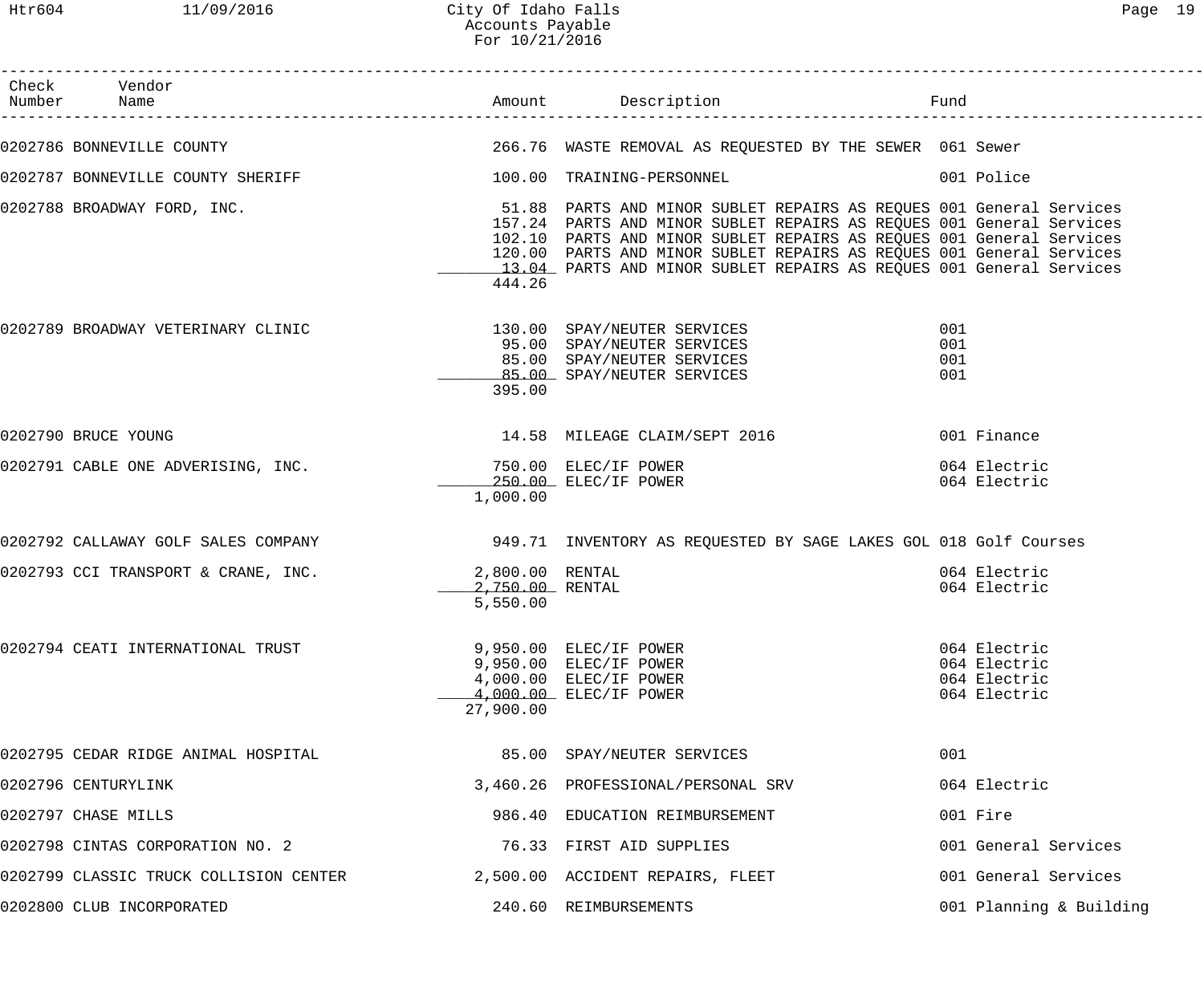# City Of Idaho Falls
## Accounts Payable
### For 10/21/2016

| Check Number | Vendor Name | Amount | Description | Fund |
|---|---|---|---|---|
| 0202786 | BONNEVILLE COUNTY | 266.76 | WASTE REMOVAL AS REQUESTED BY THE SEWER | 061 Sewer |
| 0202787 | BONNEVILLE COUNTY SHERIFF | 100.00 | TRAINING-PERSONNEL | 001 Police |
| 0202788 | BROADWAY FORD, INC. | 51.88 | PARTS AND MINOR SUBLET REPAIRS AS REQUES | 001 General Services |
| | | 157.24 | PARTS AND MINOR SUBLET REPAIRS AS REQUES | 001 General Services |
| | | 102.10 | PARTS AND MINOR SUBLET REPAIRS AS REQUES | 001 General Services |
| | | 120.00 | PARTS AND MINOR SUBLET REPAIRS AS REQUES | 001 General Services |
| | | 13.04 | PARTS AND MINOR SUBLET REPAIRS AS REQUES | 001 General Services |
| | | 444.26 | | |
| 0202789 | BROADWAY VETERINARY CLINIC | 130.00 | SPAY/NEUTER SERVICES | 001 |
| | | 95.00 | SPAY/NEUTER SERVICES | 001 |
| | | 85.00 | SPAY/NEUTER SERVICES | 001 |
| | | 85.00 | SPAY/NEUTER SERVICES | 001 |
| | | 395.00 | | |
| 0202790 | BRUCE YOUNG | 14.58 | MILEAGE CLAIM/SEPT 2016 | 001 Finance |
| 0202791 | CABLE ONE ADVERISING, INC. | 750.00 | ELEC/IF POWER | 064 Electric |
| | | 250.00 | ELEC/IF POWER | 064 Electric |
| | | 1,000.00 | | |
| 0202792 | CALLAWAY GOLF SALES COMPANY | 949.71 | INVENTORY AS REQUESTED BY SAGE LAKES GOL | 018 Golf Courses |
| 0202793 | CCI TRANSPORT & CRANE, INC. | 2,800.00 | RENTAL | 064 Electric |
| | | 2,750.00 | RENTAL | 064 Electric |
| | | 5,550.00 | | |
| 0202794 | CEATI INTERNATIONAL TRUST | 9,950.00 | ELEC/IF POWER | 064 Electric |
| | | 9,950.00 | ELEC/IF POWER | 064 Electric |
| | | 4,000.00 | ELEC/IF POWER | 064 Electric |
| | | 4,000.00 | ELEC/IF POWER | 064 Electric |
| | | 27,900.00 | | |
| 0202795 | CEDAR RIDGE ANIMAL HOSPITAL | 85.00 | SPAY/NEUTER SERVICES | 001 |
| 0202796 | CENTURYLINK | 3,460.26 | PROFESSIONAL/PERSONAL SRV | 064 Electric |
| 0202797 | CHASE MILLS | 986.40 | EDUCATION REIMBURSEMENT | 001 Fire |
| 0202798 | CINTAS CORPORATION NO. 2 | 76.33 | FIRST AID SUPPLIES | 001 General Services |
| 0202799 | CLASSIC TRUCK COLLISION CENTER | 2,500.00 | ACCIDENT REPAIRS, FLEET | 001 General Services |
| 0202800 | CLUB INCORPORATED | 240.60 | REIMBURSEMENTS | 001 Planning & Building |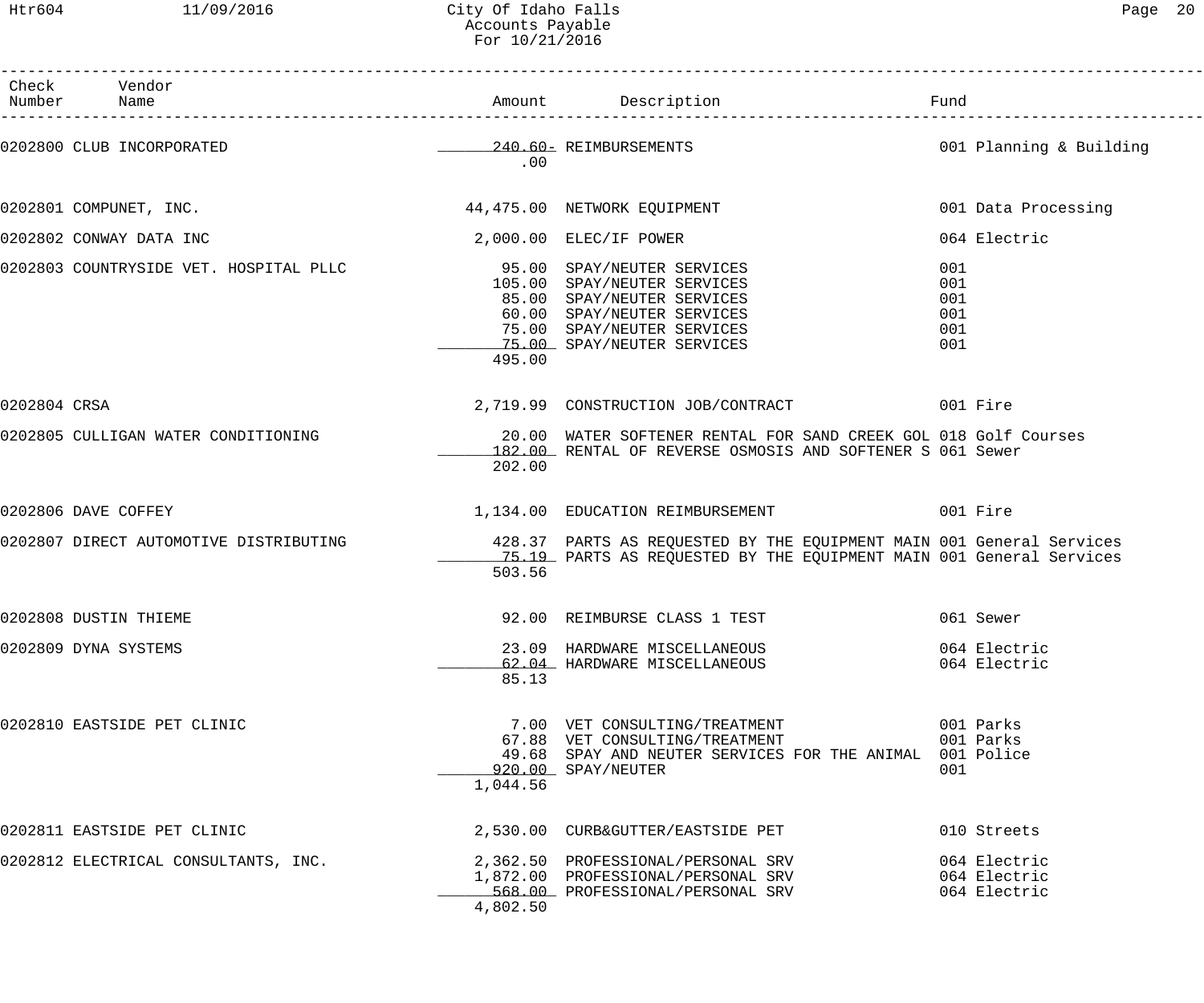City Of Idaho Falls
Accounts Payable
For 10/21/2016

| Check Number | Vendor Name | Amount | Description | Fund |
|---|---|---|---|---|
| 0202800 | CLUB INCORPORATED | 240.60- | REIMBURSEMENTS | 001 Planning & Building |
| | | .00 | | |
| 0202801 | COMPUNET, INC. | 44,475.00 | NETWORK EQUIPMENT | 001 Data Processing |
| 0202802 | CONWAY DATA INC | 2,000.00 | ELEC/IF POWER | 064 Electric |
| 0202803 | COUNTRYSIDE VET. HOSPITAL PLLC | 95.00 | SPAY/NEUTER SERVICES | 001 |
| | | 105.00 | SPAY/NEUTER SERVICES | 001 |
| | | 85.00 | SPAY/NEUTER SERVICES | 001 |
| | | 60.00 | SPAY/NEUTER SERVICES | 001 |
| | | 75.00 | SPAY/NEUTER SERVICES | 001 |
| | | 75.00 | SPAY/NEUTER SERVICES | 001 |
| | | 495.00 | | |
| 0202804 | CRSA | 2,719.99 | CONSTRUCTION JOB/CONTRACT | 001 Fire |
| 0202805 | CULLIGAN WATER CONDITIONING | 20.00 | WATER SOFTENER RENTAL FOR SAND CREEK GOL | 018 Golf Courses |
| | | 182.00 | RENTAL OF REVERSE OSMOSIS AND SOFTENER S | 061 Sewer |
| | | 202.00 | | |
| 0202806 | DAVE COFFEY | 1,134.00 | EDUCATION REIMBURSEMENT | 001 Fire |
| 0202807 | DIRECT AUTOMOTIVE DISTRIBUTING | 428.37 | PARTS AS REQUESTED BY THE EQUIPMENT MAIN | 001 General Services |
| | | 75.19 | PARTS AS REQUESTED BY THE EQUIPMENT MAIN | 001 General Services |
| | | 503.56 | | |
| 0202808 | DUSTIN THIEME | 92.00 | REIMBURSE CLASS 1 TEST | 061 Sewer |
| 0202809 | DYNA SYSTEMS | 23.09 | HARDWARE MISCELLANEOUS | 064 Electric |
| | | 62.04 | HARDWARE MISCELLANEOUS | 064 Electric |
| | | 85.13 | | |
| 0202810 | EASTSIDE PET CLINIC | 7.00 | VET CONSULTING/TREATMENT | 001 Parks |
| | | 67.88 | VET CONSULTING/TREATMENT | 001 Parks |
| | | 49.68 | SPAY AND NEUTER SERVICES FOR THE ANIMAL | 001 Police |
| | | 920.00 | SPAY/NEUTER | 001 |
| | | 1,044.56 | | |
| 0202811 | EASTSIDE PET CLINIC | 2,530.00 | CURB&GUTTER/EASTSIDE PET | 010 Streets |
| 0202812 | ELECTRICAL CONSULTANTS, INC. | 2,362.50 | PROFESSIONAL/PERSONAL SRV | 064 Electric |
| | | 1,872.00 | PROFESSIONAL/PERSONAL SRV | 064 Electric |
| | | 568.00 | PROFESSIONAL/PERSONAL SRV | 064 Electric |
| | | 4,802.50 | | |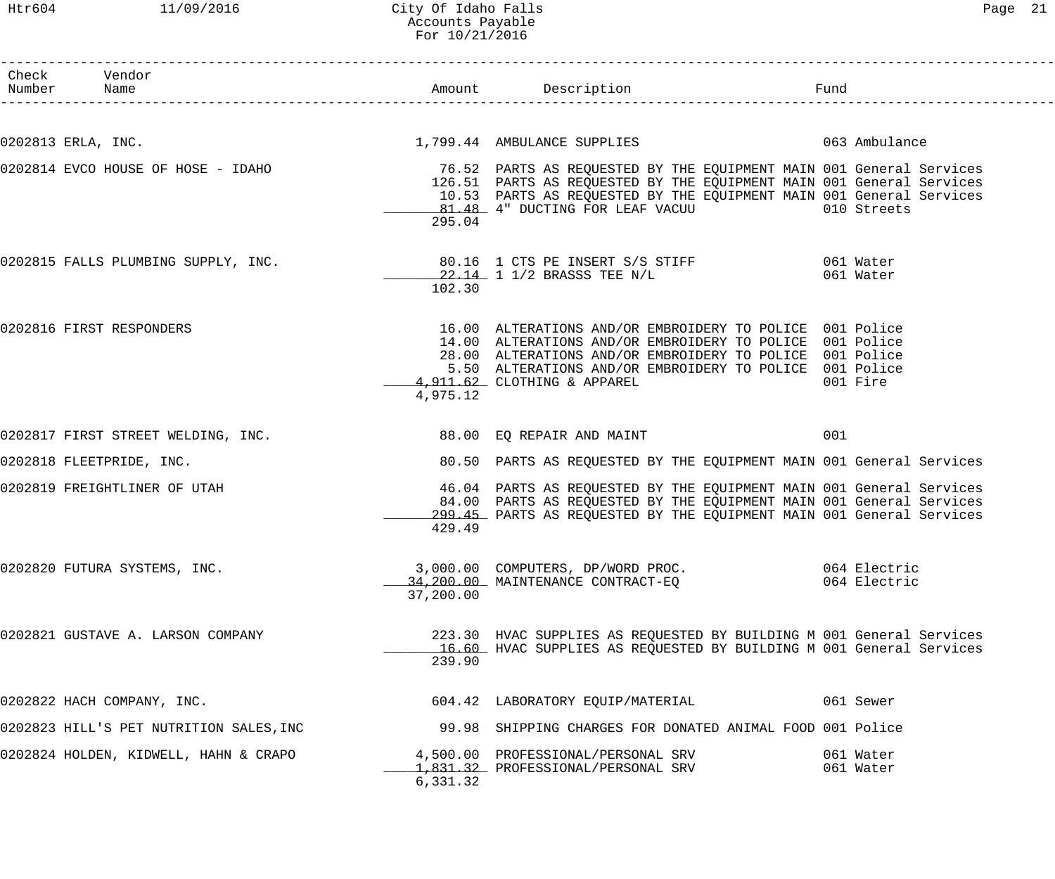# City Of Idaho Falls
## Accounts Payable
### For 10/21/2016

| Check Number | Vendor Name | Amount | Description | Fund |
|---|---|---|---|---|
| 0202813 | ERLA, INC. | 1,799.44 | AMBULANCE SUPPLIES | 063 Ambulance |
| 0202814 | EVCO HOUSE OF HOSE - IDAHO | 76.52 | PARTS AS REQUESTED BY THE EQUIPMENT MAIN | 001 General Services |
| | | 126.51 | PARTS AS REQUESTED BY THE EQUIPMENT MAIN | 001 General Services |
| | | 10.53 | PARTS AS REQUESTED BY THE EQUIPMENT MAIN | 001 General Services |
| | | 81.48 | 4" DUCTING FOR LEAF VACUU | 010 Streets |
| | | 295.04 | | |
| 0202815 | FALLS PLUMBING SUPPLY, INC. | 80.16 | 1 CTS PE INSERT S/S STIFF | 061 Water |
| | | 22.14 | 1 1/2 BRASSS TEE N/L | 061 Water |
| | | 102.30 | | |
| 0202816 | FIRST RESPONDERS | 16.00 | ALTERATIONS AND/OR EMBROIDERY TO POLICE | 001 Police |
| | | 14.00 | ALTERATIONS AND/OR EMBROIDERY TO POLICE | 001 Police |
| | | 28.00 | ALTERATIONS AND/OR EMBROIDERY TO POLICE | 001 Police |
| | | 5.50 | ALTERATIONS AND/OR EMBROIDERY TO POLICE | 001 Police |
| | | 4,911.62 | CLOTHING & APPAREL | 001 Fire |
| | | 4,975.12 | | |
| 0202817 | FIRST STREET WELDING, INC. | 88.00 | EQ REPAIR AND MAINT | 001 |
| 0202818 | FLEETPRIDE, INC. | 80.50 | PARTS AS REQUESTED BY THE EQUIPMENT MAIN | 001 General Services |
| 0202819 | FREIGHTLINER OF UTAH | 46.04 | PARTS AS REQUESTED BY THE EQUIPMENT MAIN | 001 General Services |
| | | 84.00 | PARTS AS REQUESTED BY THE EQUIPMENT MAIN | 001 General Services |
| | | 299.45 | PARTS AS REQUESTED BY THE EQUIPMENT MAIN | 001 General Services |
| | | 429.49 | | |
| 0202820 | FUTURA SYSTEMS, INC. | 3,000.00 | COMPUTERS, DP/WORD PROC. | 064 Electric |
| | | 34,200.00 | MAINTENANCE CONTRACT-EQ | 064 Electric |
| | | 37,200.00 | | |
| 0202821 | GUSTAVE A. LARSON COMPANY | 223.30 | HVAC SUPPLIES AS REQUESTED BY BUILDING M | 001 General Services |
| | | 16.60 | HVAC SUPPLIES AS REQUESTED BY BUILDING M | 001 General Services |
| | | 239.90 | | |
| 0202822 | HACH COMPANY, INC. | 604.42 | LABORATORY EQUIP/MATERIAL | 061 Sewer |
| 0202823 | HILL'S PET NUTRITION SALES,INC | 99.98 | SHIPPING CHARGES FOR DONATED ANIMAL FOOD | 001 Police |
| 0202824 | HOLDEN, KIDWELL, HAHN & CRAPO | 4,500.00 | PROFESSIONAL/PERSONAL SRV | 061 Water |
| | | 1,831.32 | PROFESSIONAL/PERSONAL SRV | 061 Water |
| | | 6,331.32 | | |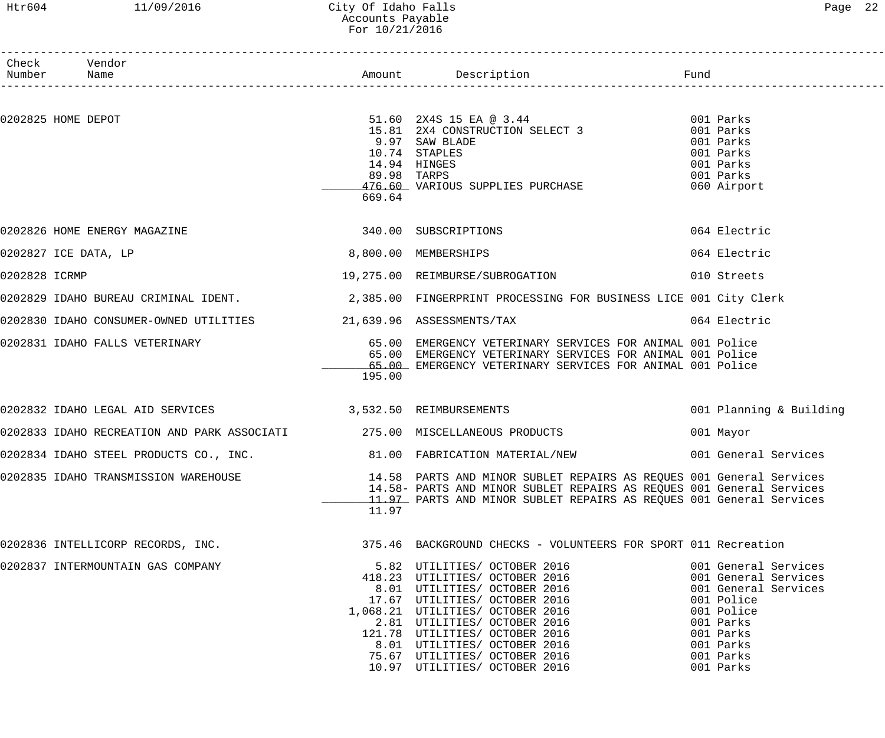| Check Number | Vendor Name | Amount | Description | Fund |
|---|---|---|---|---|
| 0202825 | HOME DEPOT | 51.60 | 2X4S 15 EA @ 3.44 | 001 Parks |
| | | 15.81 | 2X4 CONSTRUCTION SELECT 3 | 001 Parks |
| | | 9.97 | SAW BLADE | 001 Parks |
| | | 10.74 | STAPLES | 001 Parks |
| | | 14.94 | HINGES | 001 Parks |
| | | 89.98 | TARPS | 001 Parks |
| | | 476.60 | VARIOUS SUPPLIES PURCHASE | 060 Airport |
| | | 669.64 | | |
| 0202826 | HOME ENERGY MAGAZINE | 340.00 | SUBSCRIPTIONS | 064 Electric |
| 0202827 | ICE DATA, LP | 8,800.00 | MEMBERSHIPS | 064 Electric |
| 0202828 | ICRMP | 19,275.00 | REIMBURSE/SUBROGATION | 010 Streets |
| 0202829 | IDAHO BUREAU CRIMINAL IDENT. | 2,385.00 | FINGERPRINT PROCESSING FOR BUSINESS LICE | 001 City Clerk |
| 0202830 | IDAHO CONSUMER-OWNED UTILITIES | 21,639.96 | ASSESSMENTS/TAX | 064 Electric |
| 0202831 | IDAHO FALLS VETERINARY | 65.00 | EMERGENCY VETERINARY SERVICES FOR ANIMAL | 001 Police |
| | | 65.00 | EMERGENCY VETERINARY SERVICES FOR ANIMAL | 001 Police |
| | | 65.00 | EMERGENCY VETERINARY SERVICES FOR ANIMAL | 001 Police |
| | | 195.00 | | |
| 0202832 | IDAHO LEGAL AID SERVICES | 3,532.50 | REIMBURSEMENTS | 001 Planning & Building |
| 0202833 | IDAHO RECREATION AND PARK ASSOCIATI | 275.00 | MISCELLANEOUS PRODUCTS | 001 Mayor |
| 0202834 | IDAHO STEEL PRODUCTS CO., INC. | 81.00 | FABRICATION MATERIAL/NEW | 001 General Services |
| 0202835 | IDAHO TRANSMISSION WAREHOUSE | 14.58 | PARTS AND MINOR SUBLET REPAIRS AS REQUES | 001 General Services |
| | | 14.58- | PARTS AND MINOR SUBLET REPAIRS AS REQUES | 001 General Services |
| | | 11.97 | PARTS AND MINOR SUBLET REPAIRS AS REQUES | 001 General Services |
| | | 11.97 | | |
| 0202836 | INTELLICORP RECORDS, INC. | 375.46 | BACKGROUND CHECKS - VOLUNTEERS FOR SPORT | 011 Recreation |
| 0202837 | INTERMOUNTAIN GAS COMPANY | 5.82 | UTILITIES/ OCTOBER 2016 | 001 General Services |
| | | 418.23 | UTILITIES/ OCTOBER 2016 | 001 General Services |
| | | 8.01 | UTILITIES/ OCTOBER 2016 | 001 General Services |
| | | 17.67 | UTILITIES/ OCTOBER 2016 | 001 Police |
| | | 1,068.21 | UTILITIES/ OCTOBER 2016 | 001 Police |
| | | 2.81 | UTILITIES/ OCTOBER 2016 | 001 Parks |
| | | 121.78 | UTILITIES/ OCTOBER 2016 | 001 Parks |
| | | 8.01 | UTILITIES/ OCTOBER 2016 | 001 Parks |
| | | 75.67 | UTILITIES/ OCTOBER 2016 | 001 Parks |
| | | 10.97 | UTILITIES/ OCTOBER 2016 | 001 Parks |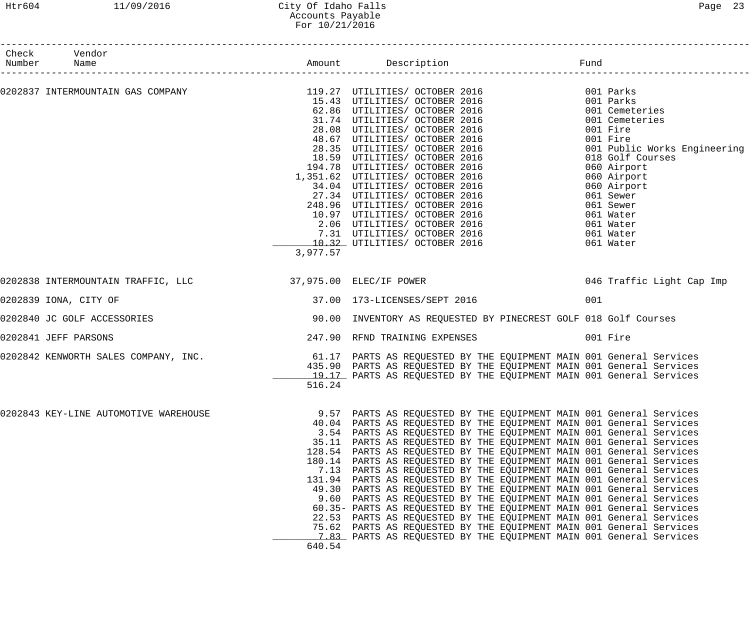City Of Idaho Falls
Accounts Payable
For 10/21/2016

| Check Number | Vendor Name | Amount | Description | Fund |
|---|---|---|---|---|
| 0202837 | INTERMOUNTAIN GAS COMPANY | 119.27 | UTILITIES/ OCTOBER 2016 | 001 Parks |
| | | 15.43 | UTILITIES/ OCTOBER 2016 | 001 Parks |
| | | 62.86 | UTILITIES/ OCTOBER 2016 | 001 Cemeteries |
| | | 31.74 | UTILITIES/ OCTOBER 2016 | 001 Cemeteries |
| | | 28.08 | UTILITIES/ OCTOBER 2016 | 001 Fire |
| | | 48.67 | UTILITIES/ OCTOBER 2016 | 001 Fire |
| | | 28.35 | UTILITIES/ OCTOBER 2016 | 001 Public Works Engineering |
| | | 18.59 | UTILITIES/ OCTOBER 2016 | 018 Golf Courses |
| | | 194.78 | UTILITIES/ OCTOBER 2016 | 060 Airport |
| | | 1,351.62 | UTILITIES/ OCTOBER 2016 | 060 Airport |
| | | 34.04 | UTILITIES/ OCTOBER 2016 | 060 Airport |
| | | 27.34 | UTILITIES/ OCTOBER 2016 | 061 Sewer |
| | | 248.96 | UTILITIES/ OCTOBER 2016 | 061 Sewer |
| | | 10.97 | UTILITIES/ OCTOBER 2016 | 061 Water |
| | | 2.06 | UTILITIES/ OCTOBER 2016 | 061 Water |
| | | 7.31 | UTILITIES/ OCTOBER 2016 | 061 Water |
| | | 10.32 | UTILITIES/ OCTOBER 2016 | 061 Water |
| | | 3,977.57 | | |
| 0202838 | INTERMOUNTAIN TRAFFIC, LLC | 37,975.00 | ELEC/IF POWER | 046 Traffic Light Cap Imp |
| 0202839 | IONA, CITY OF | 37.00 | 173-LICENSES/SEPT 2016 | 001 |
| 0202840 | JC GOLF ACCESSORIES | 90.00 | INVENTORY AS REQUESTED BY PINECREST GOLF | 018 Golf Courses |
| 0202841 | JEFF PARSONS | 247.90 | RFND TRAINING EXPENSES | 001 Fire |
| 0202842 | KENWORTH SALES COMPANY, INC. | 61.17 | PARTS AS REQUESTED BY THE EQUIPMENT MAIN | 001 General Services |
| | | 435.90 | PARTS AS REQUESTED BY THE EQUIPMENT MAIN | 001 General Services |
| | | 19.17 | PARTS AS REQUESTED BY THE EQUIPMENT MAIN | 001 General Services |
| | | 516.24 | | |
| 0202843 | KEY-LINE AUTOMOTIVE WAREHOUSE | 9.57 | PARTS AS REQUESTED BY THE EQUIPMENT MAIN | 001 General Services |
| | | 40.04 | PARTS AS REQUESTED BY THE EQUIPMENT MAIN | 001 General Services |
| | | 3.54 | PARTS AS REQUESTED BY THE EQUIPMENT MAIN | 001 General Services |
| | | 35.11 | PARTS AS REQUESTED BY THE EQUIPMENT MAIN | 001 General Services |
| | | 128.54 | PARTS AS REQUESTED BY THE EQUIPMENT MAIN | 001 General Services |
| | | 180.14 | PARTS AS REQUESTED BY THE EQUIPMENT MAIN | 001 General Services |
| | | 7.13 | PARTS AS REQUESTED BY THE EQUIPMENT MAIN | 001 General Services |
| | | 131.94 | PARTS AS REQUESTED BY THE EQUIPMENT MAIN | 001 General Services |
| | | 49.30 | PARTS AS REQUESTED BY THE EQUIPMENT MAIN | 001 General Services |
| | | 9.60 | PARTS AS REQUESTED BY THE EQUIPMENT MAIN | 001 General Services |
| | | 60.35- | PARTS AS REQUESTED BY THE EQUIPMENT MAIN | 001 General Services |
| | | 22.53 | PARTS AS REQUESTED BY THE EQUIPMENT MAIN | 001 General Services |
| | | 75.62 | PARTS AS REQUESTED BY THE EQUIPMENT MAIN | 001 General Services |
| | | 7.83 | PARTS AS REQUESTED BY THE EQUIPMENT MAIN | 001 General Services |
| | | 640.54 | | |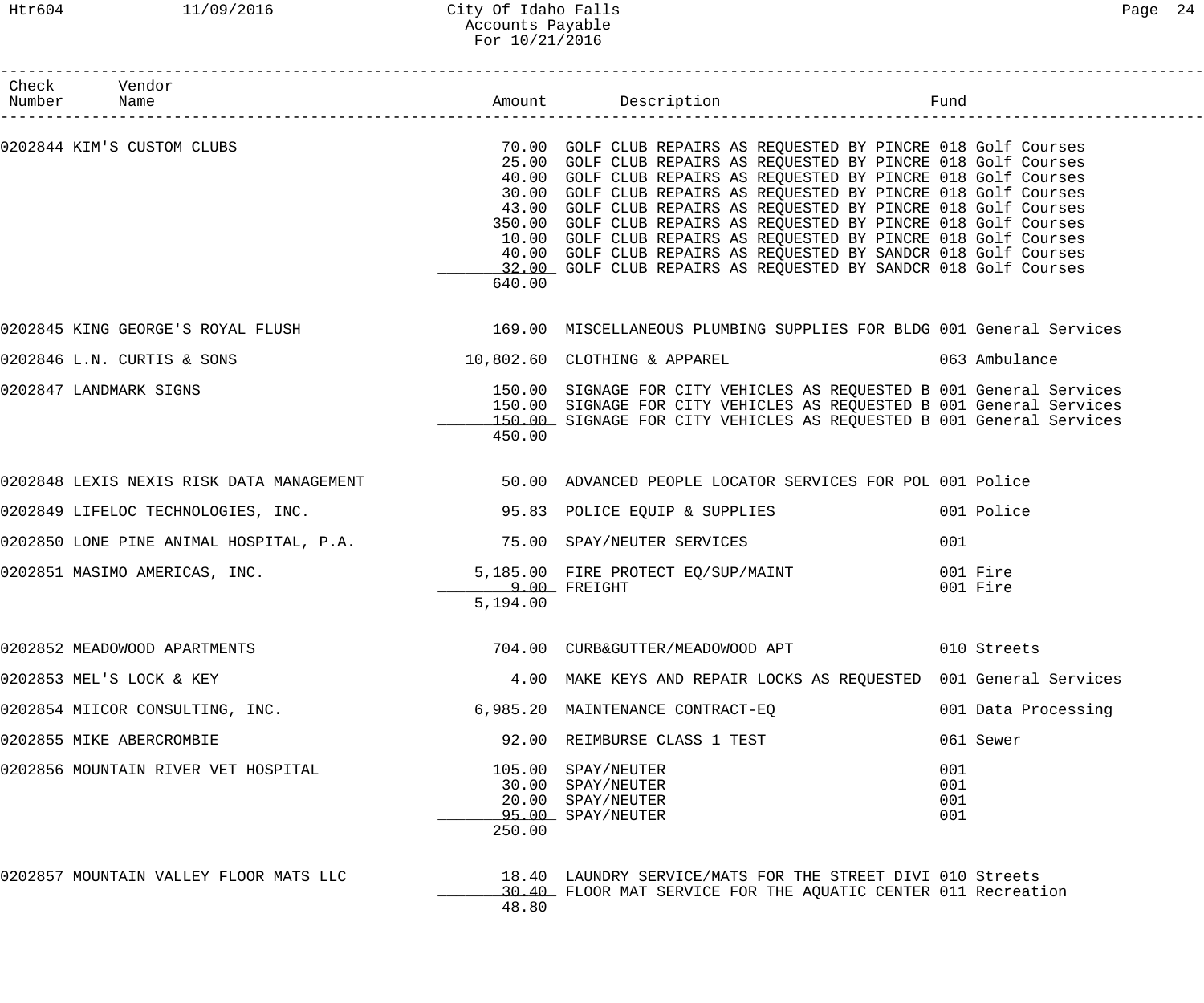City Of Idaho Falls
Accounts Payable
For 10/21/2016

| Check Number | Vendor Name | Amount | Description | Fund |
|---|---|---|---|---|
| 0202844 | KIM'S CUSTOM CLUBS | 70.00 | GOLF CLUB REPAIRS AS REQUESTED BY PINCRE | 018 Golf Courses |
| | | 25.00 | GOLF CLUB REPAIRS AS REQUESTED BY PINCRE | 018 Golf Courses |
| | | 40.00 | GOLF CLUB REPAIRS AS REQUESTED BY PINCRE | 018 Golf Courses |
| | | 30.00 | GOLF CLUB REPAIRS AS REQUESTED BY PINCRE | 018 Golf Courses |
| | | 43.00 | GOLF CLUB REPAIRS AS REQUESTED BY PINCRE | 018 Golf Courses |
| | | 350.00 | GOLF CLUB REPAIRS AS REQUESTED BY PINCRE | 018 Golf Courses |
| | | 10.00 | GOLF CLUB REPAIRS AS REQUESTED BY PINCRE | 018 Golf Courses |
| | | 40.00 | GOLF CLUB REPAIRS AS REQUESTED BY SANDCR | 018 Golf Courses |
| | | 32.00 | GOLF CLUB REPAIRS AS REQUESTED BY SANDCR | 018 Golf Courses |
| | | 640.00 | | |
| 0202845 | KING GEORGE'S ROYAL FLUSH | 169.00 | MISCELLANEOUS PLUMBING SUPPLIES FOR BLDG | 001 General Services |
| 0202846 | L.N. CURTIS & SONS | 10,802.60 | CLOTHING & APPAREL | 063 Ambulance |
| 0202847 | LANDMARK SIGNS | 150.00 | SIGNAGE FOR CITY VEHICLES AS REQUESTED B | 001 General Services |
| | | 150.00 | SIGNAGE FOR CITY VEHICLES AS REQUESTED B | 001 General Services |
| | | 150.00 | SIGNAGE FOR CITY VEHICLES AS REQUESTED B | 001 General Services |
| | | 450.00 | | |
| 0202848 | LEXIS NEXIS RISK DATA MANAGEMENT | 50.00 | ADVANCED PEOPLE LOCATOR SERVICES FOR POL | 001 Police |
| 0202849 | LIFELOC TECHNOLOGIES, INC. | 95.83 | POLICE EQUIP & SUPPLIES | 001 Police |
| 0202850 | LONE PINE ANIMAL HOSPITAL, P.A. | 75.00 | SPAY/NEUTER SERVICES | 001 |
| 0202851 | MASIMO AMERICAS, INC. | 5,185.00 | FIRE PROTECT EQ/SUP/MAINT | 001 Fire |
| | | 9.00 | FREIGHT | 001 Fire |
| | | 5,194.00 | | |
| 0202852 | MEADOWOOD APARTMENTS | 704.00 | CURB&GUTTER/MEADOWOOD APT | 010 Streets |
| 0202853 | MEL'S LOCK & KEY | 4.00 | MAKE KEYS AND REPAIR LOCKS AS REQUESTED | 001 General Services |
| 0202854 | MIICOR CONSULTING, INC. | 6,985.20 | MAINTENANCE CONTRACT-EQ | 001 Data Processing |
| 0202855 | MIKE ABERCROMBIE | 92.00 | REIMBURSE CLASS 1 TEST | 061 Sewer |
| 0202856 | MOUNTAIN RIVER VET HOSPITAL | 105.00 | SPAY/NEUTER | 001 |
| | | 30.00 | SPAY/NEUTER | 001 |
| | | 20.00 | SPAY/NEUTER | 001 |
| | | 95.00 | SPAY/NEUTER | 001 |
| | | 250.00 | | |
| 0202857 | MOUNTAIN VALLEY FLOOR MATS LLC | 18.40 | LAUNDRY SERVICE/MATS FOR THE STREET DIVI | 010 Streets |
| | | 30.40 | FLOOR MAT SERVICE FOR THE AQUATIC CENTER | 011 Recreation |
| | | 48.80 | | |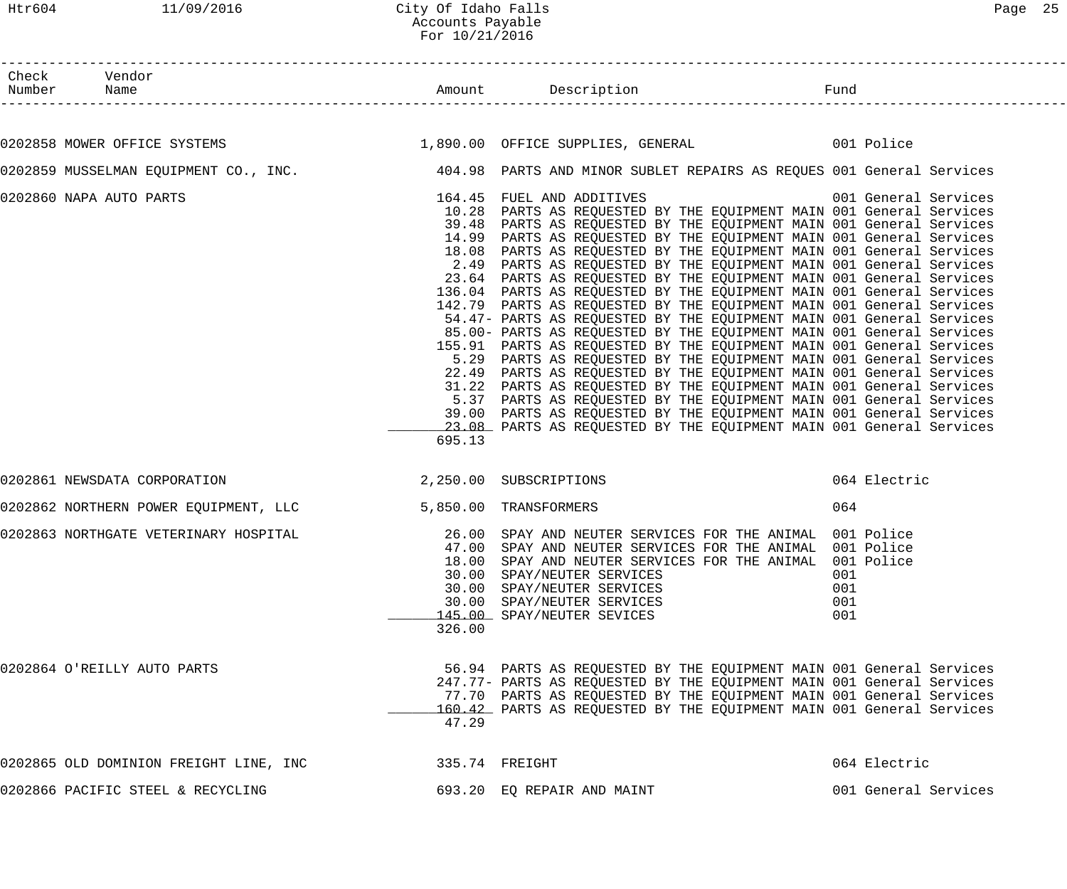| Check Number | Vendor Name | Amount | Description | Fund |
|---|---|---|---|---|
| 0202858 | MOWER OFFICE SYSTEMS | 1,890.00 | OFFICE SUPPLIES, GENERAL | 001 Police |
| 0202859 | MUSSELMAN EQUIPMENT CO., INC. | 404.98 | PARTS AND MINOR SUBLET REPAIRS AS REQUES | 001 General Services |
| 0202860 | NAPA AUTO PARTS | 164.45 | FUEL AND ADDITIVES | 001 General Services |
| | | 10.28 | PARTS AS REQUESTED BY THE EQUIPMENT MAIN | 001 General Services |
| | | 39.48 | PARTS AS REQUESTED BY THE EQUIPMENT MAIN | 001 General Services |
| | | 14.99 | PARTS AS REQUESTED BY THE EQUIPMENT MAIN | 001 General Services |
| | | 18.08 | PARTS AS REQUESTED BY THE EQUIPMENT MAIN | 001 General Services |
| | | 2.49 | PARTS AS REQUESTED BY THE EQUIPMENT MAIN | 001 General Services |
| | | 23.64 | PARTS AS REQUESTED BY THE EQUIPMENT MAIN | 001 General Services |
| | | 136.04 | PARTS AS REQUESTED BY THE EQUIPMENT MAIN | 001 General Services |
| | | 142.79 | PARTS AS REQUESTED BY THE EQUIPMENT MAIN | 001 General Services |
| | | 54.47- | PARTS AS REQUESTED BY THE EQUIPMENT MAIN | 001 General Services |
| | | 85.00- | PARTS AS REQUESTED BY THE EQUIPMENT MAIN | 001 General Services |
| | | 155.91 | PARTS AS REQUESTED BY THE EQUIPMENT MAIN | 001 General Services |
| | | 5.29 | PARTS AS REQUESTED BY THE EQUIPMENT MAIN | 001 General Services |
| | | 22.49 | PARTS AS REQUESTED BY THE EQUIPMENT MAIN | 001 General Services |
| | | 31.22 | PARTS AS REQUESTED BY THE EQUIPMENT MAIN | 001 General Services |
| | | 5.37 | PARTS AS REQUESTED BY THE EQUIPMENT MAIN | 001 General Services |
| | | 39.00 | PARTS AS REQUESTED BY THE EQUIPMENT MAIN | 001 General Services |
| | | 23.08 | PARTS AS REQUESTED BY THE EQUIPMENT MAIN | 001 General Services |
| | | 695.13 | | |
| 0202861 | NEWSDATA CORPORATION | 2,250.00 | SUBSCRIPTIONS | 064 Electric |
| 0202862 | NORTHERN POWER EQUIPMENT, LLC | 5,850.00 | TRANSFORMERS | 064 |
| 0202863 | NORTHGATE VETERINARY HOSPITAL | 26.00 | SPAY AND NEUTER SERVICES FOR THE ANIMAL | 001 Police |
| | | 47.00 | SPAY AND NEUTER SERVICES FOR THE ANIMAL | 001 Police |
| | | 18.00 | SPAY AND NEUTER SERVICES FOR THE ANIMAL | 001 Police |
| | | 30.00 | SPAY/NEUTER SERVICES | 001 |
| | | 30.00 | SPAY/NEUTER SERVICES | 001 |
| | | 30.00 | SPAY/NEUTER SERVICES | 001 |
| | | 145.00 | SPAY/NEUTER SEVICES | 001 |
| | | 326.00 | | |
| 0202864 | O'REILLY AUTO PARTS | 56.94 | PARTS AS REQUESTED BY THE EQUIPMENT MAIN | 001 General Services |
| | | 247.77- | PARTS AS REQUESTED BY THE EQUIPMENT MAIN | 001 General Services |
| | | 77.70 | PARTS AS REQUESTED BY THE EQUIPMENT MAIN | 001 General Services |
| | | 160.42 | PARTS AS REQUESTED BY THE EQUIPMENT MAIN | 001 General Services |
| | | 47.29 | | |
| 0202865 | OLD DOMINION FREIGHT LINE, INC | 335.74 | FREIGHT | 064 Electric |
| 0202866 | PACIFIC STEEL & RECYCLING | 693.20 | EQ REPAIR AND MAINT | 001 General Services |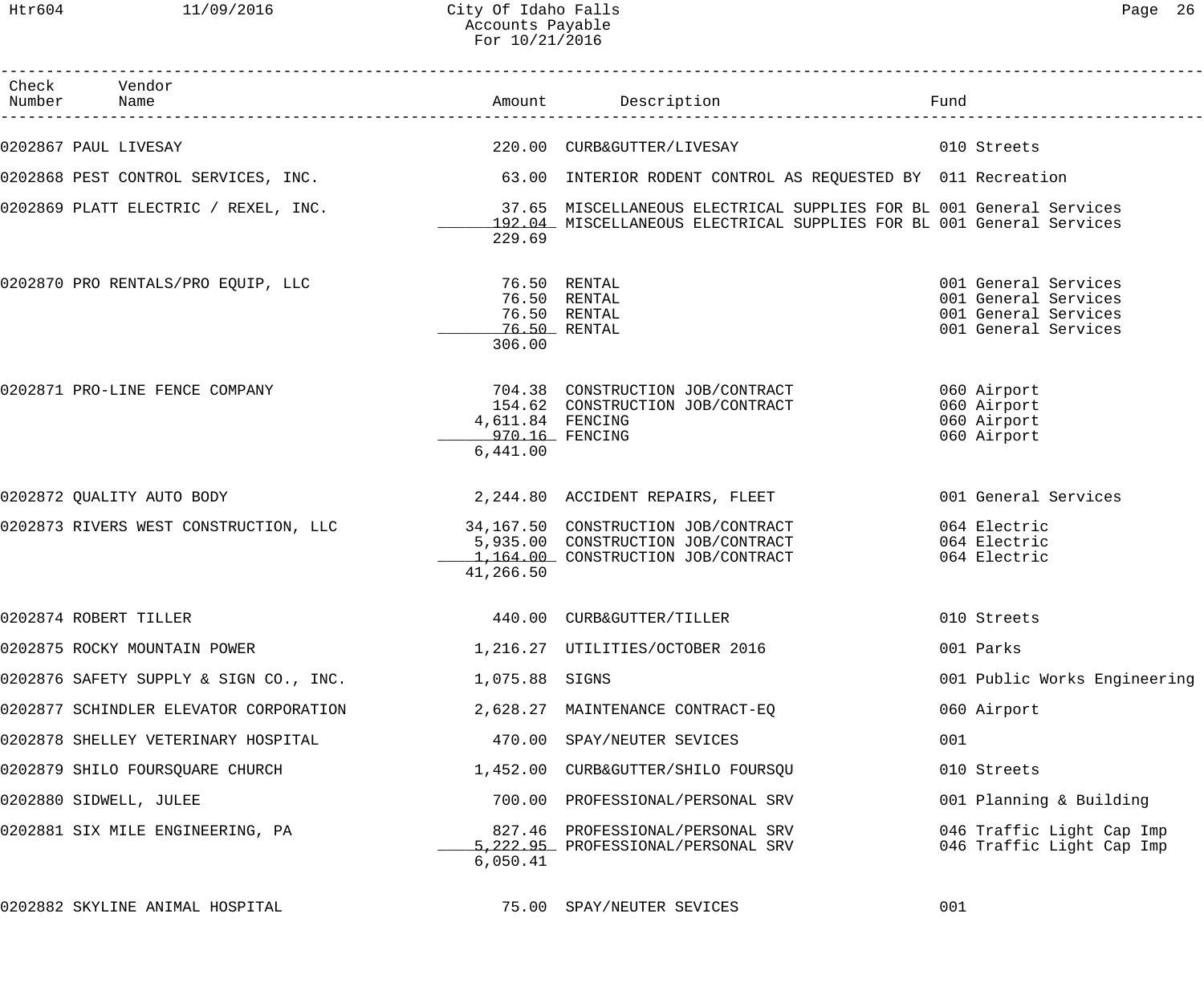# City Of Idaho Falls
## Accounts Payable
### For 10/21/2016

| Check Number | Vendor Name | Amount | Description | Fund |
|---|---|---|---|---|
| 0202867 | PAUL LIVESAY | 220.00 | CURB&GUTTER/LIVESAY | 010 Streets |
| 0202868 | PEST CONTROL SERVICES, INC. | 63.00 | INTERIOR RODENT CONTROL AS REQUESTED BY | 011 Recreation |
| 0202869 | PLATT ELECTRIC / REXEL, INC. | 37.65 | MISCELLANEOUS ELECTRICAL SUPPLIES FOR BL | 001 General Services |
| | | 192.04 | MISCELLANEOUS ELECTRICAL SUPPLIES FOR BL | 001 General Services |
| | | 229.69 | | |
| 0202870 | PRO RENTALS/PRO EQUIP, LLC | 76.50 | RENTAL | 001 General Services |
| | | 76.50 | RENTAL | 001 General Services |
| | | 76.50 | RENTAL | 001 General Services |
| | | 76.50 | RENTAL | 001 General Services |
| | | 306.00 | | |
| 0202871 | PRO-LINE FENCE COMPANY | 704.38 | CONSTRUCTION JOB/CONTRACT | 060 Airport |
| | | 154.62 | CONSTRUCTION JOB/CONTRACT | 060 Airport |
| | | 4,611.84 | FENCING | 060 Airport |
| | | 970.16 | FENCING | 060 Airport |
| | | 6,441.00 | | |
| 0202872 | QUALITY AUTO BODY | 2,244.80 | ACCIDENT REPAIRS, FLEET | 001 General Services |
| 0202873 | RIVERS WEST CONSTRUCTION, LLC | 34,167.50 | CONSTRUCTION JOB/CONTRACT | 064 Electric |
| | | 5,935.00 | CONSTRUCTION JOB/CONTRACT | 064 Electric |
| | | 1,164.00 | CONSTRUCTION JOB/CONTRACT | 064 Electric |
| | | 41,266.50 | | |
| 0202874 | ROBERT TILLER | 440.00 | CURB&GUTTER/TILLER | 010 Streets |
| 0202875 | ROCKY MOUNTAIN POWER | 1,216.27 | UTILITIES/OCTOBER 2016 | 001 Parks |
| 0202876 | SAFETY SUPPLY & SIGN CO., INC. | 1,075.88 | SIGNS | 001 Public Works Engineering |
| 0202877 | SCHINDLER ELEVATOR CORPORATION | 2,628.27 | MAINTENANCE CONTRACT-EQ | 060 Airport |
| 0202878 | SHELLEY VETERINARY HOSPITAL | 470.00 | SPAY/NEUTER SEVICES | 001 |
| 0202879 | SHILO FOURSQUARE CHURCH | 1,452.00 | CURB&GUTTER/SHILO FOURSQU | 010 Streets |
| 0202880 | SIDWELL, JULEE | 700.00 | PROFESSIONAL/PERSONAL SRV | 001 Planning & Building |
| 0202881 | SIX MILE ENGINEERING, PA | 827.46 | PROFESSIONAL/PERSONAL SRV | 046 Traffic Light Cap Imp |
| | | 5,222.95 | PROFESSIONAL/PERSONAL SRV | 046 Traffic Light Cap Imp |
| | | 6,050.41 | | |
| 0202882 | SKYLINE ANIMAL HOSPITAL | 75.00 | SPAY/NEUTER SEVICES | 001 |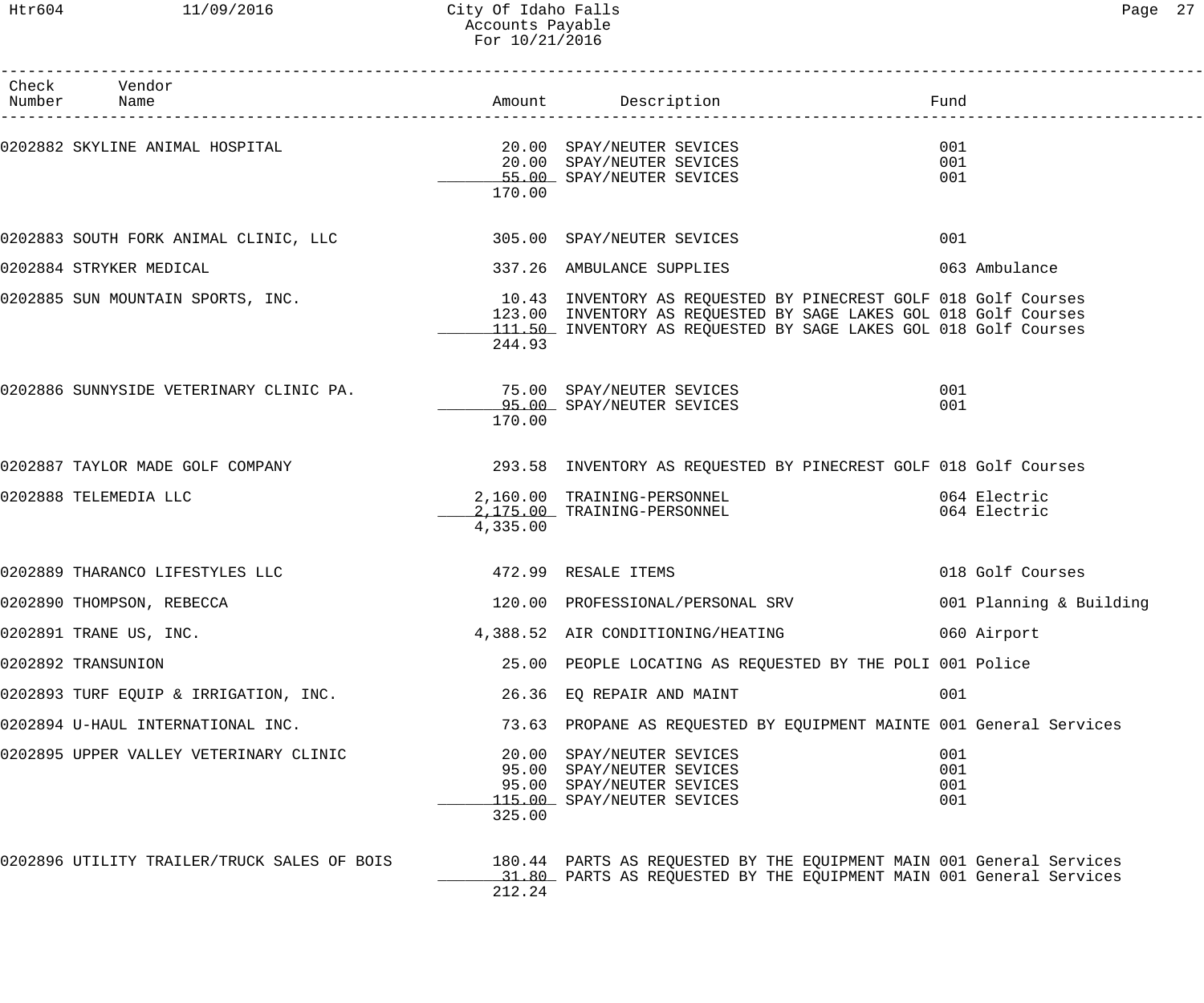# City Of Idaho Falls
## Accounts Payable
### For 10/21/2016

| Check Number | Vendor Name | Amount | Description | Fund |
|---|---|---|---|---|
| 0202882 | SKYLINE ANIMAL HOSPITAL | 20.00 | SPAY/NEUTER SEVICES | 001 |
| | | 20.00 | SPAY/NEUTER SEVICES | 001 |
| | | 55.00 | SPAY/NEUTER SEVICES | 001 |
| | | 170.00 | | |
| 0202883 | SOUTH FORK ANIMAL CLINIC, LLC | 305.00 | SPAY/NEUTER SEVICES | 001 |
| 0202884 | STRYKER MEDICAL | 337.26 | AMBULANCE SUPPLIES | 063 Ambulance |
| 0202885 | SUN MOUNTAIN SPORTS, INC. | 10.43 | INVENTORY AS REQUESTED BY PINECREST GOLF | 018 Golf Courses |
| | | 123.00 | INVENTORY AS REQUESTED BY SAGE LAKES GOL | 018 Golf Courses |
| | | 111.50 | INVENTORY AS REQUESTED BY SAGE LAKES GOL | 018 Golf Courses |
| | | 244.93 | | |
| 0202886 | SUNNYSIDE VETERINARY CLINIC PA. | 75.00 | SPAY/NEUTER SEVICES | 001 |
| | | 95.00 | SPAY/NEUTER SEVICES | 001 |
| | | 170.00 | | |
| 0202887 | TAYLOR MADE GOLF COMPANY | 293.58 | INVENTORY AS REQUESTED BY PINECREST GOLF | 018 Golf Courses |
| 0202888 | TELEMEDIA LLC | 2,160.00 | TRAINING-PERSONNEL | 064 Electric |
| | | 2,175.00 | TRAINING-PERSONNEL | 064 Electric |
| | | 4,335.00 | | |
| 0202889 | THARANCO LIFESTYLES LLC | 472.99 | RESALE ITEMS | 018 Golf Courses |
| 0202890 | THOMPSON, REBECCA | 120.00 | PROFESSIONAL/PERSONAL SRV | 001 Planning & Building |
| 0202891 | TRANE US, INC. | 4,388.52 | AIR CONDITIONING/HEATING | 060 Airport |
| 0202892 | TRANSUNION | 25.00 | PEOPLE LOCATING AS REQUESTED BY THE POLI | 001 Police |
| 0202893 | TURF EQUIP & IRRIGATION, INC. | 26.36 | EQ REPAIR AND MAINT | 001 |
| 0202894 | U-HAUL INTERNATIONAL INC. | 73.63 | PROPANE AS REQUESTED BY EQUIPMENT MAINTE | 001 General Services |
| 0202895 | UPPER VALLEY VETERINARY CLINIC | 20.00 | SPAY/NEUTER SEVICES | 001 |
| | | 95.00 | SPAY/NEUTER SEVICES | 001 |
| | | 95.00 | SPAY/NEUTER SEVICES | 001 |
| | | 115.00 | SPAY/NEUTER SEVICES | 001 |
| | | 325.00 | | |
| 0202896 | UTILITY TRAILER/TRUCK SALES OF BOIS | 180.44 | PARTS AS REQUESTED BY THE EQUIPMENT MAIN | 001 General Services |
| | | 31.80 | PARTS AS REQUESTED BY THE EQUIPMENT MAIN | 001 General Services |
| | | 212.24 | | |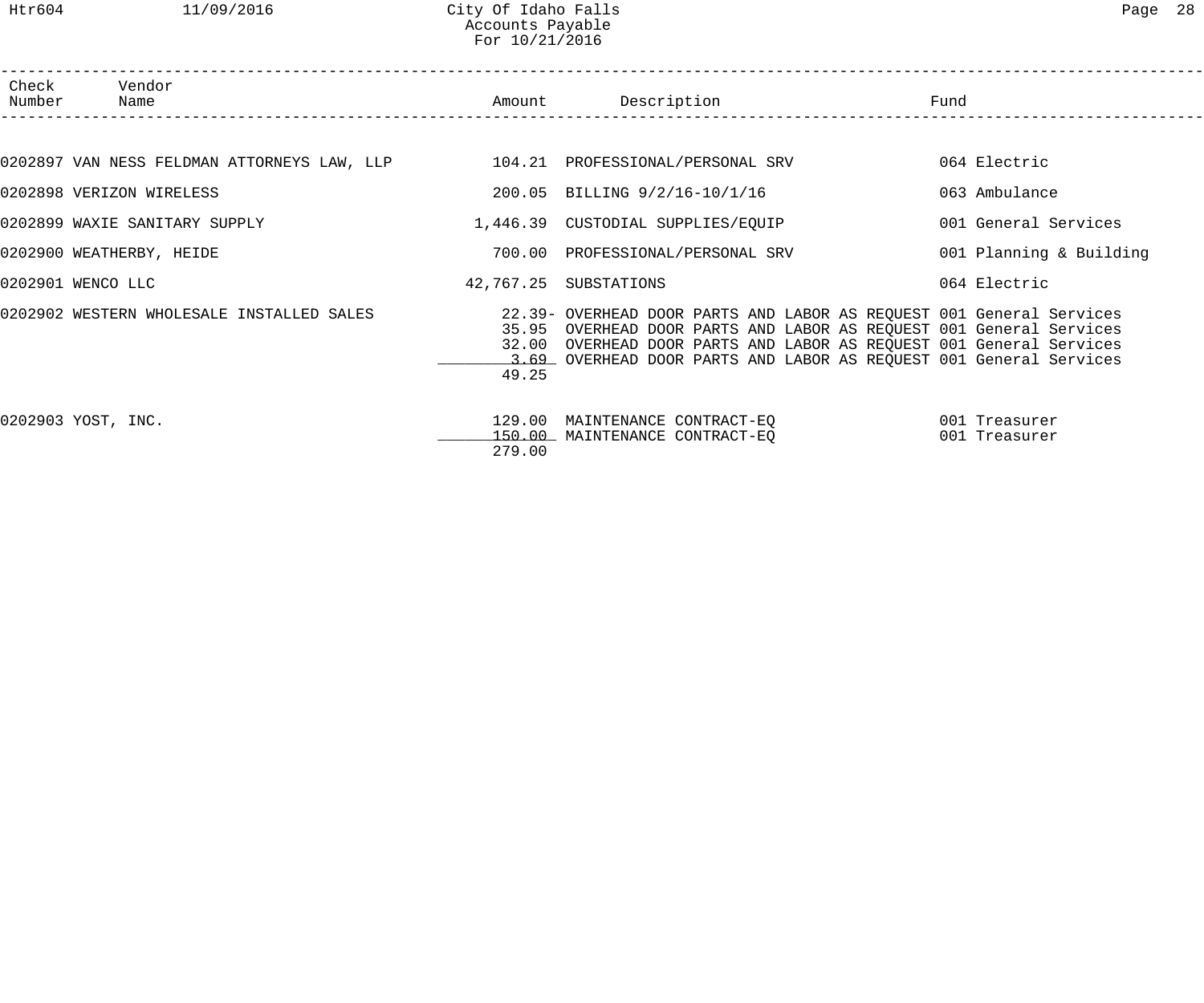| Check Number | Vendor Name | Amount | Description | Fund |
|---|---|---|---|---|
| 0202897 | VAN NESS FELDMAN ATTORNEYS LAW, LLP | 104.21 | PROFESSIONAL/PERSONAL SRV | 064 Electric |
| 0202898 | VERIZON WIRELESS | 200.05 | BILLING 9/2/16-10/1/16 | 063 Ambulance |
| 0202899 | WAXIE SANITARY SUPPLY | 1,446.39 | CUSTODIAL SUPPLIES/EQUIP | 001 General Services |
| 0202900 | WEATHERBY, HEIDE | 700.00 | PROFESSIONAL/PERSONAL SRV | 001 Planning & Building |
| 0202901 | WENCO LLC | 42,767.25 | SUBSTATIONS | 064 Electric |
| 0202902 | WESTERN WHOLESALE INSTALLED SALES | 22.39- | OVERHEAD DOOR PARTS AND LABOR AS REQUEST | 001 General Services |
| | | 35.95 | OVERHEAD DOOR PARTS AND LABOR AS REQUEST | 001 General Services |
| | | 32.00 | OVERHEAD DOOR PARTS AND LABOR AS REQUEST | 001 General Services |
| | | 3.69 | OVERHEAD DOOR PARTS AND LABOR AS REQUEST | 001 General Services |
| | | 49.25 | | |
| 0202903 | YOST, INC. | 129.00 | MAINTENANCE CONTRACT-EQ | 001 Treasurer |
| | | 150.00 | MAINTENANCE CONTRACT-EQ | 001 Treasurer |
| | | 279.00 | | |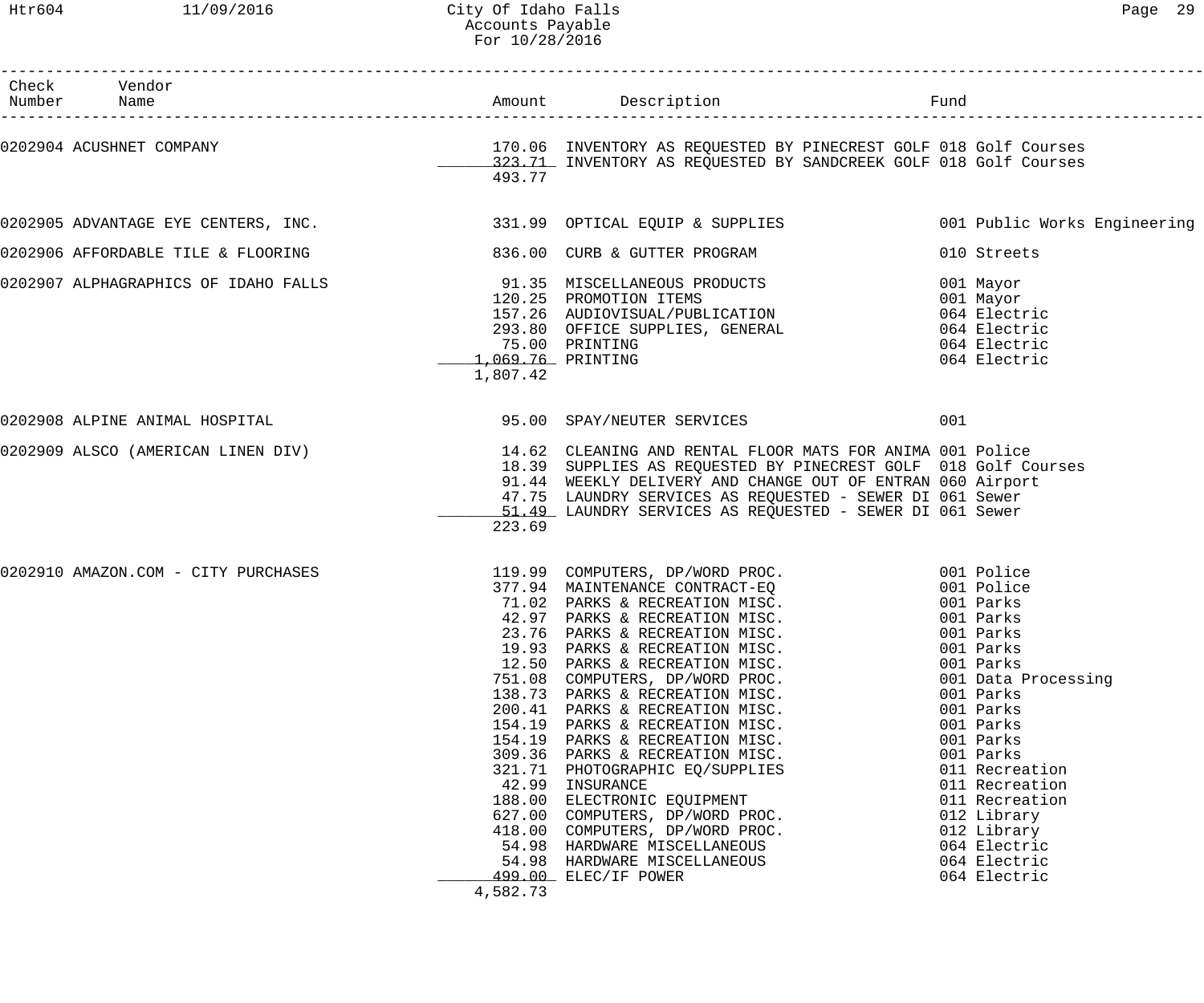| Check Number | Vendor Name | Amount | Description | Fund |
|---|---|---|---|---|
| 0202904 | ACUSHNET COMPANY | 170.06 | INVENTORY AS REQUESTED BY PINECREST GOLF | 018 Golf Courses |
| | | 323.71 | INVENTORY AS REQUESTED BY SANDCREEK GOLF | 018 Golf Courses |
| | | 493.77 | | |
| 0202905 | ADVANTAGE EYE CENTERS, INC. | 331.99 | OPTICAL EQUIP & SUPPLIES | 001 Public Works Engineering |
| 0202906 | AFFORDABLE TILE & FLOORING | 836.00 | CURB & GUTTER PROGRAM | 010 Streets |
| 0202907 | ALPHAGRAPHICS OF IDAHO FALLS | 91.35 | MISCELLANEOUS PRODUCTS | 001 Mayor |
| | | 120.25 | PROMOTION ITEMS | 001 Mayor |
| | | 157.26 | AUDIOVISUAL/PUBLICATION | 064 Electric |
| | | 293.80 | OFFICE SUPPLIES, GENERAL | 064 Electric |
| | | 75.00 | PRINTING | 064 Electric |
| | | 1,069.76 | PRINTING | 064 Electric |
| | | 1,807.42 | | |
| 0202908 | ALPINE ANIMAL HOSPITAL | 95.00 | SPAY/NEUTER SERVICES | 001 |
| 0202909 | ALSCO (AMERICAN LINEN DIV) | 14.62 | CLEANING AND RENTAL FLOOR MATS FOR ANIMA | 001 Police |
| | | 18.39 | SUPPLIES AS REQUESTED BY PINECREST GOLF | 018 Golf Courses |
| | | 91.44 | WEEKLY DELIVERY AND CHANGE OUT OF ENTRAN | 060 Airport |
| | | 47.75 | LAUNDRY SERVICES AS REQUESTED - SEWER DI | 061 Sewer |
| | | 51.49 | LAUNDRY SERVICES AS REQUESTED - SEWER DI | 061 Sewer |
| | | 223.69 | | |
| 0202910 | AMAZON.COM - CITY PURCHASES | 119.99 | COMPUTERS, DP/WORD PROC. | 001 Police |
| | | 377.94 | MAINTENANCE CONTRACT-EQ | 001 Police |
| | | 71.02 | PARKS & RECREATION MISC. | 001 Parks |
| | | 42.97 | PARKS & RECREATION MISC. | 001 Parks |
| | | 23.76 | PARKS & RECREATION MISC. | 001 Parks |
| | | 19.93 | PARKS & RECREATION MISC. | 001 Parks |
| | | 12.50 | PARKS & RECREATION MISC. | 001 Parks |
| | | 751.08 | COMPUTERS, DP/WORD PROC. | 001 Data Processing |
| | | 138.73 | PARKS & RECREATION MISC. | 001 Parks |
| | | 200.41 | PARKS & RECREATION MISC. | 001 Parks |
| | | 154.19 | PARKS & RECREATION MISC. | 001 Parks |
| | | 154.19 | PARKS & RECREATION MISC. | 001 Parks |
| | | 309.36 | PARKS & RECREATION MISC. | 001 Parks |
| | | 321.71 | PHOTOGRAPHIC EQ/SUPPLIES | 011 Recreation |
| | | 42.99 | INSURANCE | 011 Recreation |
| | | 188.00 | ELECTRONIC EQUIPMENT | 011 Recreation |
| | | 627.00 | COMPUTERS, DP/WORD PROC. | 012 Library |
| | | 418.00 | COMPUTERS, DP/WORD PROC. | 012 Library |
| | | 54.98 | HARDWARE MISCELLANEOUS | 064 Electric |
| | | 54.98 | HARDWARE MISCELLANEOUS | 064 Electric |
| | | 499.00 | ELEC/IF POWER | 064 Electric |
| | | 4,582.73 | | |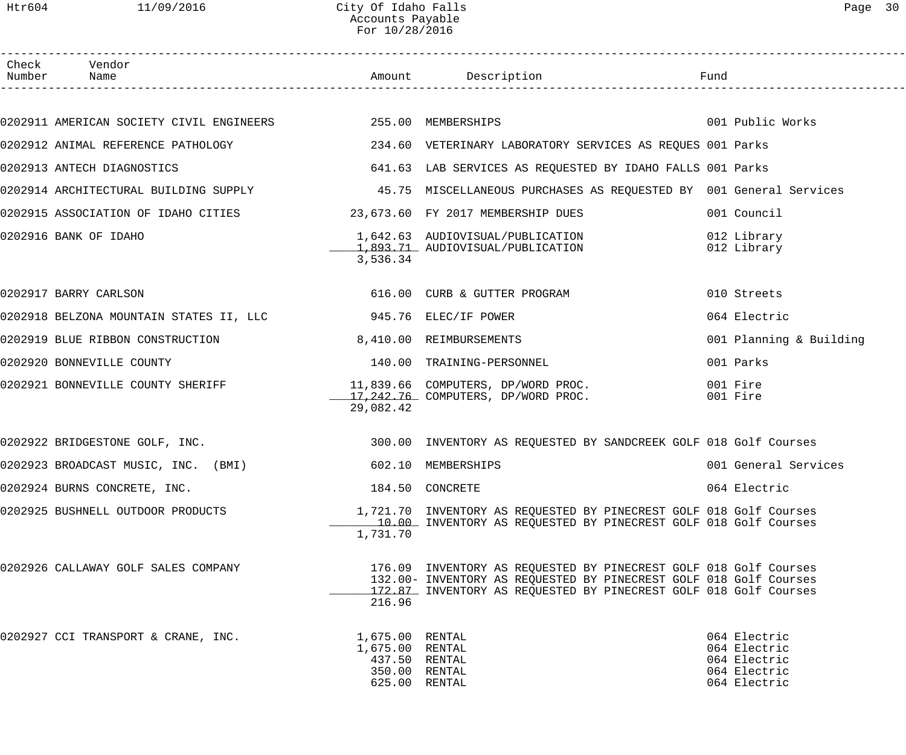# City Of Idaho Falls
## Accounts Payable
### For 10/28/2016

| Check Number | Vendor Name | Amount | Description | Fund |
|---|---|---|---|---|
| 0202911 | AMERICAN SOCIETY CIVIL ENGINEERS | 255.00 | MEMBERSHIPS | 001 Public Works |
| 0202912 | ANIMAL REFERENCE PATHOLOGY | 234.60 | VETERINARY LABORATORY SERVICES AS REQUES | 001 Parks |
| 0202913 | ANTECH DIAGNOSTICS | 641.63 | LAB SERVICES AS REQUESTED BY IDAHO FALLS | 001 Parks |
| 0202914 | ARCHITECTURAL BUILDING SUPPLY | 45.75 | MISCELLANEOUS PURCHASES AS REQUESTED BY | 001 General Services |
| 0202915 | ASSOCIATION OF IDAHO CITIES | 23,673.60 | FY 2017 MEMBERSHIP DUES | 001 Council |
| 0202916 | BANK OF IDAHO | 1,642.63 | AUDIOVISUAL/PUBLICATION | 012 Library |
| | | 1,893.71 | AUDIOVISUAL/PUBLICATION | 012 Library |
| | | 3,536.34 | | |
| 0202917 | BARRY CARLSON | 616.00 | CURB & GUTTER PROGRAM | 010 Streets |
| 0202918 | BELZONA MOUNTAIN STATES II, LLC | 945.76 | ELEC/IF POWER | 064 Electric |
| 0202919 | BLUE RIBBON CONSTRUCTION | 8,410.00 | REIMBURSEMENTS | 001 Planning & Building |
| 0202920 | BONNEVILLE COUNTY | 140.00 | TRAINING-PERSONNEL | 001 Parks |
| 0202921 | BONNEVILLE COUNTY SHERIFF | 11,839.66 | COMPUTERS, DP/WORD PROC. | 001 Fire |
| | | 17,242.76 | COMPUTERS, DP/WORD PROC. | 001 Fire |
| | | 29,082.42 | | |
| 0202922 | BRIDGESTONE GOLF, INC. | 300.00 | INVENTORY AS REQUESTED BY SANDCREEK GOLF | 018 Golf Courses |
| 0202923 | BROADCAST MUSIC, INC. (BMI) | 602.10 | MEMBERSHIPS | 001 General Services |
| 0202924 | BURNS CONCRETE, INC. | 184.50 | CONCRETE | 064 Electric |
| 0202925 | BUSHNELL OUTDOOR PRODUCTS | 1,721.70 | INVENTORY AS REQUESTED BY PINECREST GOLF | 018 Golf Courses |
| | | 10.00 | INVENTORY AS REQUESTED BY PINECREST GOLF | 018 Golf Courses |
| | | 1,731.70 | | |
| 0202926 | CALLAWAY GOLF SALES COMPANY | 176.09 | INVENTORY AS REQUESTED BY PINECREST GOLF | 018 Golf Courses |
| | | 132.00- | INVENTORY AS REQUESTED BY PINECREST GOLF | 018 Golf Courses |
| | | 172.87 | INVENTORY AS REQUESTED BY PINECREST GOLF | 018 Golf Courses |
| | | 216.96 | | |
| 0202927 | CCI TRANSPORT & CRANE, INC. | 1,675.00 | RENTAL | 064 Electric |
| | | 1,675.00 | RENTAL | 064 Electric |
| | | 437.50 | RENTAL | 064 Electric |
| | | 350.00 | RENTAL | 064 Electric |
| | | 625.00 | RENTAL | 064 Electric |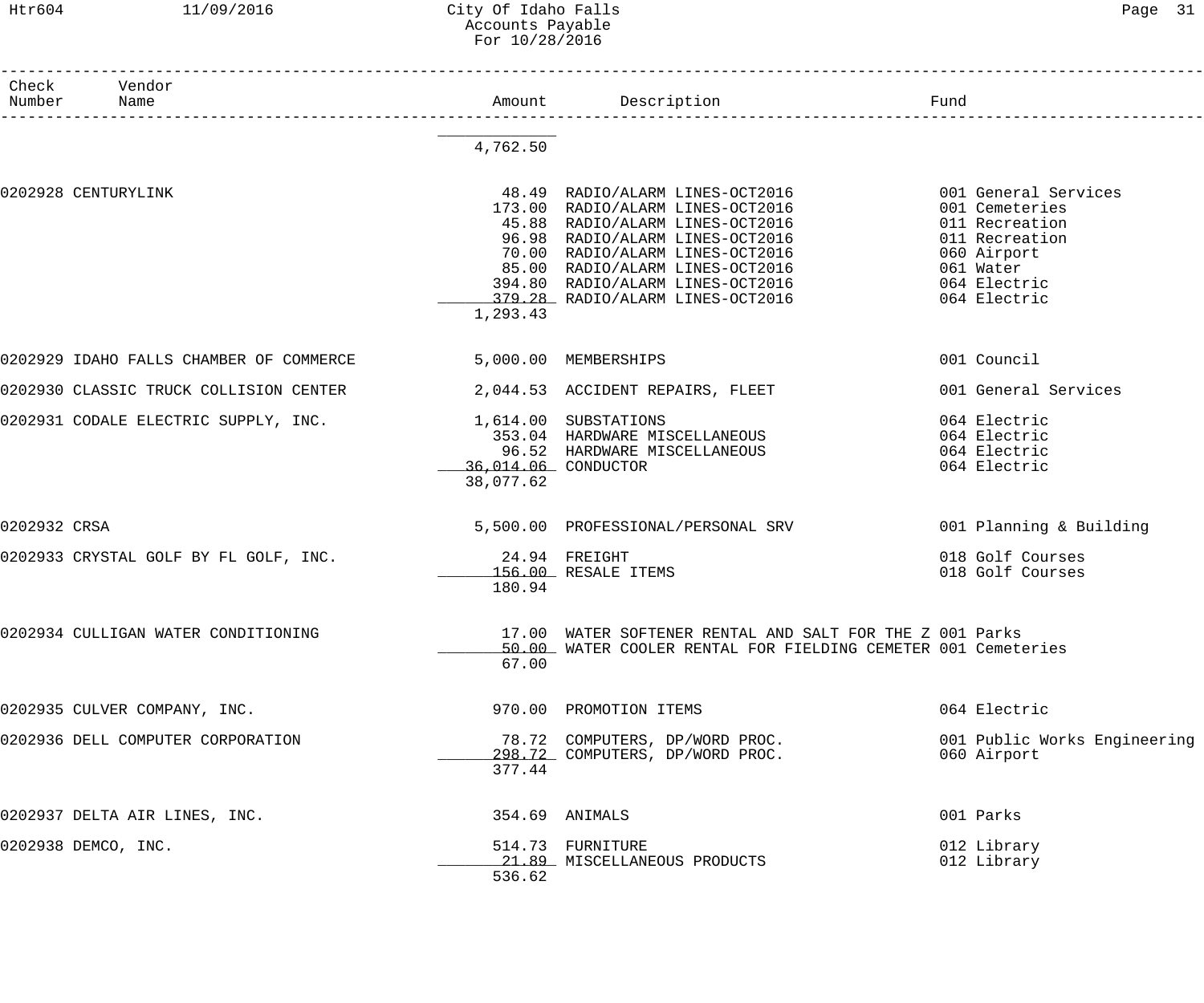# City Of Idaho Falls
## Accounts Payable
### For 10/28/2016

| Check Number | Vendor Name | Amount | Description | Fund |
|---|---|---|---|---|
| | | 4,762.50 | | |
| 0202928 | CENTURYLINK | 48.49 | RADIO/ALARM LINES-OCT2016 | 001 General Services |
| | | 173.00 | RADIO/ALARM LINES-OCT2016 | 001 Cemeteries |
| | | 45.88 | RADIO/ALARM LINES-OCT2016 | 011 Recreation |
| | | 96.98 | RADIO/ALARM LINES-OCT2016 | 011 Recreation |
| | | 70.00 | RADIO/ALARM LINES-OCT2016 | 060 Airport |
| | | 85.00 | RADIO/ALARM LINES-OCT2016 | 061 Water |
| | | 394.80 | RADIO/ALARM LINES-OCT2016 | 064 Electric |
| | | 379.28 | RADIO/ALARM LINES-OCT2016 | 064 Electric |
| | | 1,293.43 | | |
| 0202929 | IDAHO FALLS CHAMBER OF COMMERCE | 5,000.00 | MEMBERSHIPS | 001 Council |
| 0202930 | CLASSIC TRUCK COLLISION CENTER | 2,044.53 | ACCIDENT REPAIRS, FLEET | 001 General Services |
| 0202931 | CODALE ELECTRIC SUPPLY, INC. | 1,614.00 | SUBSTATIONS | 064 Electric |
| | | 353.04 | HARDWARE MISCELLANEOUS | 064 Electric |
| | | 96.52 | HARDWARE MISCELLANEOUS | 064 Electric |
| | | 36,014.06 | CONDUCTOR | 064 Electric |
| | | 38,077.62 | | |
| 0202932 | CRSA | 5,500.00 | PROFESSIONAL/PERSONAL SRV | 001 Planning & Building |
| 0202933 | CRYSTAL GOLF BY FL GOLF, INC. | 24.94 | FREIGHT | 018 Golf Courses |
| | | 156.00 | RESALE ITEMS | 018 Golf Courses |
| | | 180.94 | | |
| 0202934 | CULLIGAN WATER CONDITIONING | 17.00 | WATER SOFTENER RENTAL AND SALT FOR THE Z | 001 Parks |
| | | 50.00 | WATER COOLER RENTAL FOR FIELDING CEMETER | 001 Cemeteries |
| | | 67.00 | | |
| 0202935 | CULVER COMPANY, INC. | 970.00 | PROMOTION ITEMS | 064 Electric |
| 0202936 | DELL COMPUTER CORPORATION | 78.72 | COMPUTERS, DP/WORD PROC. | 001 Public Works Engineering |
| | | 298.72 | COMPUTERS, DP/WORD PROC. | 060 Airport |
| | | 377.44 | | |
| 0202937 | DELTA AIR LINES, INC. | 354.69 | ANIMALS | 001 Parks |
| 0202938 | DEMCO, INC. | 514.73 | FURNITURE | 012 Library |
| | | 21.89 | MISCELLANEOUS PRODUCTS | 012 Library |
| | | 536.62 | | |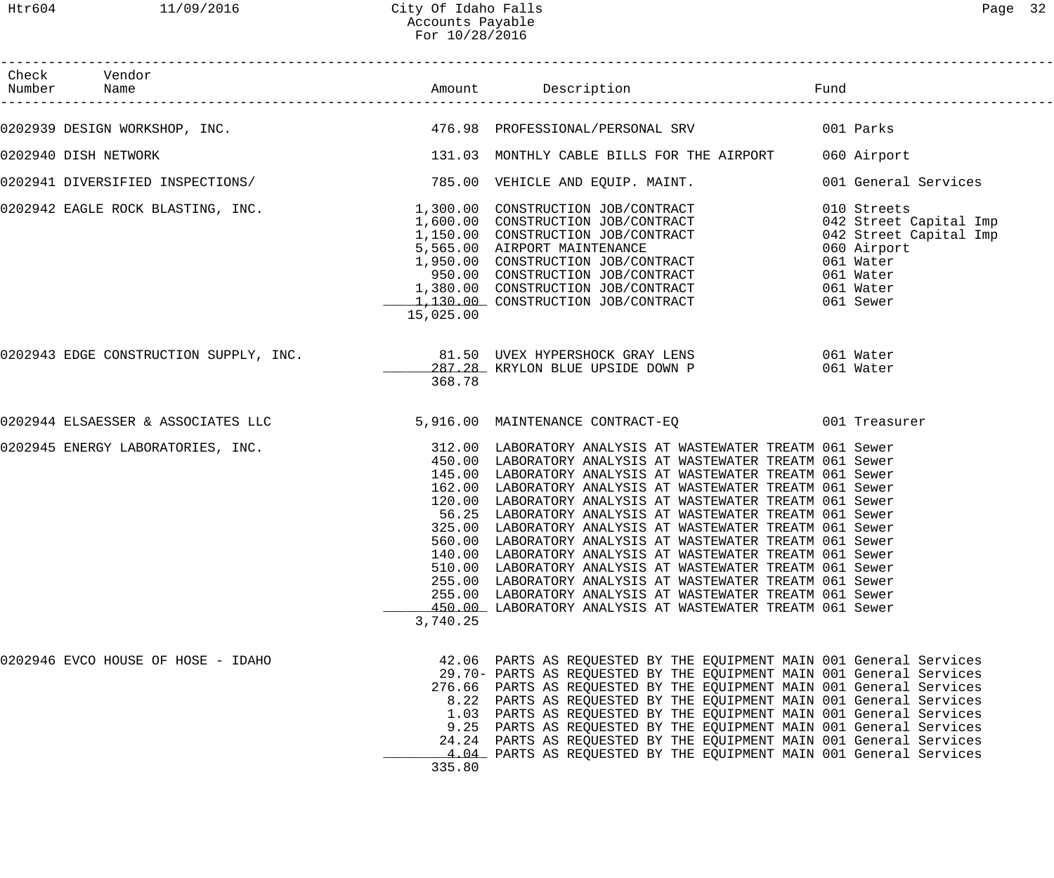# City Of Idaho Falls
## Accounts Payable
### For 10/28/2016

| Check Number | Vendor Name | Amount | Description | Fund |
|---|---|---|---|---|
| 0202939 | DESIGN WORKSHOP, INC. | 476.98 | PROFESSIONAL/PERSONAL SRV | 001 Parks |
| 0202940 | DISH NETWORK | 131.03 | MONTHLY CABLE BILLS FOR THE AIRPORT | 060 Airport |
| 0202941 | DIVERSIFIED INSPECTIONS/ | 785.00 | VEHICLE AND EQUIP. MAINT. | 001 General Services |
| 0202942 | EAGLE ROCK BLASTING, INC. | 1,300.00 | CONSTRUCTION JOB/CONTRACT | 010 Streets |
| | | 1,600.00 | CONSTRUCTION JOB/CONTRACT | 042 Street Capital Imp |
| | | 1,150.00 | CONSTRUCTION JOB/CONTRACT | 042 Street Capital Imp |
| | | 5,565.00 | AIRPORT MAINTENANCE | 060 Airport |
| | | 1,950.00 | CONSTRUCTION JOB/CONTRACT | 061 Water |
| | | 950.00 | CONSTRUCTION JOB/CONTRACT | 061 Water |
| | | 1,380.00 | CONSTRUCTION JOB/CONTRACT | 061 Water |
| | | 1,130.00 | CONSTRUCTION JOB/CONTRACT | 061 Sewer |
| | | 15,025.00 | | |
| 0202943 | EDGE CONSTRUCTION SUPPLY, INC. | 81.50 | UVEX HYPERSHOCK GRAY LENS | 061 Water |
| | | 287.28 | KRYLON BLUE UPSIDE DOWN P | 061 Water |
| | | 368.78 | | |
| 0202944 | ELSAESSER & ASSOCIATES LLC | 5,916.00 | MAINTENANCE CONTRACT-EQ | 001 Treasurer |
| 0202945 | ENERGY LABORATORIES, INC. | 312.00 | LABORATORY ANALYSIS AT WASTEWATER TREATM | 061 Sewer |
| | | 450.00 | LABORATORY ANALYSIS AT WASTEWATER TREATM | 061 Sewer |
| | | 145.00 | LABORATORY ANALYSIS AT WASTEWATER TREATM | 061 Sewer |
| | | 162.00 | LABORATORY ANALYSIS AT WASTEWATER TREATM | 061 Sewer |
| | | 120.00 | LABORATORY ANALYSIS AT WASTEWATER TREATM | 061 Sewer |
| | | 56.25 | LABORATORY ANALYSIS AT WASTEWATER TREATM | 061 Sewer |
| | | 325.00 | LABORATORY ANALYSIS AT WASTEWATER TREATM | 061 Sewer |
| | | 560.00 | LABORATORY ANALYSIS AT WASTEWATER TREATM | 061 Sewer |
| | | 140.00 | LABORATORY ANALYSIS AT WASTEWATER TREATM | 061 Sewer |
| | | 510.00 | LABORATORY ANALYSIS AT WASTEWATER TREATM | 061 Sewer |
| | | 255.00 | LABORATORY ANALYSIS AT WASTEWATER TREATM | 061 Sewer |
| | | 255.00 | LABORATORY ANALYSIS AT WASTEWATER TREATM | 061 Sewer |
| | | 450.00 | LABORATORY ANALYSIS AT WASTEWATER TREATM | 061 Sewer |
| | | 3,740.25 | | |
| 0202946 | EVCO HOUSE OF HOSE - IDAHO | 42.06 | PARTS AS REQUESTED BY THE EQUIPMENT MAIN | 001 General Services |
| | | 29.70- | PARTS AS REQUESTED BY THE EQUIPMENT MAIN | 001 General Services |
| | | 276.66 | PARTS AS REQUESTED BY THE EQUIPMENT MAIN | 001 General Services |
| | | 8.22 | PARTS AS REQUESTED BY THE EQUIPMENT MAIN | 001 General Services |
| | | 1.03 | PARTS AS REQUESTED BY THE EQUIPMENT MAIN | 001 General Services |
| | | 9.25 | PARTS AS REQUESTED BY THE EQUIPMENT MAIN | 001 General Services |
| | | 24.24 | PARTS AS REQUESTED BY THE EQUIPMENT MAIN | 001 General Services |
| | | 4.04 | PARTS AS REQUESTED BY THE EQUIPMENT MAIN | 001 General Services |
| | | 335.80 | | |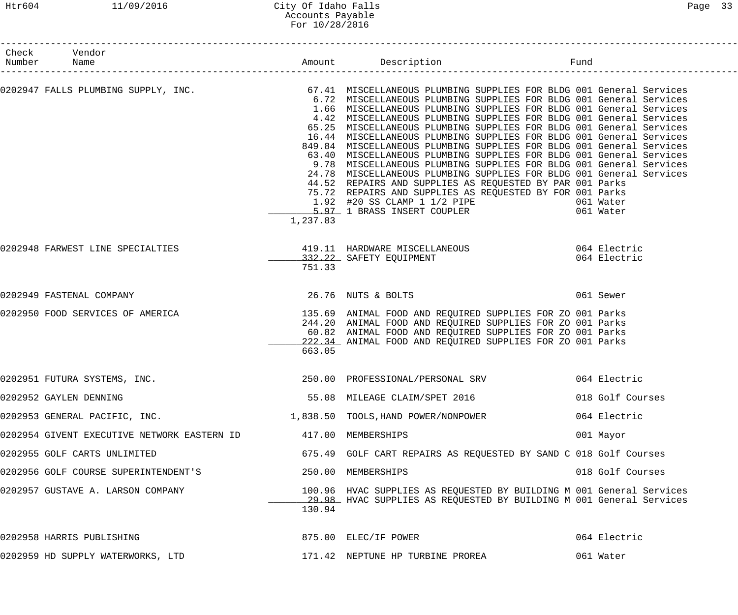| Check Number | Vendor Name | Amount | Description | Fund |
|---|---|---|---|---|
| 0202947 | FALLS PLUMBING SUPPLY, INC. | 67.41 | MISCELLANEOUS PLUMBING SUPPLIES FOR BLDG | 001 General Services |
| | | 6.72 | MISCELLANEOUS PLUMBING SUPPLIES FOR BLDG | 001 General Services |
| | | 1.66 | MISCELLANEOUS PLUMBING SUPPLIES FOR BLDG | 001 General Services |
| | | 4.42 | MISCELLANEOUS PLUMBING SUPPLIES FOR BLDG | 001 General Services |
| | | 65.25 | MISCELLANEOUS PLUMBING SUPPLIES FOR BLDG | 001 General Services |
| | | 16.44 | MISCELLANEOUS PLUMBING SUPPLIES FOR BLDG | 001 General Services |
| | | 849.84 | MISCELLANEOUS PLUMBING SUPPLIES FOR BLDG | 001 General Services |
| | | 63.40 | MISCELLANEOUS PLUMBING SUPPLIES FOR BLDG | 001 General Services |
| | | 9.78 | MISCELLANEOUS PLUMBING SUPPLIES FOR BLDG | 001 General Services |
| | | 24.78 | MISCELLANEOUS PLUMBING SUPPLIES FOR BLDG | 001 General Services |
| | | 44.52 | REPAIRS AND SUPPLIES AS REQUESTED BY PAR | 001 Parks |
| | | 75.72 | REPAIRS AND SUPPLIES AS REQUESTED BY FOR | 001 Parks |
| | | 1.92 | #20 SS CLAMP 1 1/2 PIPE | 061 Water |
| | | 5.97 | 1 BRASS INSERT COUPLER | 061 Water |
| | | 1,237.83 | | |
| 0202948 | FARWEST LINE SPECIALTIES | 419.11 | HARDWARE MISCELLANEOUS | 064 Electric |
| | | 332.22 | SAFETY EQUIPMENT | 064 Electric |
| | | 751.33 | | |
| 0202949 | FASTENAL COMPANY | 26.76 | NUTS & BOLTS | 061 Sewer |
| 0202950 | FOOD SERVICES OF AMERICA | 135.69 | ANIMAL FOOD AND REQUIRED SUPPLIES FOR ZO | 001 Parks |
| | | 244.20 | ANIMAL FOOD AND REQUIRED SUPPLIES FOR ZO | 001 Parks |
| | | 60.82 | ANIMAL FOOD AND REQUIRED SUPPLIES FOR ZO | 001 Parks |
| | | 222.34 | ANIMAL FOOD AND REQUIRED SUPPLIES FOR ZO | 001 Parks |
| | | 663.05 | | |
| 0202951 | FUTURA SYSTEMS, INC. | 250.00 | PROFESSIONAL/PERSONAL SRV | 064 Electric |
| 0202952 | GAYLEN DENNING | 55.08 | MILEAGE CLAIM/SPET 2016 | 018 Golf Courses |
| 0202953 | GENERAL PACIFIC, INC. | 1,838.50 | TOOLS,HAND POWER/NONPOWER | 064 Electric |
| 0202954 | GIVENT EXECUTIVE NETWORK EASTERN ID | 417.00 | MEMBERSHIPS | 001 Mayor |
| 0202955 | GOLF CARTS UNLIMITED | 675.49 | GOLF CART REPAIRS AS REQUESTED BY SAND C | 018 Golf Courses |
| 0202956 | GOLF COURSE SUPERINTENDENT'S | 250.00 | MEMBERSHIPS | 018 Golf Courses |
| 0202957 | GUSTAVE A. LARSON COMPANY | 100.96 | HVAC SUPPLIES AS REQUESTED BY BUILDING M | 001 General Services |
| | | 29.98 | HVAC SUPPLIES AS REQUESTED BY BUILDING M | 001 General Services |
| | | 130.94 | | |
| 0202958 | HARRIS PUBLISHING | 875.00 | ELEC/IF POWER | 064 Electric |
| 0202959 | HD SUPPLY WATERWORKS, LTD | 171.42 | NEPTUNE HP TURBINE PROREA | 061 Water |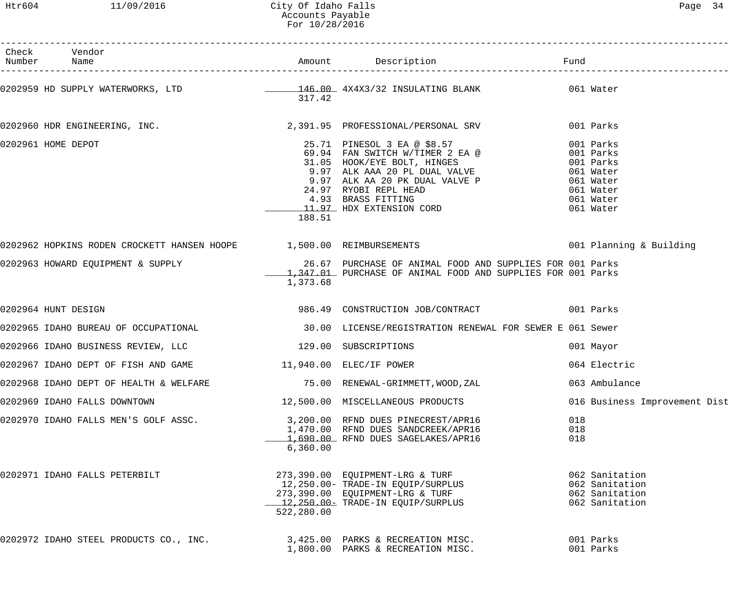| Check Number | Vendor Name | Amount | Description | Fund |
|---|---|---|---|---|
| 0202959 | HD SUPPLY WATERWORKS, LTD | 146.00 | 4X4X3/32 INSULATING BLANK | 061 Water |
| | | 317.42 | | |
| 0202960 | HDR ENGINEERING, INC. | 2,391.95 | PROFESSIONAL/PERSONAL SRV | 001 Parks |
| 0202961 | HOME DEPOT | 25.71 | PINESOL 3 EA @ $8.57 | 001 Parks |
| | | 69.94 | FAN SWITCH W/TIMER 2 EA @ | 001 Parks |
| | | 31.05 | HOOK/EYE BOLT, HINGES | 001 Parks |
| | | 9.97 | ALK AAA 20 PL DUAL VALVE | 061 Water |
| | | 9.97 | ALK AA 20 PK DUAL VALVE P | 061 Water |
| | | 24.97 | RYOBI REPL HEAD | 061 Water |
| | | 4.93 | BRASS FITTING | 061 Water |
| | | 11.97 | HDX EXTENSION CORD | 061 Water |
| | | 188.51 | | |
| 0202962 | HOPKINS RODEN CROCKETT HANSEN HOOPE | 1,500.00 | REIMBURSEMENTS | 001 Planning & Building |
| 0202963 | HOWARD EQUIPMENT & SUPPLY | 26.67 | PURCHASE OF ANIMAL FOOD AND SUPPLIES FOR | 001 Parks |
| | | 1,347.01 | PURCHASE OF ANIMAL FOOD AND SUPPLIES FOR | 001 Parks |
| | | 1,373.68 | | |
| 0202964 | HUNT DESIGN | 986.49 | CONSTRUCTION JOB/CONTRACT | 001 Parks |
| 0202965 | IDAHO BUREAU OF OCCUPATIONAL | 30.00 | LICENSE/REGISTRATION RENEWAL FOR SEWER E | 061 Sewer |
| 0202966 | IDAHO BUSINESS REVIEW, LLC | 129.00 | SUBSCRIPTIONS | 001 Mayor |
| 0202967 | IDAHO DEPT OF FISH AND GAME | 11,940.00 | ELEC/IF POWER | 064 Electric |
| 0202968 | IDAHO DEPT OF HEALTH & WELFARE | 75.00 | RENEWAL-GRIMMETT,WOOD,ZAL | 063 Ambulance |
| 0202969 | IDAHO FALLS DOWNTOWN | 12,500.00 | MISCELLANEOUS PRODUCTS | 016 Business Improvement Dist |
| 0202970 | IDAHO FALLS MEN'S GOLF ASSC. | 3,200.00 | RFND DUES PINECREST/APR16 | 018 |
| | | 1,470.00 | RFND DUES SANDCREEK/APR16 | 018 |
| | | 1,690.00 | RFND DUES SAGELAKES/APR16 | 018 |
| | | 6,360.00 | | |
| 0202971 | IDAHO FALLS PETERBILT | 273,390.00 | EQUIPMENT-LRG & TURF | 062 Sanitation |
| | | 12,250.00- | TRADE-IN EQUIP/SURPLUS | 062 Sanitation |
| | | 273,390.00 | EQUIPMENT-LRG & TURF | 062 Sanitation |
| | | 12,250.00- | TRADE-IN EQUIP/SURPLUS | 062 Sanitation |
| | | 522,280.00 | | |
| 0202972 | IDAHO STEEL PRODUCTS CO., INC. | 3,425.00 | PARKS & RECREATION MISC. | 001 Parks |
| | | 1,800.00 | PARKS & RECREATION MISC. | 001 Parks |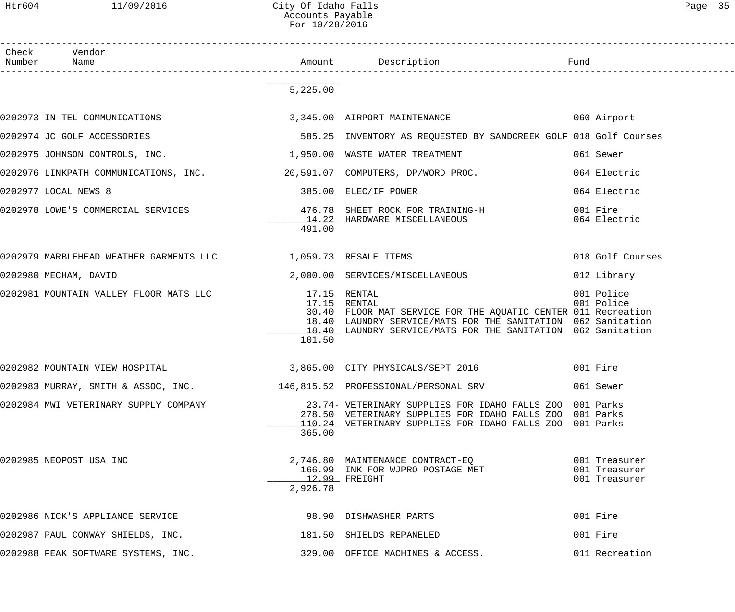# City Of Idaho Falls
## Accounts Payable
### For 10/28/2016

| Check Number | Vendor Name | Amount | Description | Fund |
|---|---|---|---|---|
| | | 5,225.00 | | |
| 0202973 | IN-TEL COMMUNICATIONS | 3,345.00 | AIRPORT MAINTENANCE | 060 Airport |
| 0202974 | JC GOLF ACCESSORIES | 585.25 | INVENTORY AS REQUESTED BY SANDCREEK GOLF | 018 Golf Courses |
| 0202975 | JOHNSON CONTROLS, INC. | 1,950.00 | WASTE WATER TREATMENT | 061 Sewer |
| 0202976 | LINKPATH COMMUNICATIONS, INC. | 20,591.07 | COMPUTERS, DP/WORD PROC. | 064 Electric |
| 0202977 | LOCAL NEWS 8 | 385.00 | ELEC/IF POWER | 064 Electric |
| 0202978 | LOWE'S COMMERCIAL SERVICES | 476.78 | SHEET ROCK FOR TRAINING-H | 001 Fire |
| | | 14.22 | HARDWARE MISCELLANEOUS | 064 Electric |
| | | 491.00 | | |
| 0202979 | MARBLEHEAD WEATHER GARMENTS LLC | 1,059.73 | RESALE ITEMS | 018 Golf Courses |
| 0202980 | MECHAM, DAVID | 2,000.00 | SERVICES/MISCELLANEOUS | 012 Library |
| 0202981 | MOUNTAIN VALLEY FLOOR MATS LLC | 17.15 | RENTAL | 001 Police |
| | | 17.15 | RENTAL | 001 Police |
| | | 30.40 | FLOOR MAT SERVICE FOR THE AQUATIC CENTER | 011 Recreation |
| | | 18.40 | LAUNDRY SERVICE/MATS FOR THE SANITATION | 062 Sanitation |
| | | 18.40 | LAUNDRY SERVICE/MATS FOR THE SANITATION | 062 Sanitation |
| | | 101.50 | | |
| 0202982 | MOUNTAIN VIEW HOSPITAL | 3,865.00 | CITY PHYSICALS/SEPT 2016 | 001 Fire |
| 0202983 | MURRAY, SMITH & ASSOC, INC. | 146,815.52 | PROFESSIONAL/PERSONAL SRV | 061 Sewer |
| 0202984 | MWI VETERINARY SUPPLY COMPANY | 23.74- | VETERINARY SUPPLIES FOR IDAHO FALLS ZOO | 001 Parks |
| | | 278.50 | VETERINARY SUPPLIES FOR IDAHO FALLS ZOO | 001 Parks |
| | | 110.24 | VETERINARY SUPPLIES FOR IDAHO FALLS ZOO | 001 Parks |
| | | 365.00 | | |
| 0202985 | NEOPOST USA INC | 2,746.80 | MAINTENANCE CONTRACT-EQ | 001 Treasurer |
| | | 166.99 | INK FOR WJPRO POSTAGE MET | 001 Treasurer |
| | | 12.99 | FREIGHT | 001 Treasurer |
| | | 2,926.78 | | |
| 0202986 | NICK'S APPLIANCE SERVICE | 98.90 | DISHWASHER PARTS | 001 Fire |
| 0202987 | PAUL CONWAY SHIELDS, INC. | 181.50 | SHIELDS REPANELED | 001 Fire |
| 0202988 | PEAK SOFTWARE SYSTEMS, INC. | 329.00 | OFFICE MACHINES & ACCESS. | 011 Recreation |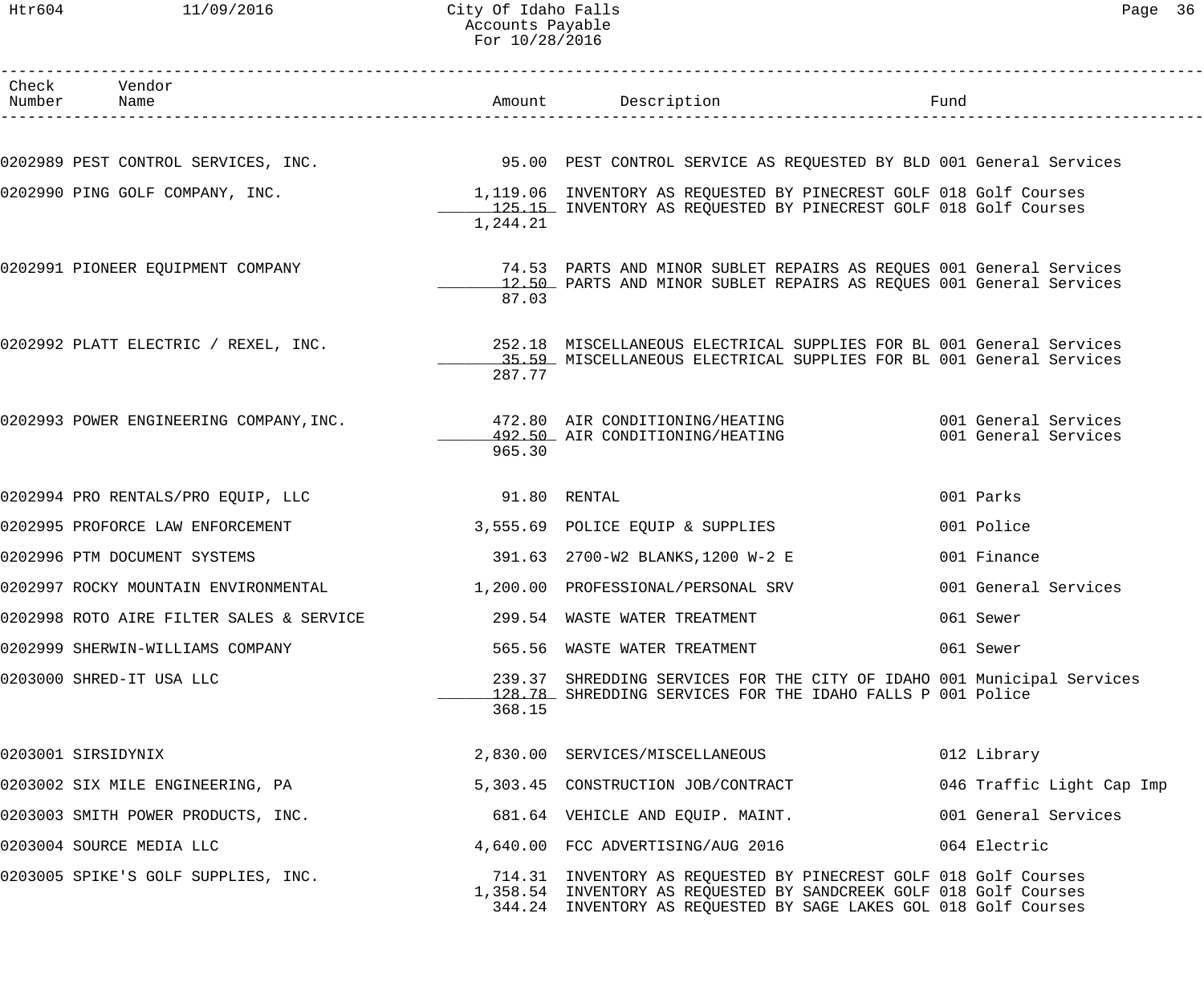| Check Number | Vendor Name | Amount | Description | Fund |
|---|---|---|---|---|
| 0202989 | PEST CONTROL SERVICES, INC. | 95.00 | PEST CONTROL SERVICE AS REQUESTED BY BLD | 001 General Services |
| 0202990 | PING GOLF COMPANY, INC. | 1,119.06 | INVENTORY AS REQUESTED BY PINECREST GOLF | 018 Golf Courses |
| | | 125.15 | INVENTORY AS REQUESTED BY PINECREST GOLF | 018 Golf Courses |
| | | 1,244.21 | | |
| 0202991 | PIONEER EQUIPMENT COMPANY | 74.53 | PARTS AND MINOR SUBLET REPAIRS AS REQUES | 001 General Services |
| | | 12.50 | PARTS AND MINOR SUBLET REPAIRS AS REQUES | 001 General Services |
| | | 87.03 | | |
| 0202992 | PLATT ELECTRIC / REXEL, INC. | 252.18 | MISCELLANEOUS ELECTRICAL SUPPLIES FOR BL | 001 General Services |
| | | 35.59 | MISCELLANEOUS ELECTRICAL SUPPLIES FOR BL | 001 General Services |
| | | 287.77 | | |
| 0202993 | POWER ENGINEERING COMPANY,INC. | 472.80 | AIR CONDITIONING/HEATING | 001 General Services |
| | | 492.50 | AIR CONDITIONING/HEATING | 001 General Services |
| | | 965.30 | | |
| 0202994 | PRO RENTALS/PRO EQUIP, LLC | 91.80 | RENTAL | 001 Parks |
| 0202995 | PROFORCE LAW ENFORCEMENT | 3,555.69 | POLICE EQUIP & SUPPLIES | 001 Police |
| 0202996 | PTM DOCUMENT SYSTEMS | 391.63 | 2700-W2 BLANKS,1200 W-2 E | 001 Finance |
| 0202997 | ROCKY MOUNTAIN ENVIRONMENTAL | 1,200.00 | PROFESSIONAL/PERSONAL SRV | 001 General Services |
| 0202998 | ROTO AIRE FILTER SALES & SERVICE | 299.54 | WASTE WATER TREATMENT | 061 Sewer |
| 0202999 | SHERWIN-WILLIAMS COMPANY | 565.56 | WASTE WATER TREATMENT | 061 Sewer |
| 0203000 | SHRED-IT USA LLC | 239.37 | SHREDDING SERVICES FOR THE CITY OF IDAHO | 001 Municipal Services |
| | | 128.78 | SHREDDING SERVICES FOR THE IDAHO FALLS P | 001 Police |
| | | 368.15 | | |
| 0203001 | SIRSIDYNIX | 2,830.00 | SERVICES/MISCELLANEOUS | 012 Library |
| 0203002 | SIX MILE ENGINEERING, PA | 5,303.45 | CONSTRUCTION JOB/CONTRACT | 046 Traffic Light Cap Imp |
| 0203003 | SMITH POWER PRODUCTS, INC. | 681.64 | VEHICLE AND EQUIP. MAINT. | 001 General Services |
| 0203004 | SOURCE MEDIA LLC | 4,640.00 | FCC ADVERTISING/AUG 2016 | 064 Electric |
| 0203005 | SPIKE'S GOLF SUPPLIES, INC. | 714.31 | INVENTORY AS REQUESTED BY PINECREST GOLF | 018 Golf Courses |
| | | 1,358.54 | INVENTORY AS REQUESTED BY SANDCREEK GOLF | 018 Golf Courses |
| | | 344.24 | INVENTORY AS REQUESTED BY SAGE LAKES GOL | 018 Golf Courses |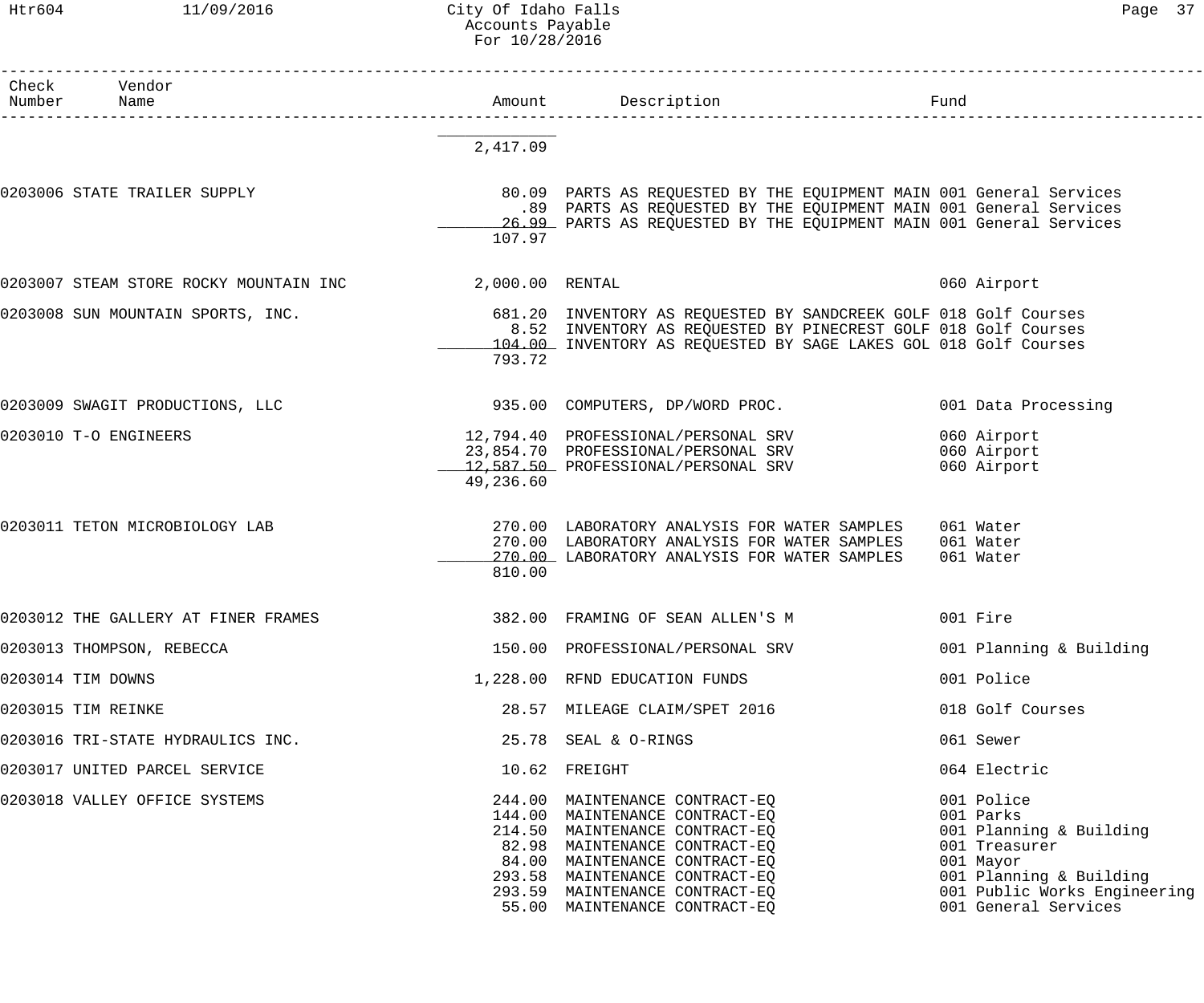| Check Number | Vendor Name | Amount | Description | Fund |
|---|---|---|---|---|
| | | 2,417.09 | | |
| 0203006 | STATE TRAILER SUPPLY | 80.09 | PARTS AS REQUESTED BY THE EQUIPMENT MAIN | 001 General Services |
| | | .89 | PARTS AS REQUESTED BY THE EQUIPMENT MAIN | 001 General Services |
| | | 26.99 | PARTS AS REQUESTED BY THE EQUIPMENT MAIN | 001 General Services |
| | | 107.97 | | |
| 0203007 | STEAM STORE ROCKY MOUNTAIN INC | 2,000.00 | RENTAL | 060 Airport |
| 0203008 | SUN MOUNTAIN SPORTS, INC. | 681.20 | INVENTORY AS REQUESTED BY SANDCREEK GOLF | 018 Golf Courses |
| | | 8.52 | INVENTORY AS REQUESTED BY PINECREST GOLF | 018 Golf Courses |
| | | 104.00 | INVENTORY AS REQUESTED BY SAGE LAKES GOL | 018 Golf Courses |
| | | 793.72 | | |
| 0203009 | SWAGIT PRODUCTIONS, LLC | 935.00 | COMPUTERS, DP/WORD PROC. | 001 Data Processing |
| 0203010 | T-O ENGINEERS | 12,794.40 | PROFESSIONAL/PERSONAL SRV | 060 Airport |
| | | 23,854.70 | PROFESSIONAL/PERSONAL SRV | 060 Airport |
| | | 12,587.50 | PROFESSIONAL/PERSONAL SRV | 060 Airport |
| | | 49,236.60 | | |
| 0203011 | TETON MICROBIOLOGY LAB | 270.00 | LABORATORY ANALYSIS FOR WATER SAMPLES | 061 Water |
| | | 270.00 | LABORATORY ANALYSIS FOR WATER SAMPLES | 061 Water |
| | | 270.00 | LABORATORY ANALYSIS FOR WATER SAMPLES | 061 Water |
| | | 810.00 | | |
| 0203012 | THE GALLERY AT FINER FRAMES | 382.00 | FRAMING OF SEAN ALLEN'S M | 001 Fire |
| 0203013 | THOMPSON, REBECCA | 150.00 | PROFESSIONAL/PERSONAL SRV | 001 Planning & Building |
| 0203014 | TIM DOWNS | 1,228.00 | RFND EDUCATION FUNDS | 001 Police |
| 0203015 | TIM REINKE | 28.57 | MILEAGE CLAIM/SPET 2016 | 018 Golf Courses |
| 0203016 | TRI-STATE HYDRAULICS INC. | 25.78 | SEAL & O-RINGS | 061 Sewer |
| 0203017 | UNITED PARCEL SERVICE | 10.62 | FREIGHT | 064 Electric |
| 0203018 | VALLEY OFFICE SYSTEMS | 244.00 | MAINTENANCE CONTRACT-EQ | 001 Police |
| | | 144.00 | MAINTENANCE CONTRACT-EQ | 001 Parks |
| | | 214.50 | MAINTENANCE CONTRACT-EQ | 001 Planning & Building |
| | | 82.98 | MAINTENANCE CONTRACT-EQ | 001 Treasurer |
| | | 84.00 | MAINTENANCE CONTRACT-EQ | 001 Mayor |
| | | 293.58 | MAINTENANCE CONTRACT-EQ | 001 Planning & Building |
| | | 293.59 | MAINTENANCE CONTRACT-EQ | 001 Public Works Engineering |
| | | 55.00 | MAINTENANCE CONTRACT-EQ | 001 General Services |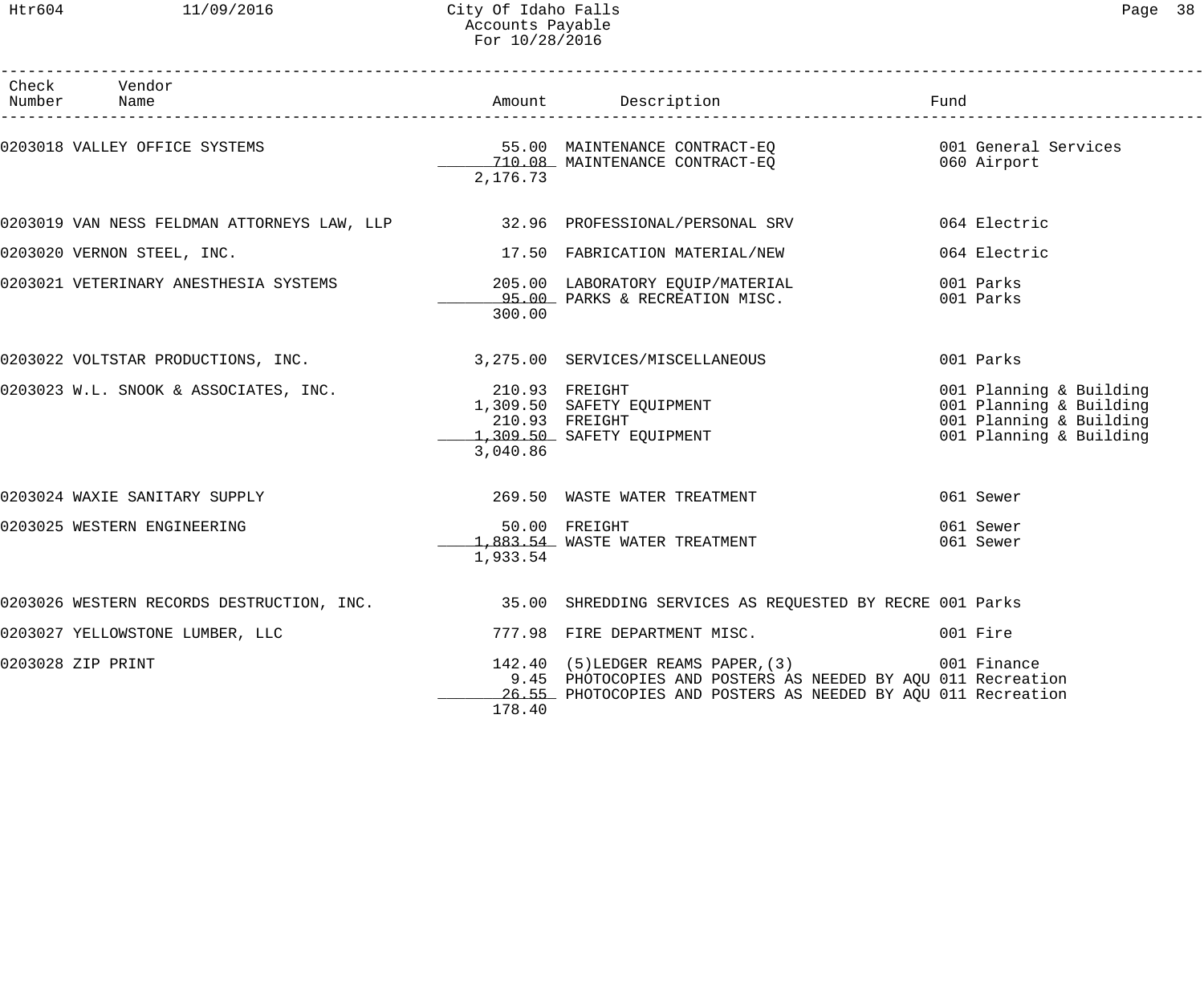# City Of Idaho Falls
## Accounts Payable
### For 10/28/2016

| Check Number | Vendor Name | Amount | Description | Fund |
|---|---|---|---|---|
| 0203018 | VALLEY OFFICE SYSTEMS | 55.00 | MAINTENANCE CONTRACT-EQ | 001 General Services |
| | | 710.08 | MAINTENANCE CONTRACT-EQ | 060 Airport |
| | | 2,176.73 | | |
| 0203019 | VAN NESS FELDMAN ATTORNEYS LAW, LLP | 32.96 | PROFESSIONAL/PERSONAL SRV | 064 Electric |
| 0203020 | VERNON STEEL, INC. | 17.50 | FABRICATION MATERIAL/NEW | 064 Electric |
| 0203021 | VETERINARY ANESTHESIA SYSTEMS | 205.00 | LABORATORY EQUIP/MATERIAL | 001 Parks |
| | | 95.00 | PARKS & RECREATION MISC. | 001 Parks |
| | | 300.00 | | |
| 0203022 | VOLTSTAR PRODUCTIONS, INC. | 3,275.00 | SERVICES/MISCELLANEOUS | 001 Parks |
| 0203023 | W.L. SNOOK & ASSOCIATES, INC. | 210.93 | FREIGHT | 001 Planning & Building |
| | | 1,309.50 | SAFETY EQUIPMENT | 001 Planning & Building |
| | | 210.93 | FREIGHT | 001 Planning & Building |
| | | 1,309.50 | SAFETY EQUIPMENT | 001 Planning & Building |
| | | 3,040.86 | | |
| 0203024 | WAXIE SANITARY SUPPLY | 269.50 | WASTE WATER TREATMENT | 061 Sewer |
| 0203025 | WESTERN ENGINEERING | 50.00 | FREIGHT | 061 Sewer |
| | | 1,883.54 | WASTE WATER TREATMENT | 061 Sewer |
| | | 1,933.54 | | |
| 0203026 | WESTERN RECORDS DESTRUCTION, INC. | 35.00 | SHREDDING SERVICES AS REQUESTED BY RECRE | 001 Parks |
| 0203027 | YELLOWSTONE LUMBER, LLC | 777.98 | FIRE DEPARTMENT MISC. | 001 Fire |
| 0203028 | ZIP PRINT | 142.40 | (5)LEDGER REAMS PAPER,(3) | 001 Finance |
| | | 9.45 | PHOTOCOPIES AND POSTERS AS NEEDED BY AQU | 011 Recreation |
| | | 26.55 | PHOTOCOPIES AND POSTERS AS NEEDED BY AQU | 011 Recreation |
| | | 178.40 | | |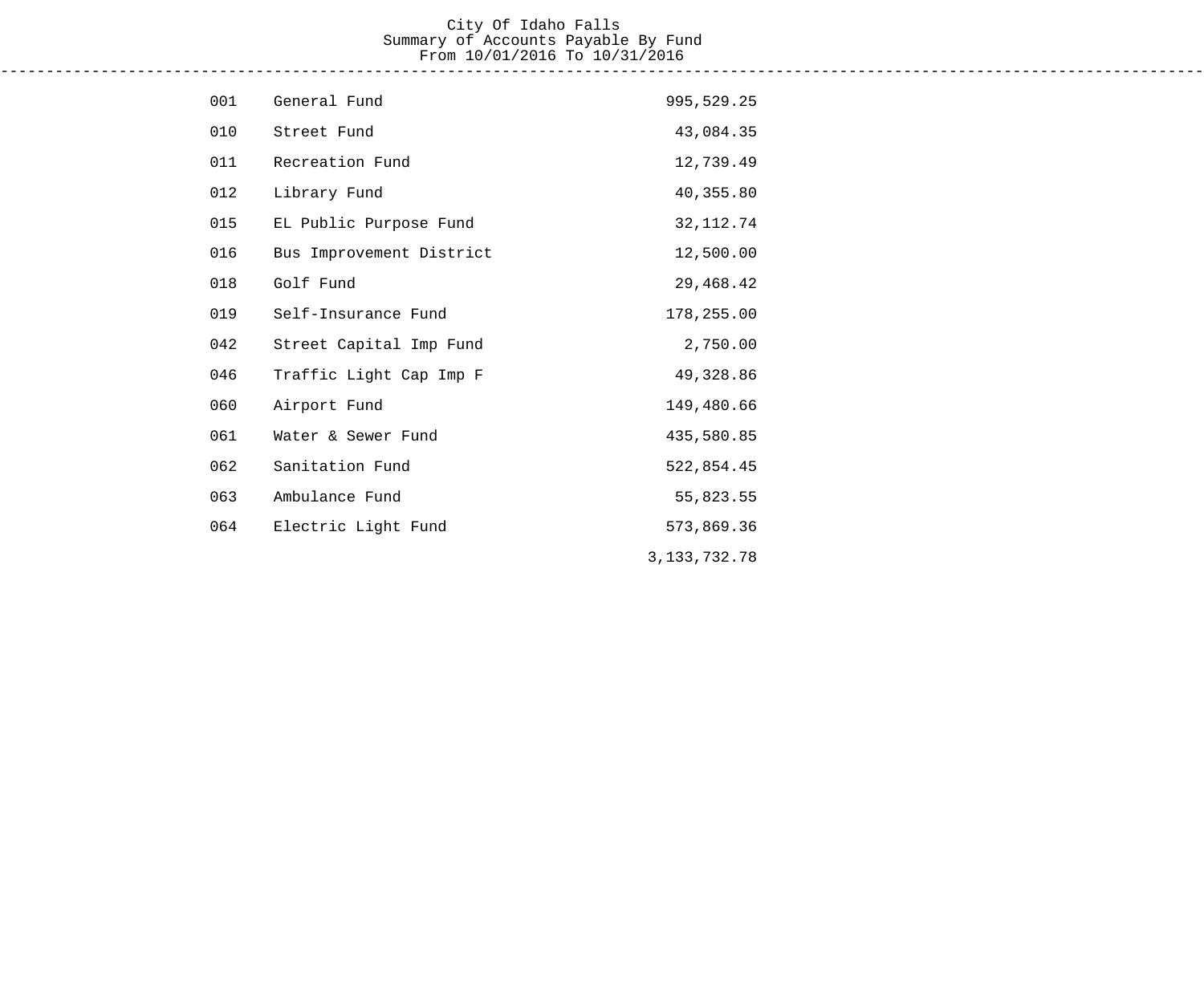# City Of Idaho Falls

## Summary of Accounts Payable By Fund

### From 10/01/2016 To 10/31/2016

| | | |
|---|---|---|
| 001 | General Fund | 995,529.25 |
| 010 | Street Fund | 43,084.35 |
| 011 | Recreation Fund | 12,739.49 |
| 012 | Library Fund | 40,355.80 |
| 015 | EL Public Purpose Fund | 32,112.74 |
| 016 | Bus Improvement District | 12,500.00 |
| 018 | Golf Fund | 29,468.42 |
| 019 | Self-Insurance Fund | 178,255.00 |
| 042 | Street Capital Imp Fund | 2,750.00 |
| 046 | Traffic Light Cap Imp F | 49,328.86 |
| 060 | Airport Fund | 149,480.66 |
| 061 | Water & Sewer Fund | 435,580.85 |
| 062 | Sanitation Fund | 522,854.45 |
| 063 | Ambulance Fund | 55,823.55 |
| 064 | Electric Light Fund | 573,869.36 |
| | | 3,133,732.78 |